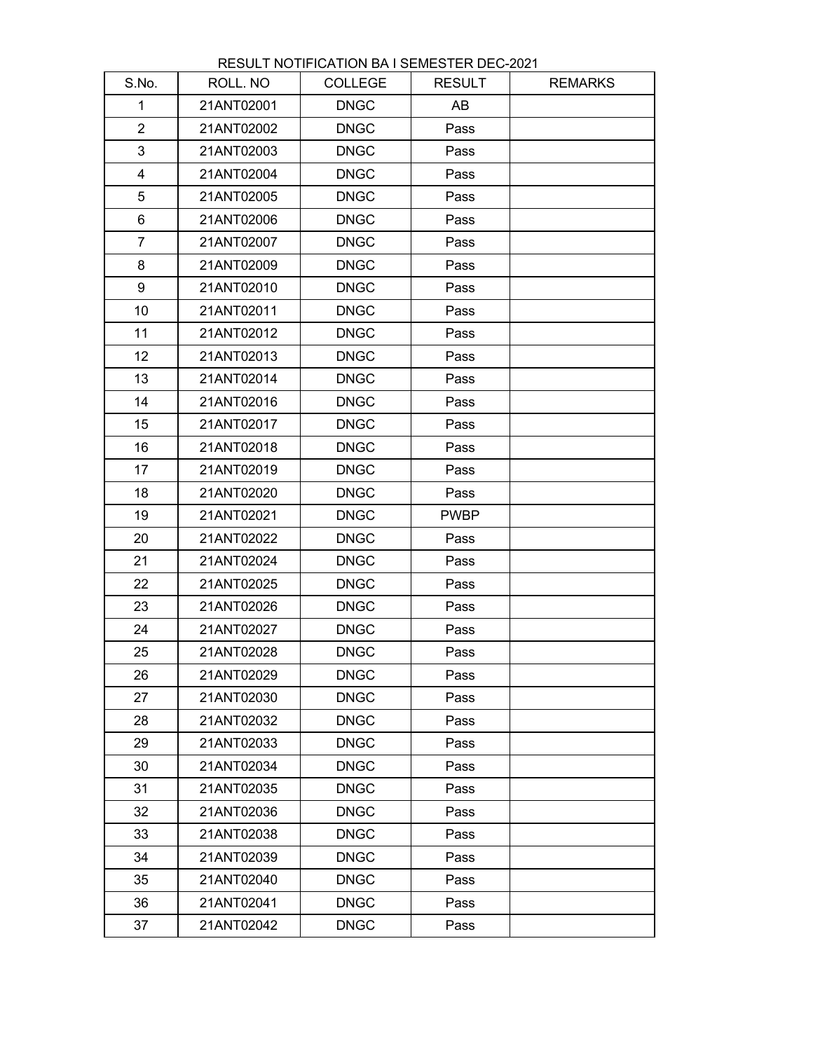RESULT NOTIFICATION BA I SEMESTER DEC-2021

| S.No. | ROLL. NO | COLLEGE | RESULT | REMARKS |
|---|---|---|---|---|
| 1 | 21ANT02001 | DNGC | AB | |
| 2 | 21ANT02002 | DNGC | Pass | |
| 3 | 21ANT02003 | DNGC | Pass | |
| 4 | 21ANT02004 | DNGC | Pass | |
| 5 | 21ANT02005 | DNGC | Pass | |
| 6 | 21ANT02006 | DNGC | Pass | |
| 7 | 21ANT02007 | DNGC | Pass | |
| 8 | 21ANT02009 | DNGC | Pass | |
| 9 | 21ANT02010 | DNGC | Pass | |
| 10 | 21ANT02011 | DNGC | Pass | |
| 11 | 21ANT02012 | DNGC | Pass | |
| 12 | 21ANT02013 | DNGC | Pass | |
| 13 | 21ANT02014 | DNGC | Pass | |
| 14 | 21ANT02016 | DNGC | Pass | |
| 15 | 21ANT02017 | DNGC | Pass | |
| 16 | 21ANT02018 | DNGC | Pass | |
| 17 | 21ANT02019 | DNGC | Pass | |
| 18 | 21ANT02020 | DNGC | Pass | |
| 19 | 21ANT02021 | DNGC | PWBP | |
| 20 | 21ANT02022 | DNGC | Pass | |
| 21 | 21ANT02024 | DNGC | Pass | |
| 22 | 21ANT02025 | DNGC | Pass | |
| 23 | 21ANT02026 | DNGC | Pass | |
| 24 | 21ANT02027 | DNGC | Pass | |
| 25 | 21ANT02028 | DNGC | Pass | |
| 26 | 21ANT02029 | DNGC | Pass | |
| 27 | 21ANT02030 | DNGC | Pass | |
| 28 | 21ANT02032 | DNGC | Pass | |
| 29 | 21ANT02033 | DNGC | Pass | |
| 30 | 21ANT02034 | DNGC | Pass | |
| 31 | 21ANT02035 | DNGC | Pass | |
| 32 | 21ANT02036 | DNGC | Pass | |
| 33 | 21ANT02038 | DNGC | Pass | |
| 34 | 21ANT02039 | DNGC | Pass | |
| 35 | 21ANT02040 | DNGC | Pass | |
| 36 | 21ANT02041 | DNGC | Pass | |
| 37 | 21ANT02042 | DNGC | Pass | |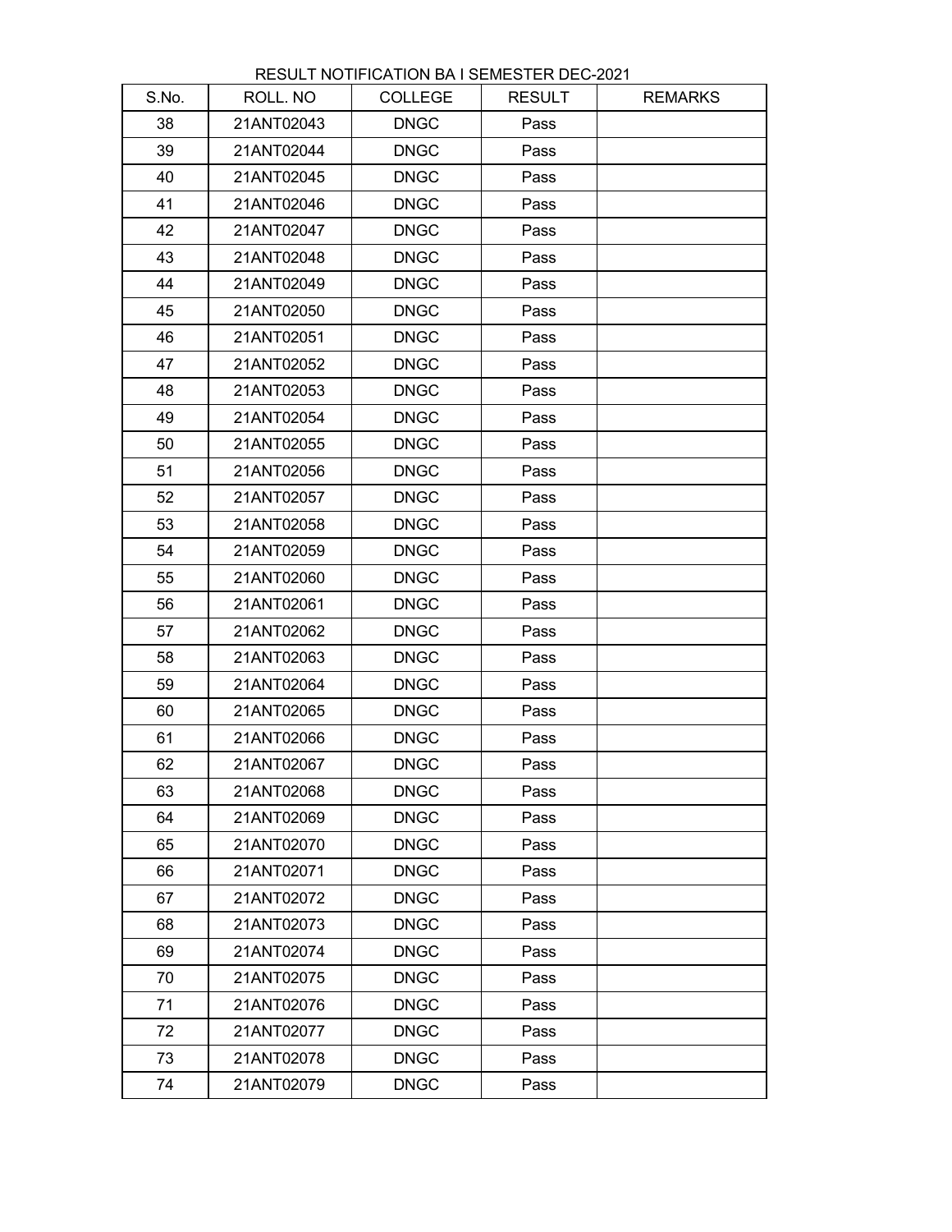RESULT NOTIFICATION BA I SEMESTER DEC-2021

| S.No. | ROLL. NO | COLLEGE | RESULT | REMARKS |
|---|---|---|---|---|
| 38 | 21ANT02043 | DNGC | Pass | |
| 39 | 21ANT02044 | DNGC | Pass | |
| 40 | 21ANT02045 | DNGC | Pass | |
| 41 | 21ANT02046 | DNGC | Pass | |
| 42 | 21ANT02047 | DNGC | Pass | |
| 43 | 21ANT02048 | DNGC | Pass | |
| 44 | 21ANT02049 | DNGC | Pass | |
| 45 | 21ANT02050 | DNGC | Pass | |
| 46 | 21ANT02051 | DNGC | Pass | |
| 47 | 21ANT02052 | DNGC | Pass | |
| 48 | 21ANT02053 | DNGC | Pass | |
| 49 | 21ANT02054 | DNGC | Pass | |
| 50 | 21ANT02055 | DNGC | Pass | |
| 51 | 21ANT02056 | DNGC | Pass | |
| 52 | 21ANT02057 | DNGC | Pass | |
| 53 | 21ANT02058 | DNGC | Pass | |
| 54 | 21ANT02059 | DNGC | Pass | |
| 55 | 21ANT02060 | DNGC | Pass | |
| 56 | 21ANT02061 | DNGC | Pass | |
| 57 | 21ANT02062 | DNGC | Pass | |
| 58 | 21ANT02063 | DNGC | Pass | |
| 59 | 21ANT02064 | DNGC | Pass | |
| 60 | 21ANT02065 | DNGC | Pass | |
| 61 | 21ANT02066 | DNGC | Pass | |
| 62 | 21ANT02067 | DNGC | Pass | |
| 63 | 21ANT02068 | DNGC | Pass | |
| 64 | 21ANT02069 | DNGC | Pass | |
| 65 | 21ANT02070 | DNGC | Pass | |
| 66 | 21ANT02071 | DNGC | Pass | |
| 67 | 21ANT02072 | DNGC | Pass | |
| 68 | 21ANT02073 | DNGC | Pass | |
| 69 | 21ANT02074 | DNGC | Pass | |
| 70 | 21ANT02075 | DNGC | Pass | |
| 71 | 21ANT02076 | DNGC | Pass | |
| 72 | 21ANT02077 | DNGC | Pass | |
| 73 | 21ANT02078 | DNGC | Pass | |
| 74 | 21ANT02079 | DNGC | Pass | |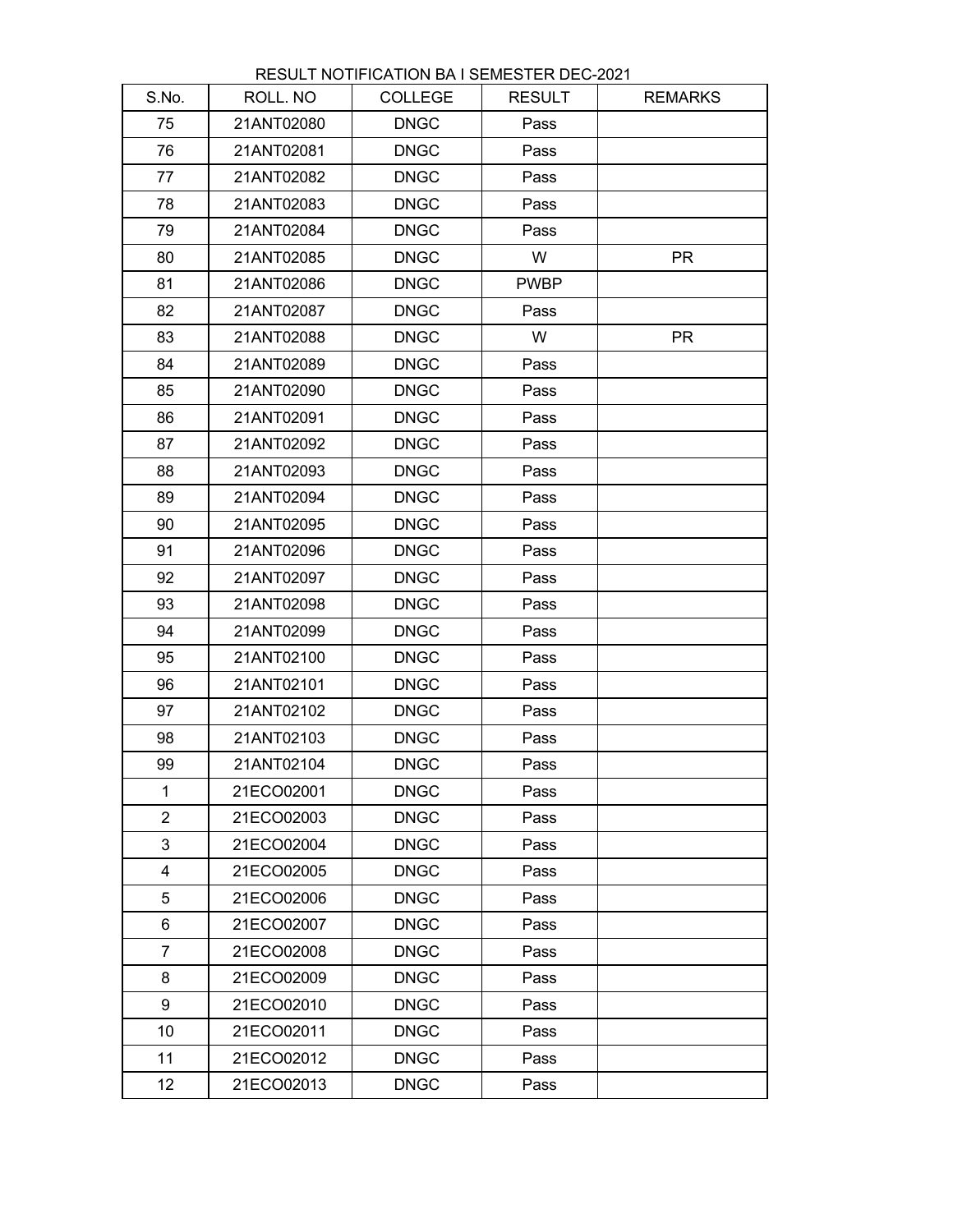RESULT NOTIFICATION BA I SEMESTER DEC-2021

| S.No. | ROLL. NO | COLLEGE | RESULT | REMARKS |
|---|---|---|---|---|
| 75 | 21ANT02080 | DNGC | Pass | |
| 76 | 21ANT02081 | DNGC | Pass | |
| 77 | 21ANT02082 | DNGC | Pass | |
| 78 | 21ANT02083 | DNGC | Pass | |
| 79 | 21ANT02084 | DNGC | Pass | |
| 80 | 21ANT02085 | DNGC | W | PR |
| 81 | 21ANT02086 | DNGC | PWBP | |
| 82 | 21ANT02087 | DNGC | Pass | |
| 83 | 21ANT02088 | DNGC | W | PR |
| 84 | 21ANT02089 | DNGC | Pass | |
| 85 | 21ANT02090 | DNGC | Pass | |
| 86 | 21ANT02091 | DNGC | Pass | |
| 87 | 21ANT02092 | DNGC | Pass | |
| 88 | 21ANT02093 | DNGC | Pass | |
| 89 | 21ANT02094 | DNGC | Pass | |
| 90 | 21ANT02095 | DNGC | Pass | |
| 91 | 21ANT02096 | DNGC | Pass | |
| 92 | 21ANT02097 | DNGC | Pass | |
| 93 | 21ANT02098 | DNGC | Pass | |
| 94 | 21ANT02099 | DNGC | Pass | |
| 95 | 21ANT02100 | DNGC | Pass | |
| 96 | 21ANT02101 | DNGC | Pass | |
| 97 | 21ANT02102 | DNGC | Pass | |
| 98 | 21ANT02103 | DNGC | Pass | |
| 99 | 21ANT02104 | DNGC | Pass | |
| 1 | 21ECO02001 | DNGC | Pass | |
| 2 | 21ECO02003 | DNGC | Pass | |
| 3 | 21ECO02004 | DNGC | Pass | |
| 4 | 21ECO02005 | DNGC | Pass | |
| 5 | 21ECO02006 | DNGC | Pass | |
| 6 | 21ECO02007 | DNGC | Pass | |
| 7 | 21ECO02008 | DNGC | Pass | |
| 8 | 21ECO02009 | DNGC | Pass | |
| 9 | 21ECO02010 | DNGC | Pass | |
| 10 | 21ECO02011 | DNGC | Pass | |
| 11 | 21ECO02012 | DNGC | Pass | |
| 12 | 21ECO02013 | DNGC | Pass | |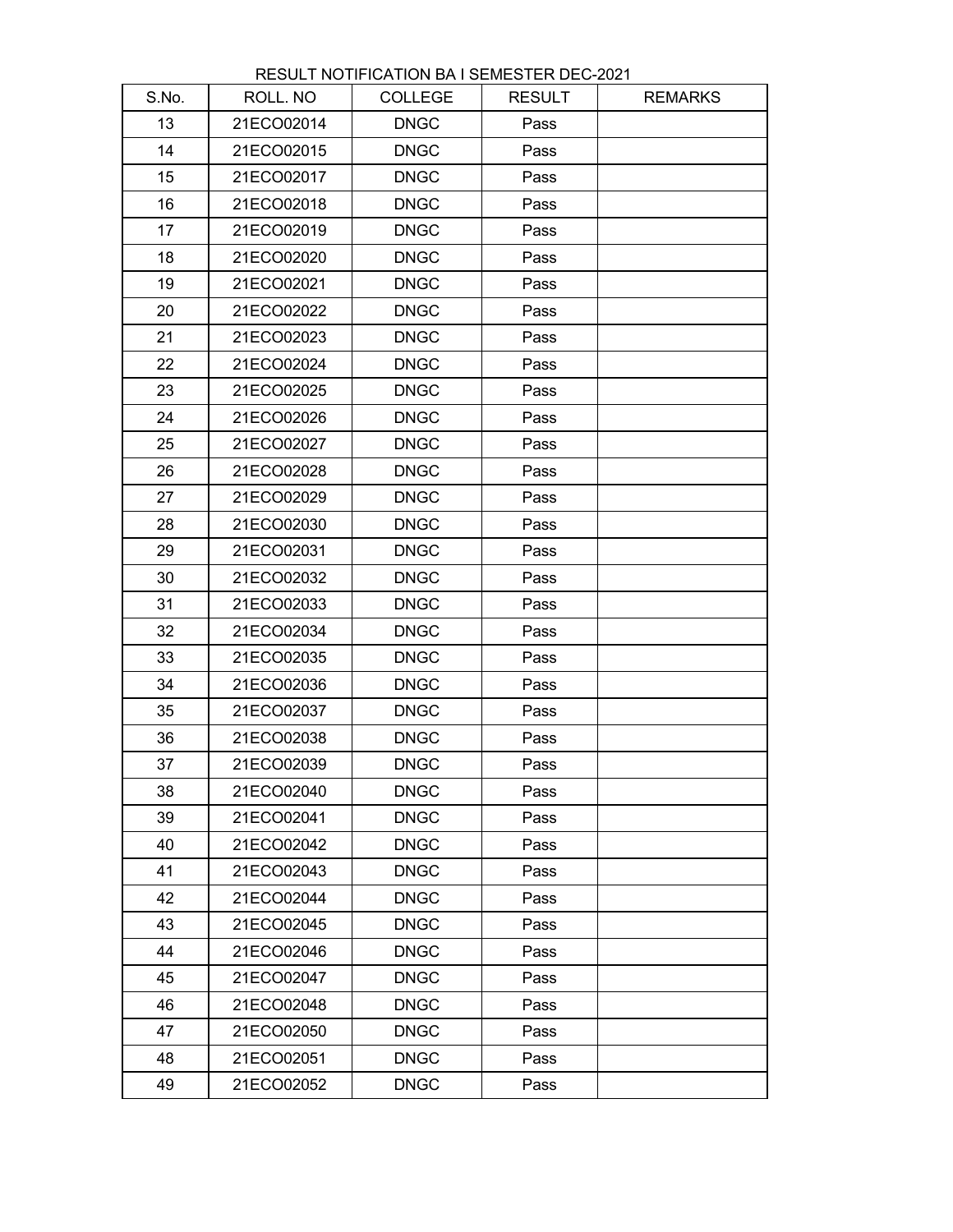RESULT NOTIFICATION BA I SEMESTER DEC-2021

| S.No. | ROLL. NO | COLLEGE | RESULT | REMARKS |
|---|---|---|---|---|
| 13 | 21ECO02014 | DNGC | Pass | |
| 14 | 21ECO02015 | DNGC | Pass | |
| 15 | 21ECO02017 | DNGC | Pass | |
| 16 | 21ECO02018 | DNGC | Pass | |
| 17 | 21ECO02019 | DNGC | Pass | |
| 18 | 21ECO02020 | DNGC | Pass | |
| 19 | 21ECO02021 | DNGC | Pass | |
| 20 | 21ECO02022 | DNGC | Pass | |
| 21 | 21ECO02023 | DNGC | Pass | |
| 22 | 21ECO02024 | DNGC | Pass | |
| 23 | 21ECO02025 | DNGC | Pass | |
| 24 | 21ECO02026 | DNGC | Pass | |
| 25 | 21ECO02027 | DNGC | Pass | |
| 26 | 21ECO02028 | DNGC | Pass | |
| 27 | 21ECO02029 | DNGC | Pass | |
| 28 | 21ECO02030 | DNGC | Pass | |
| 29 | 21ECO02031 | DNGC | Pass | |
| 30 | 21ECO02032 | DNGC | Pass | |
| 31 | 21ECO02033 | DNGC | Pass | |
| 32 | 21ECO02034 | DNGC | Pass | |
| 33 | 21ECO02035 | DNGC | Pass | |
| 34 | 21ECO02036 | DNGC | Pass | |
| 35 | 21ECO02037 | DNGC | Pass | |
| 36 | 21ECO02038 | DNGC | Pass | |
| 37 | 21ECO02039 | DNGC | Pass | |
| 38 | 21ECO02040 | DNGC | Pass | |
| 39 | 21ECO02041 | DNGC | Pass | |
| 40 | 21ECO02042 | DNGC | Pass | |
| 41 | 21ECO02043 | DNGC | Pass | |
| 42 | 21ECO02044 | DNGC | Pass | |
| 43 | 21ECO02045 | DNGC | Pass | |
| 44 | 21ECO02046 | DNGC | Pass | |
| 45 | 21ECO02047 | DNGC | Pass | |
| 46 | 21ECO02048 | DNGC | Pass | |
| 47 | 21ECO02050 | DNGC | Pass | |
| 48 | 21ECO02051 | DNGC | Pass | |
| 49 | 21ECO02052 | DNGC | Pass | |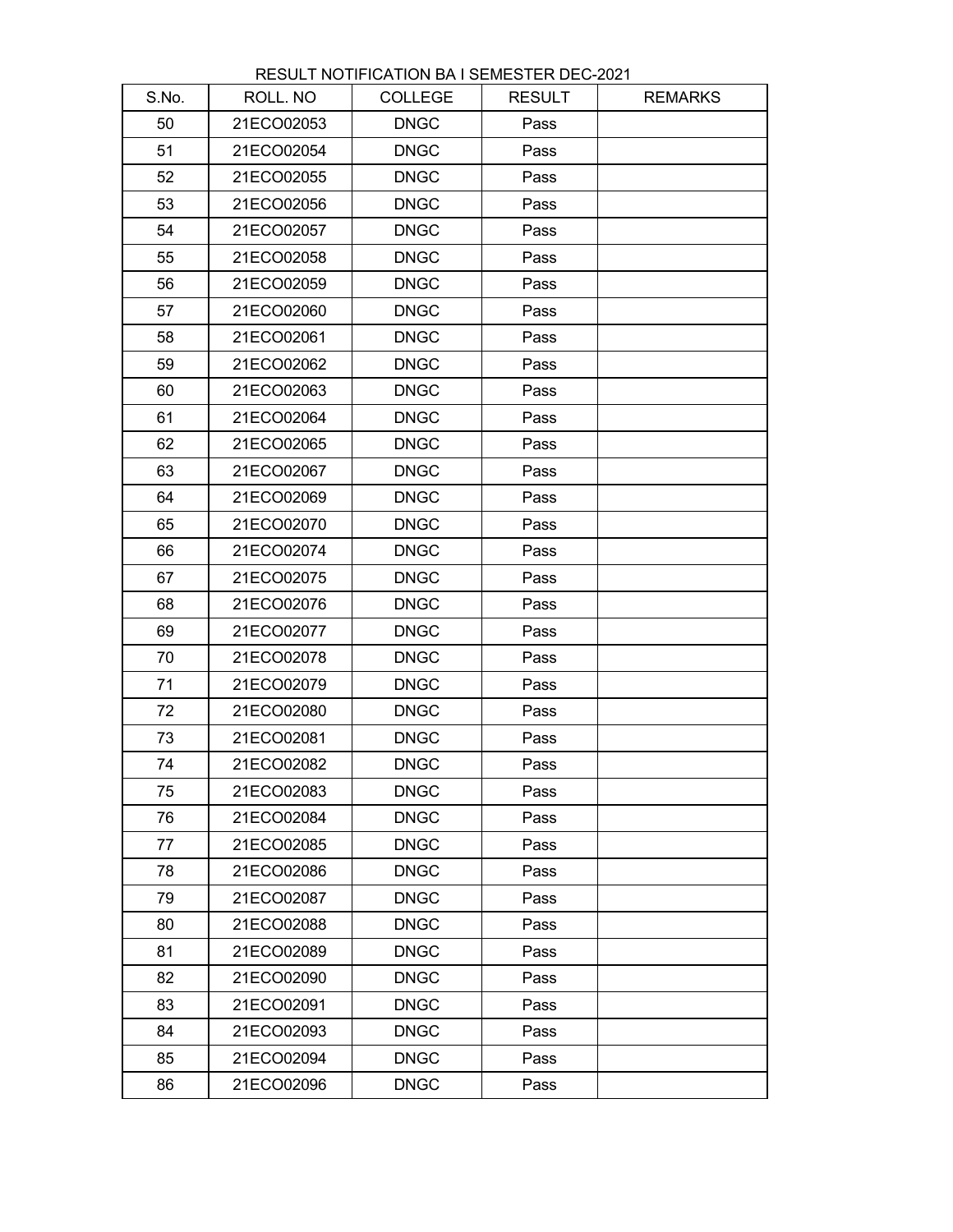RESULT NOTIFICATION BA I SEMESTER DEC-2021

| S.No. | ROLL. NO | COLLEGE | RESULT | REMARKS |
|---|---|---|---|---|
| 50 | 21ECO02053 | DNGC | Pass | |
| 51 | 21ECO02054 | DNGC | Pass | |
| 52 | 21ECO02055 | DNGC | Pass | |
| 53 | 21ECO02056 | DNGC | Pass | |
| 54 | 21ECO02057 | DNGC | Pass | |
| 55 | 21ECO02058 | DNGC | Pass | |
| 56 | 21ECO02059 | DNGC | Pass | |
| 57 | 21ECO02060 | DNGC | Pass | |
| 58 | 21ECO02061 | DNGC | Pass | |
| 59 | 21ECO02062 | DNGC | Pass | |
| 60 | 21ECO02063 | DNGC | Pass | |
| 61 | 21ECO02064 | DNGC | Pass | |
| 62 | 21ECO02065 | DNGC | Pass | |
| 63 | 21ECO02067 | DNGC | Pass | |
| 64 | 21ECO02069 | DNGC | Pass | |
| 65 | 21ECO02070 | DNGC | Pass | |
| 66 | 21ECO02074 | DNGC | Pass | |
| 67 | 21ECO02075 | DNGC | Pass | |
| 68 | 21ECO02076 | DNGC | Pass | |
| 69 | 21ECO02077 | DNGC | Pass | |
| 70 | 21ECO02078 | DNGC | Pass | |
| 71 | 21ECO02079 | DNGC | Pass | |
| 72 | 21ECO02080 | DNGC | Pass | |
| 73 | 21ECO02081 | DNGC | Pass | |
| 74 | 21ECO02082 | DNGC | Pass | |
| 75 | 21ECO02083 | DNGC | Pass | |
| 76 | 21ECO02084 | DNGC | Pass | |
| 77 | 21ECO02085 | DNGC | Pass | |
| 78 | 21ECO02086 | DNGC | Pass | |
| 79 | 21ECO02087 | DNGC | Pass | |
| 80 | 21ECO02088 | DNGC | Pass | |
| 81 | 21ECO02089 | DNGC | Pass | |
| 82 | 21ECO02090 | DNGC | Pass | |
| 83 | 21ECO02091 | DNGC | Pass | |
| 84 | 21ECO02093 | DNGC | Pass | |
| 85 | 21ECO02094 | DNGC | Pass | |
| 86 | 21ECO02096 | DNGC | Pass | |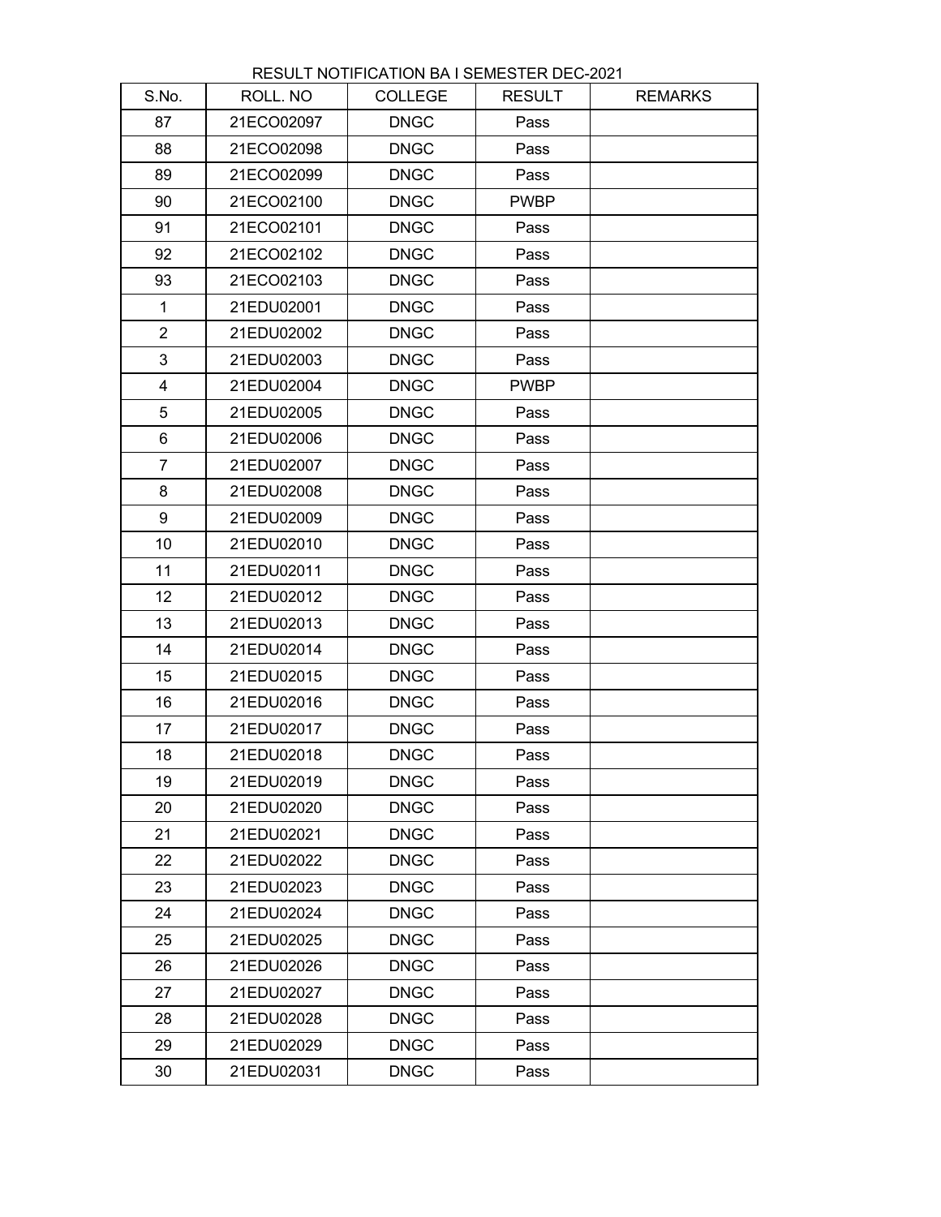RESULT NOTIFICATION BA I SEMESTER DEC-2021

| S.No. | ROLL. NO | COLLEGE | RESULT | REMARKS |
|---|---|---|---|---|
| 87 | 21ECO02097 | DNGC | Pass | |
| 88 | 21ECO02098 | DNGC | Pass | |
| 89 | 21ECO02099 | DNGC | Pass | |
| 90 | 21ECO02100 | DNGC | PWBP | |
| 91 | 21ECO02101 | DNGC | Pass | |
| 92 | 21ECO02102 | DNGC | Pass | |
| 93 | 21ECO02103 | DNGC | Pass | |
| 1 | 21EDU02001 | DNGC | Pass | |
| 2 | 21EDU02002 | DNGC | Pass | |
| 3 | 21EDU02003 | DNGC | Pass | |
| 4 | 21EDU02004 | DNGC | PWBP | |
| 5 | 21EDU02005 | DNGC | Pass | |
| 6 | 21EDU02006 | DNGC | Pass | |
| 7 | 21EDU02007 | DNGC | Pass | |
| 8 | 21EDU02008 | DNGC | Pass | |
| 9 | 21EDU02009 | DNGC | Pass | |
| 10 | 21EDU02010 | DNGC | Pass | |
| 11 | 21EDU02011 | DNGC | Pass | |
| 12 | 21EDU02012 | DNGC | Pass | |
| 13 | 21EDU02013 | DNGC | Pass | |
| 14 | 21EDU02014 | DNGC | Pass | |
| 15 | 21EDU02015 | DNGC | Pass | |
| 16 | 21EDU02016 | DNGC | Pass | |
| 17 | 21EDU02017 | DNGC | Pass | |
| 18 | 21EDU02018 | DNGC | Pass | |
| 19 | 21EDU02019 | DNGC | Pass | |
| 20 | 21EDU02020 | DNGC | Pass | |
| 21 | 21EDU02021 | DNGC | Pass | |
| 22 | 21EDU02022 | DNGC | Pass | |
| 23 | 21EDU02023 | DNGC | Pass | |
| 24 | 21EDU02024 | DNGC | Pass | |
| 25 | 21EDU02025 | DNGC | Pass | |
| 26 | 21EDU02026 | DNGC | Pass | |
| 27 | 21EDU02027 | DNGC | Pass | |
| 28 | 21EDU02028 | DNGC | Pass | |
| 29 | 21EDU02029 | DNGC | Pass | |
| 30 | 21EDU02031 | DNGC | Pass | |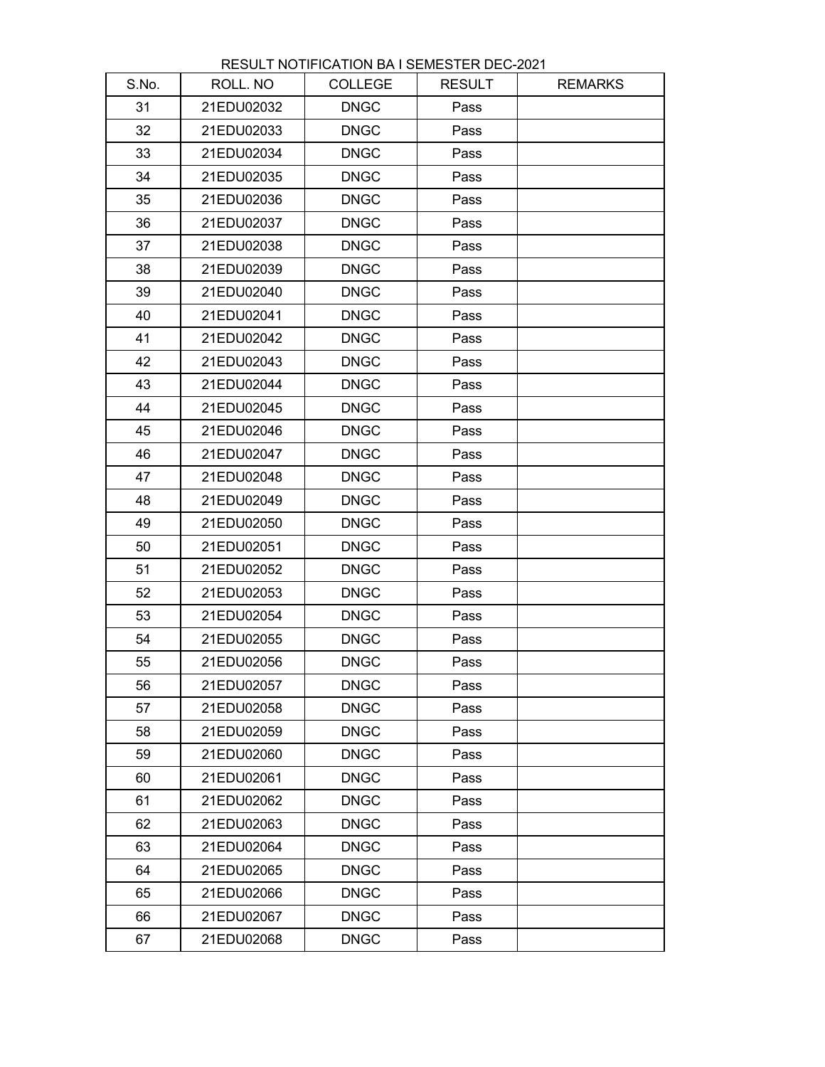RESULT NOTIFICATION BA I SEMESTER DEC-2021

| S.No. | ROLL. NO | COLLEGE | RESULT | REMARKS |
|---|---|---|---|---|
| 31 | 21EDU02032 | DNGC | Pass | |
| 32 | 21EDU02033 | DNGC | Pass | |
| 33 | 21EDU02034 | DNGC | Pass | |
| 34 | 21EDU02035 | DNGC | Pass | |
| 35 | 21EDU02036 | DNGC | Pass | |
| 36 | 21EDU02037 | DNGC | Pass | |
| 37 | 21EDU02038 | DNGC | Pass | |
| 38 | 21EDU02039 | DNGC | Pass | |
| 39 | 21EDU02040 | DNGC | Pass | |
| 40 | 21EDU02041 | DNGC | Pass | |
| 41 | 21EDU02042 | DNGC | Pass | |
| 42 | 21EDU02043 | DNGC | Pass | |
| 43 | 21EDU02044 | DNGC | Pass | |
| 44 | 21EDU02045 | DNGC | Pass | |
| 45 | 21EDU02046 | DNGC | Pass | |
| 46 | 21EDU02047 | DNGC | Pass | |
| 47 | 21EDU02048 | DNGC | Pass | |
| 48 | 21EDU02049 | DNGC | Pass | |
| 49 | 21EDU02050 | DNGC | Pass | |
| 50 | 21EDU02051 | DNGC | Pass | |
| 51 | 21EDU02052 | DNGC | Pass | |
| 52 | 21EDU02053 | DNGC | Pass | |
| 53 | 21EDU02054 | DNGC | Pass | |
| 54 | 21EDU02055 | DNGC | Pass | |
| 55 | 21EDU02056 | DNGC | Pass | |
| 56 | 21EDU02057 | DNGC | Pass | |
| 57 | 21EDU02058 | DNGC | Pass | |
| 58 | 21EDU02059 | DNGC | Pass | |
| 59 | 21EDU02060 | DNGC | Pass | |
| 60 | 21EDU02061 | DNGC | Pass | |
| 61 | 21EDU02062 | DNGC | Pass | |
| 62 | 21EDU02063 | DNGC | Pass | |
| 63 | 21EDU02064 | DNGC | Pass | |
| 64 | 21EDU02065 | DNGC | Pass | |
| 65 | 21EDU02066 | DNGC | Pass | |
| 66 | 21EDU02067 | DNGC | Pass | |
| 67 | 21EDU02068 | DNGC | Pass | |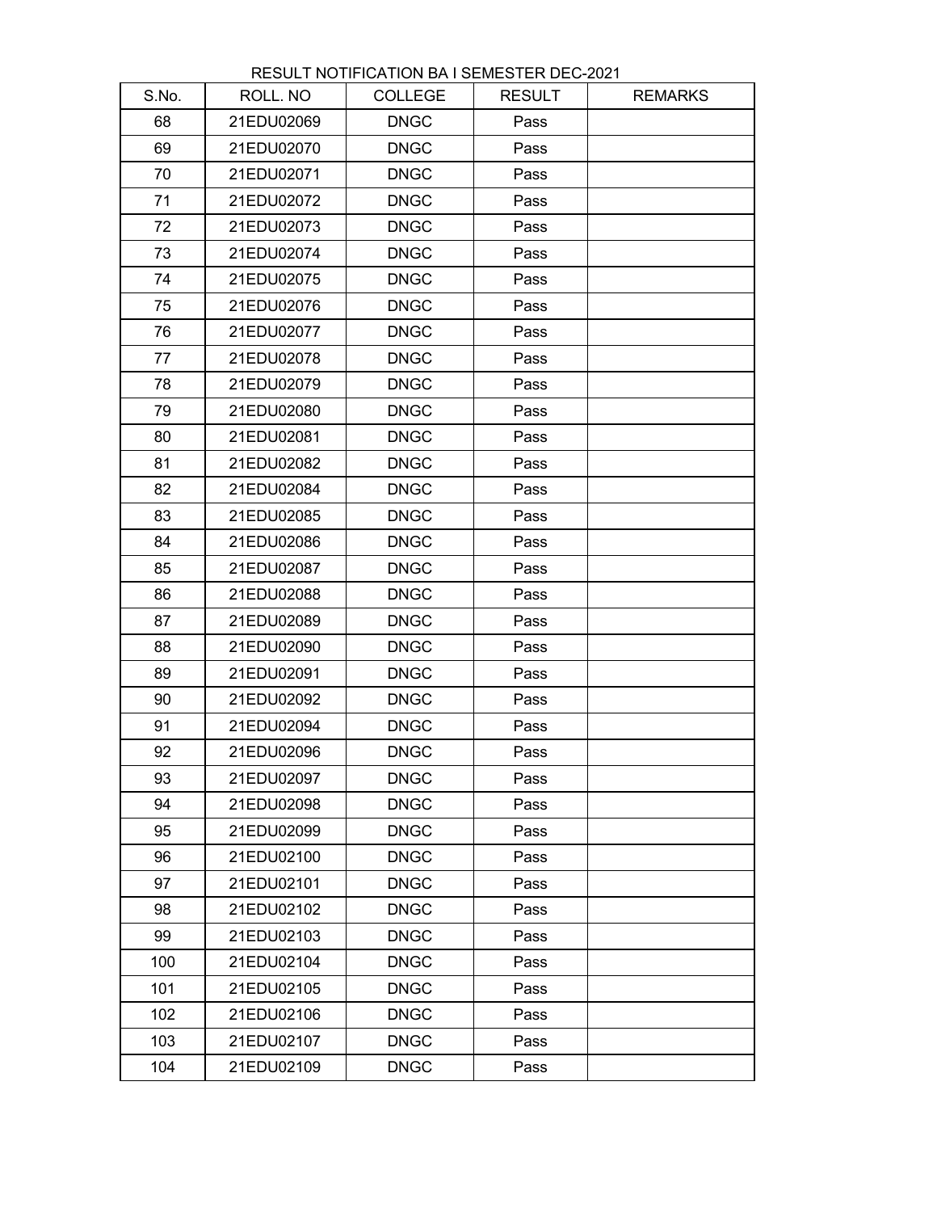RESULT NOTIFICATION BA I SEMESTER DEC-2021

| S.No. | ROLL. NO | COLLEGE | RESULT | REMARKS |
|---|---|---|---|---|
| 68 | 21EDU02069 | DNGC | Pass | |
| 69 | 21EDU02070 | DNGC | Pass | |
| 70 | 21EDU02071 | DNGC | Pass | |
| 71 | 21EDU02072 | DNGC | Pass | |
| 72 | 21EDU02073 | DNGC | Pass | |
| 73 | 21EDU02074 | DNGC | Pass | |
| 74 | 21EDU02075 | DNGC | Pass | |
| 75 | 21EDU02076 | DNGC | Pass | |
| 76 | 21EDU02077 | DNGC | Pass | |
| 77 | 21EDU02078 | DNGC | Pass | |
| 78 | 21EDU02079 | DNGC | Pass | |
| 79 | 21EDU02080 | DNGC | Pass | |
| 80 | 21EDU02081 | DNGC | Pass | |
| 81 | 21EDU02082 | DNGC | Pass | |
| 82 | 21EDU02084 | DNGC | Pass | |
| 83 | 21EDU02085 | DNGC | Pass | |
| 84 | 21EDU02086 | DNGC | Pass | |
| 85 | 21EDU02087 | DNGC | Pass | |
| 86 | 21EDU02088 | DNGC | Pass | |
| 87 | 21EDU02089 | DNGC | Pass | |
| 88 | 21EDU02090 | DNGC | Pass | |
| 89 | 21EDU02091 | DNGC | Pass | |
| 90 | 21EDU02092 | DNGC | Pass | |
| 91 | 21EDU02094 | DNGC | Pass | |
| 92 | 21EDU02096 | DNGC | Pass | |
| 93 | 21EDU02097 | DNGC | Pass | |
| 94 | 21EDU02098 | DNGC | Pass | |
| 95 | 21EDU02099 | DNGC | Pass | |
| 96 | 21EDU02100 | DNGC | Pass | |
| 97 | 21EDU02101 | DNGC | Pass | |
| 98 | 21EDU02102 | DNGC | Pass | |
| 99 | 21EDU02103 | DNGC | Pass | |
| 100 | 21EDU02104 | DNGC | Pass | |
| 101 | 21EDU02105 | DNGC | Pass | |
| 102 | 21EDU02106 | DNGC | Pass | |
| 103 | 21EDU02107 | DNGC | Pass | |
| 104 | 21EDU02109 | DNGC | Pass | |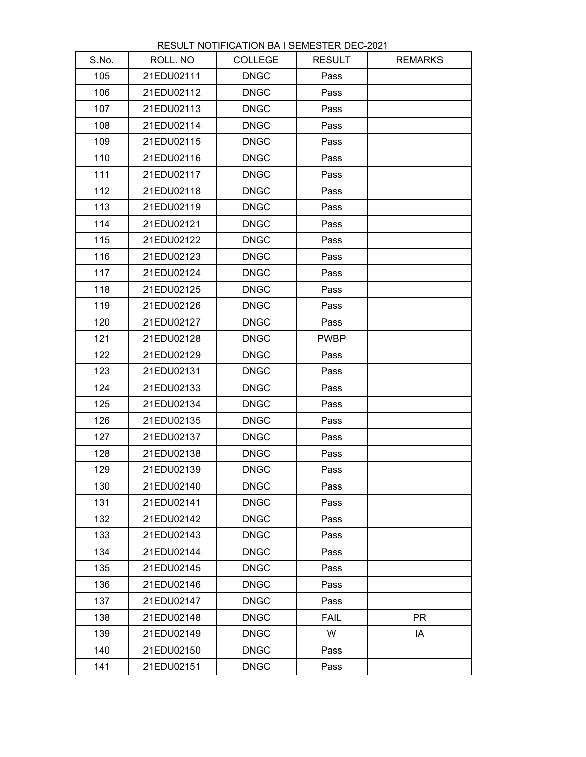RESULT NOTIFICATION BA I SEMESTER DEC-2021

| S.No. | ROLL. NO | COLLEGE | RESULT | REMARKS |
|---|---|---|---|---|
| 105 | 21EDU02111 | DNGC | Pass | |
| 106 | 21EDU02112 | DNGC | Pass | |
| 107 | 21EDU02113 | DNGC | Pass | |
| 108 | 21EDU02114 | DNGC | Pass | |
| 109 | 21EDU02115 | DNGC | Pass | |
| 110 | 21EDU02116 | DNGC | Pass | |
| 111 | 21EDU02117 | DNGC | Pass | |
| 112 | 21EDU02118 | DNGC | Pass | |
| 113 | 21EDU02119 | DNGC | Pass | |
| 114 | 21EDU02121 | DNGC | Pass | |
| 115 | 21EDU02122 | DNGC | Pass | |
| 116 | 21EDU02123 | DNGC | Pass | |
| 117 | 21EDU02124 | DNGC | Pass | |
| 118 | 21EDU02125 | DNGC | Pass | |
| 119 | 21EDU02126 | DNGC | Pass | |
| 120 | 21EDU02127 | DNGC | Pass | |
| 121 | 21EDU02128 | DNGC | PWBP | |
| 122 | 21EDU02129 | DNGC | Pass | |
| 123 | 21EDU02131 | DNGC | Pass | |
| 124 | 21EDU02133 | DNGC | Pass | |
| 125 | 21EDU02134 | DNGC | Pass | |
| 126 | 21EDU02135 | DNGC | Pass | |
| 127 | 21EDU02137 | DNGC | Pass | |
| 128 | 21EDU02138 | DNGC | Pass | |
| 129 | 21EDU02139 | DNGC | Pass | |
| 130 | 21EDU02140 | DNGC | Pass | |
| 131 | 21EDU02141 | DNGC | Pass | |
| 132 | 21EDU02142 | DNGC | Pass | |
| 133 | 21EDU02143 | DNGC | Pass | |
| 134 | 21EDU02144 | DNGC | Pass | |
| 135 | 21EDU02145 | DNGC | Pass | |
| 136 | 21EDU02146 | DNGC | Pass | |
| 137 | 21EDU02147 | DNGC | Pass | |
| 138 | 21EDU02148 | DNGC | FAIL | PR |
| 139 | 21EDU02149 | DNGC | W | IA |
| 140 | 21EDU02150 | DNGC | Pass | |
| 141 | 21EDU02151 | DNGC | Pass | |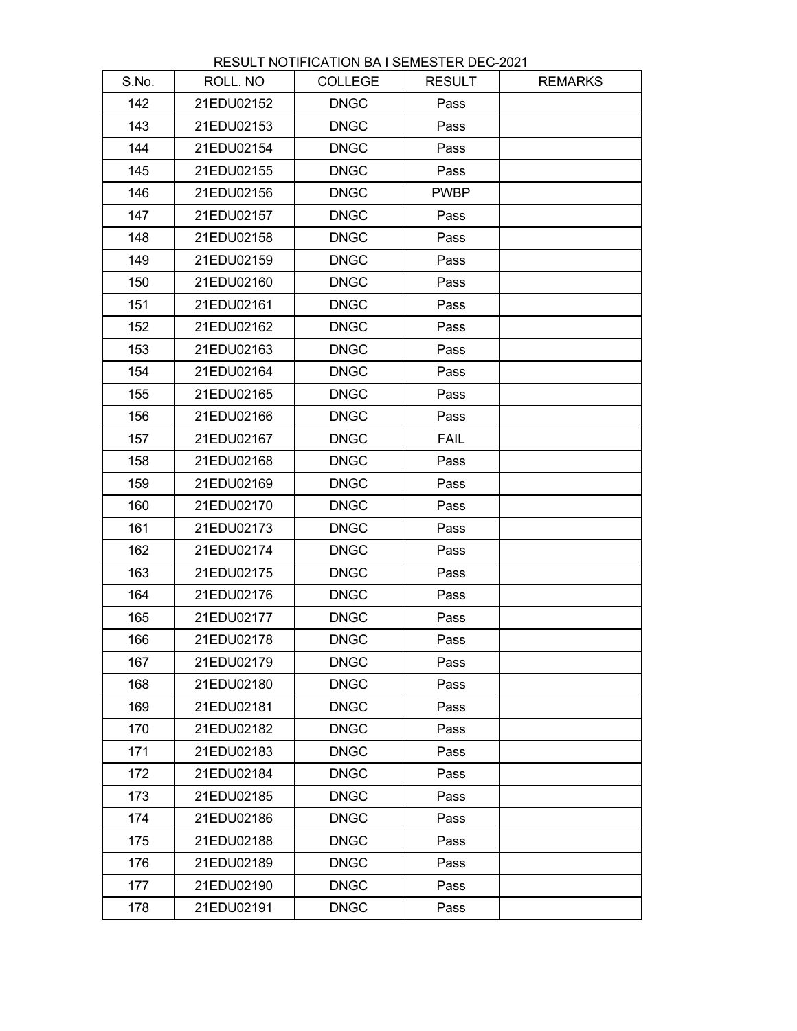RESULT NOTIFICATION BA I SEMESTER DEC-2021

| S.No. | ROLL. NO | COLLEGE | RESULT | REMARKS |
|---|---|---|---|---|
| 142 | 21EDU02152 | DNGC | Pass | |
| 143 | 21EDU02153 | DNGC | Pass | |
| 144 | 21EDU02154 | DNGC | Pass | |
| 145 | 21EDU02155 | DNGC | Pass | |
| 146 | 21EDU02156 | DNGC | PWBP | |
| 147 | 21EDU02157 | DNGC | Pass | |
| 148 | 21EDU02158 | DNGC | Pass | |
| 149 | 21EDU02159 | DNGC | Pass | |
| 150 | 21EDU02160 | DNGC | Pass | |
| 151 | 21EDU02161 | DNGC | Pass | |
| 152 | 21EDU02162 | DNGC | Pass | |
| 153 | 21EDU02163 | DNGC | Pass | |
| 154 | 21EDU02164 | DNGC | Pass | |
| 155 | 21EDU02165 | DNGC | Pass | |
| 156 | 21EDU02166 | DNGC | Pass | |
| 157 | 21EDU02167 | DNGC | FAIL | |
| 158 | 21EDU02168 | DNGC | Pass | |
| 159 | 21EDU02169 | DNGC | Pass | |
| 160 | 21EDU02170 | DNGC | Pass | |
| 161 | 21EDU02173 | DNGC | Pass | |
| 162 | 21EDU02174 | DNGC | Pass | |
| 163 | 21EDU02175 | DNGC | Pass | |
| 164 | 21EDU02176 | DNGC | Pass | |
| 165 | 21EDU02177 | DNGC | Pass | |
| 166 | 21EDU02178 | DNGC | Pass | |
| 167 | 21EDU02179 | DNGC | Pass | |
| 168 | 21EDU02180 | DNGC | Pass | |
| 169 | 21EDU02181 | DNGC | Pass | |
| 170 | 21EDU02182 | DNGC | Pass | |
| 171 | 21EDU02183 | DNGC | Pass | |
| 172 | 21EDU02184 | DNGC | Pass | |
| 173 | 21EDU02185 | DNGC | Pass | |
| 174 | 21EDU02186 | DNGC | Pass | |
| 175 | 21EDU02188 | DNGC | Pass | |
| 176 | 21EDU02189 | DNGC | Pass | |
| 177 | 21EDU02190 | DNGC | Pass | |
| 178 | 21EDU02191 | DNGC | Pass | |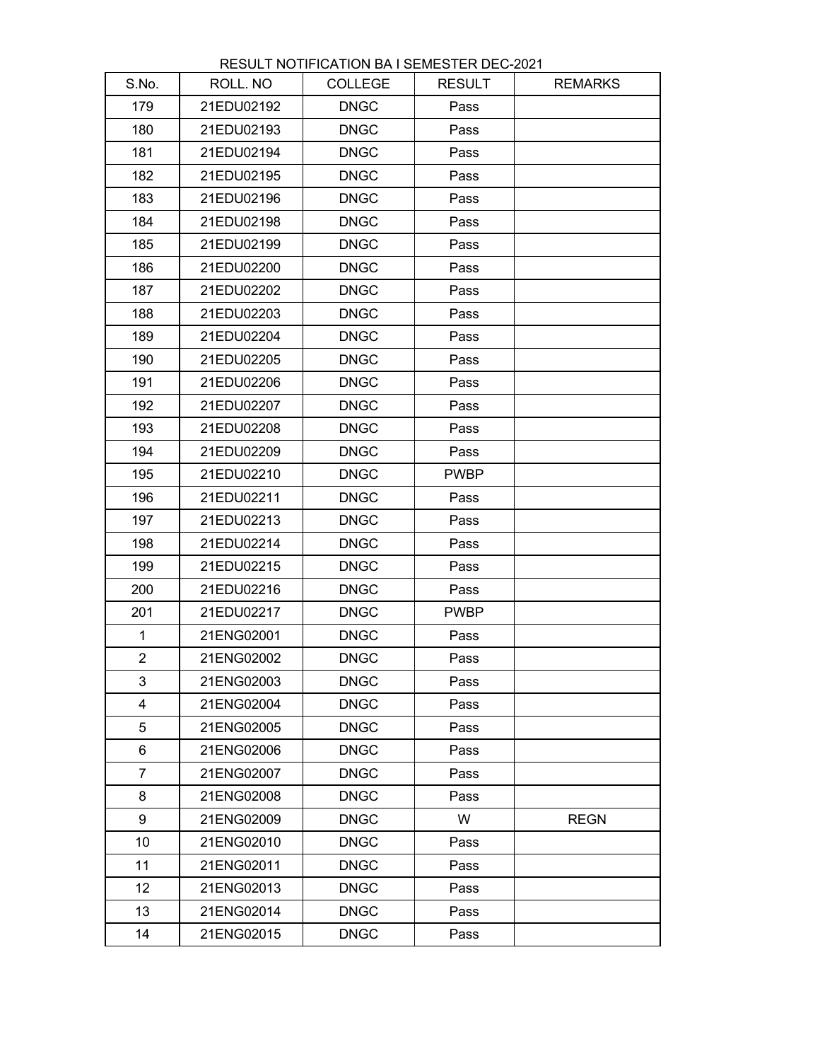RESULT NOTIFICATION BA I SEMESTER DEC-2021

| S.No. | ROLL. NO | COLLEGE | RESULT | REMARKS |
|---|---|---|---|---|
| 179 | 21EDU02192 | DNGC | Pass | |
| 180 | 21EDU02193 | DNGC | Pass | |
| 181 | 21EDU02194 | DNGC | Pass | |
| 182 | 21EDU02195 | DNGC | Pass | |
| 183 | 21EDU02196 | DNGC | Pass | |
| 184 | 21EDU02198 | DNGC | Pass | |
| 185 | 21EDU02199 | DNGC | Pass | |
| 186 | 21EDU02200 | DNGC | Pass | |
| 187 | 21EDU02202 | DNGC | Pass | |
| 188 | 21EDU02203 | DNGC | Pass | |
| 189 | 21EDU02204 | DNGC | Pass | |
| 190 | 21EDU02205 | DNGC | Pass | |
| 191 | 21EDU02206 | DNGC | Pass | |
| 192 | 21EDU02207 | DNGC | Pass | |
| 193 | 21EDU02208 | DNGC | Pass | |
| 194 | 21EDU02209 | DNGC | Pass | |
| 195 | 21EDU02210 | DNGC | PWBP | |
| 196 | 21EDU02211 | DNGC | Pass | |
| 197 | 21EDU02213 | DNGC | Pass | |
| 198 | 21EDU02214 | DNGC | Pass | |
| 199 | 21EDU02215 | DNGC | Pass | |
| 200 | 21EDU02216 | DNGC | Pass | |
| 201 | 21EDU02217 | DNGC | PWBP | |
| 1 | 21ENG02001 | DNGC | Pass | |
| 2 | 21ENG02002 | DNGC | Pass | |
| 3 | 21ENG02003 | DNGC | Pass | |
| 4 | 21ENG02004 | DNGC | Pass | |
| 5 | 21ENG02005 | DNGC | Pass | |
| 6 | 21ENG02006 | DNGC | Pass | |
| 7 | 21ENG02007 | DNGC | Pass | |
| 8 | 21ENG02008 | DNGC | Pass | |
| 9 | 21ENG02009 | DNGC | W | REGN |
| 10 | 21ENG02010 | DNGC | Pass | |
| 11 | 21ENG02011 | DNGC | Pass | |
| 12 | 21ENG02013 | DNGC | Pass | |
| 13 | 21ENG02014 | DNGC | Pass | |
| 14 | 21ENG02015 | DNGC | Pass | |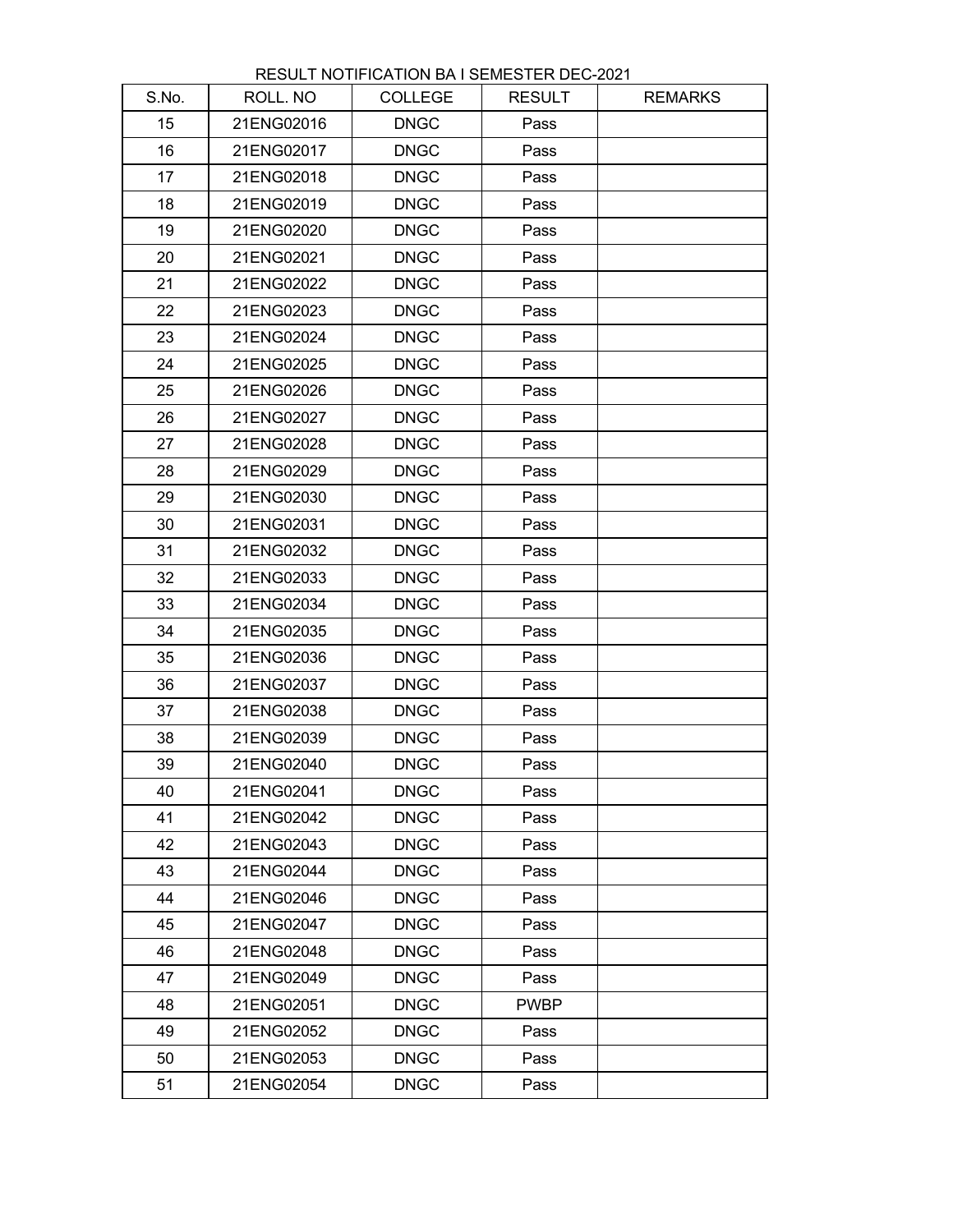RESULT NOTIFICATION BA I SEMESTER DEC-2021

| S.No. | ROLL. NO | COLLEGE | RESULT | REMARKS |
|---|---|---|---|---|
| 15 | 21ENG02016 | DNGC | Pass | |
| 16 | 21ENG02017 | DNGC | Pass | |
| 17 | 21ENG02018 | DNGC | Pass | |
| 18 | 21ENG02019 | DNGC | Pass | |
| 19 | 21ENG02020 | DNGC | Pass | |
| 20 | 21ENG02021 | DNGC | Pass | |
| 21 | 21ENG02022 | DNGC | Pass | |
| 22 | 21ENG02023 | DNGC | Pass | |
| 23 | 21ENG02024 | DNGC | Pass | |
| 24 | 21ENG02025 | DNGC | Pass | |
| 25 | 21ENG02026 | DNGC | Pass | |
| 26 | 21ENG02027 | DNGC | Pass | |
| 27 | 21ENG02028 | DNGC | Pass | |
| 28 | 21ENG02029 | DNGC | Pass | |
| 29 | 21ENG02030 | DNGC | Pass | |
| 30 | 21ENG02031 | DNGC | Pass | |
| 31 | 21ENG02032 | DNGC | Pass | |
| 32 | 21ENG02033 | DNGC | Pass | |
| 33 | 21ENG02034 | DNGC | Pass | |
| 34 | 21ENG02035 | DNGC | Pass | |
| 35 | 21ENG02036 | DNGC | Pass | |
| 36 | 21ENG02037 | DNGC | Pass | |
| 37 | 21ENG02038 | DNGC | Pass | |
| 38 | 21ENG02039 | DNGC | Pass | |
| 39 | 21ENG02040 | DNGC | Pass | |
| 40 | 21ENG02041 | DNGC | Pass | |
| 41 | 21ENG02042 | DNGC | Pass | |
| 42 | 21ENG02043 | DNGC | Pass | |
| 43 | 21ENG02044 | DNGC | Pass | |
| 44 | 21ENG02046 | DNGC | Pass | |
| 45 | 21ENG02047 | DNGC | Pass | |
| 46 | 21ENG02048 | DNGC | Pass | |
| 47 | 21ENG02049 | DNGC | Pass | |
| 48 | 21ENG02051 | DNGC | PWBP | |
| 49 | 21ENG02052 | DNGC | Pass | |
| 50 | 21ENG02053 | DNGC | Pass | |
| 51 | 21ENG02054 | DNGC | Pass | |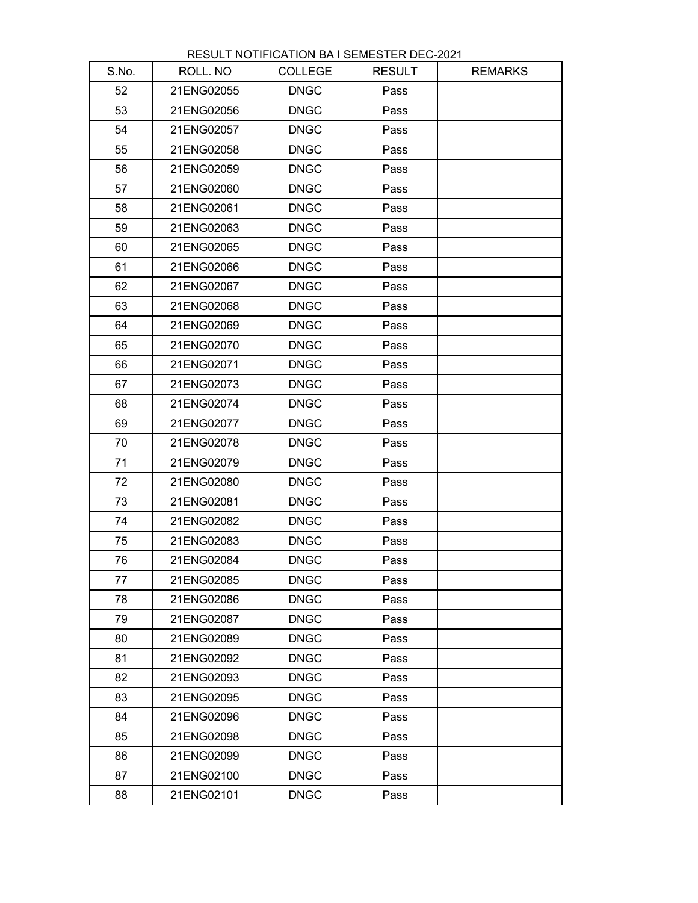RESULT NOTIFICATION BA I SEMESTER DEC-2021

| S.No. | ROLL. NO | COLLEGE | RESULT | REMARKS |
|---|---|---|---|---|
| 52 | 21ENG02055 | DNGC | Pass | |
| 53 | 21ENG02056 | DNGC | Pass | |
| 54 | 21ENG02057 | DNGC | Pass | |
| 55 | 21ENG02058 | DNGC | Pass | |
| 56 | 21ENG02059 | DNGC | Pass | |
| 57 | 21ENG02060 | DNGC | Pass | |
| 58 | 21ENG02061 | DNGC | Pass | |
| 59 | 21ENG02063 | DNGC | Pass | |
| 60 | 21ENG02065 | DNGC | Pass | |
| 61 | 21ENG02066 | DNGC | Pass | |
| 62 | 21ENG02067 | DNGC | Pass | |
| 63 | 21ENG02068 | DNGC | Pass | |
| 64 | 21ENG02069 | DNGC | Pass | |
| 65 | 21ENG02070 | DNGC | Pass | |
| 66 | 21ENG02071 | DNGC | Pass | |
| 67 | 21ENG02073 | DNGC | Pass | |
| 68 | 21ENG02074 | DNGC | Pass | |
| 69 | 21ENG02077 | DNGC | Pass | |
| 70 | 21ENG02078 | DNGC | Pass | |
| 71 | 21ENG02079 | DNGC | Pass | |
| 72 | 21ENG02080 | DNGC | Pass | |
| 73 | 21ENG02081 | DNGC | Pass | |
| 74 | 21ENG02082 | DNGC | Pass | |
| 75 | 21ENG02083 | DNGC | Pass | |
| 76 | 21ENG02084 | DNGC | Pass | |
| 77 | 21ENG02085 | DNGC | Pass | |
| 78 | 21ENG02086 | DNGC | Pass | |
| 79 | 21ENG02087 | DNGC | Pass | |
| 80 | 21ENG02089 | DNGC | Pass | |
| 81 | 21ENG02092 | DNGC | Pass | |
| 82 | 21ENG02093 | DNGC | Pass | |
| 83 | 21ENG02095 | DNGC | Pass | |
| 84 | 21ENG02096 | DNGC | Pass | |
| 85 | 21ENG02098 | DNGC | Pass | |
| 86 | 21ENG02099 | DNGC | Pass | |
| 87 | 21ENG02100 | DNGC | Pass | |
| 88 | 21ENG02101 | DNGC | Pass | |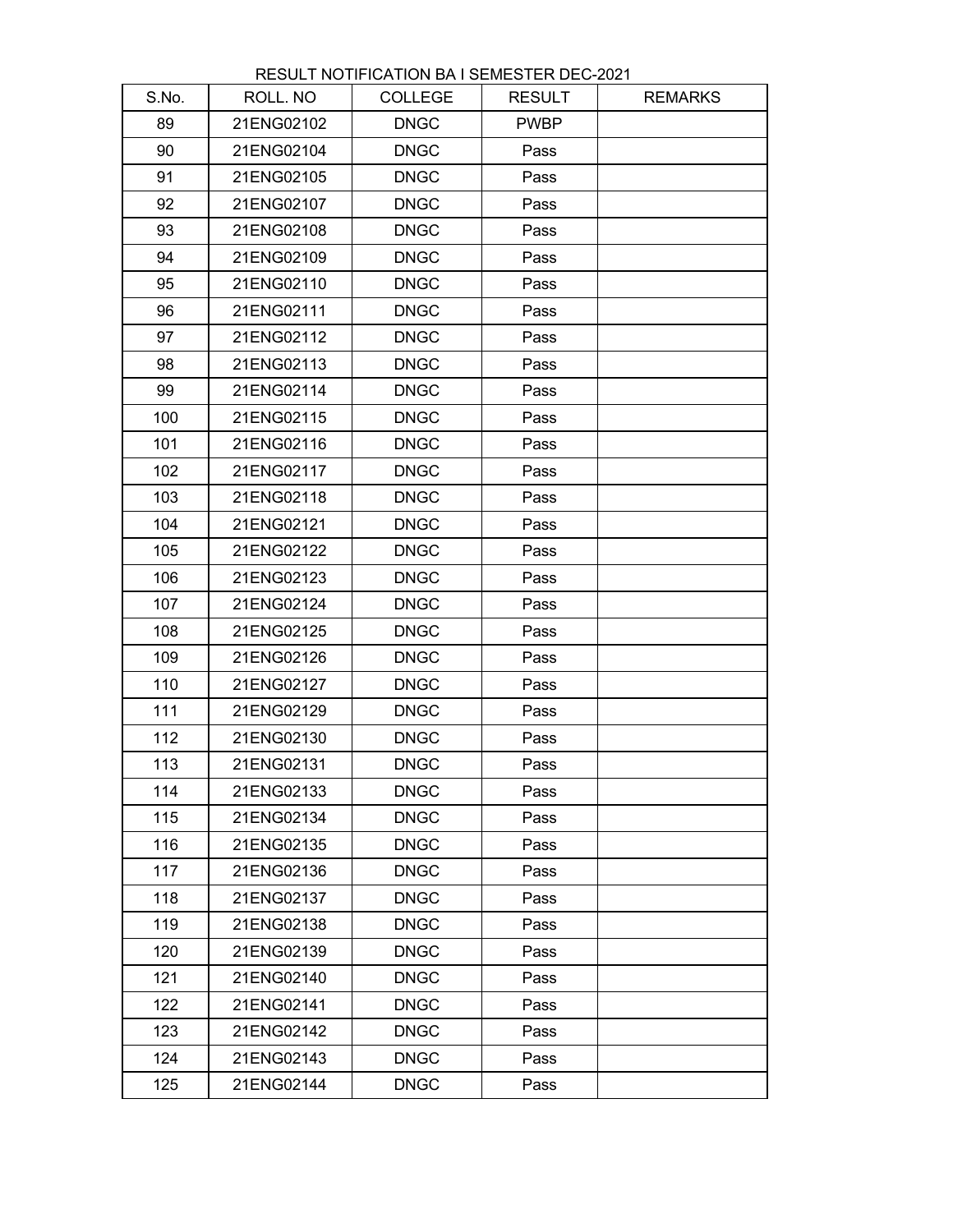RESULT NOTIFICATION BA I SEMESTER DEC-2021

| S.No. | ROLL. NO | COLLEGE | RESULT | REMARKS |
|---|---|---|---|---|
| 89 | 21ENG02102 | DNGC | PWBP | |
| 90 | 21ENG02104 | DNGC | Pass | |
| 91 | 21ENG02105 | DNGC | Pass | |
| 92 | 21ENG02107 | DNGC | Pass | |
| 93 | 21ENG02108 | DNGC | Pass | |
| 94 | 21ENG02109 | DNGC | Pass | |
| 95 | 21ENG02110 | DNGC | Pass | |
| 96 | 21ENG02111 | DNGC | Pass | |
| 97 | 21ENG02112 | DNGC | Pass | |
| 98 | 21ENG02113 | DNGC | Pass | |
| 99 | 21ENG02114 | DNGC | Pass | |
| 100 | 21ENG02115 | DNGC | Pass | |
| 101 | 21ENG02116 | DNGC | Pass | |
| 102 | 21ENG02117 | DNGC | Pass | |
| 103 | 21ENG02118 | DNGC | Pass | |
| 104 | 21ENG02121 | DNGC | Pass | |
| 105 | 21ENG02122 | DNGC | Pass | |
| 106 | 21ENG02123 | DNGC | Pass | |
| 107 | 21ENG02124 | DNGC | Pass | |
| 108 | 21ENG02125 | DNGC | Pass | |
| 109 | 21ENG02126 | DNGC | Pass | |
| 110 | 21ENG02127 | DNGC | Pass | |
| 111 | 21ENG02129 | DNGC | Pass | |
| 112 | 21ENG02130 | DNGC | Pass | |
| 113 | 21ENG02131 | DNGC | Pass | |
| 114 | 21ENG02133 | DNGC | Pass | |
| 115 | 21ENG02134 | DNGC | Pass | |
| 116 | 21ENG02135 | DNGC | Pass | |
| 117 | 21ENG02136 | DNGC | Pass | |
| 118 | 21ENG02137 | DNGC | Pass | |
| 119 | 21ENG02138 | DNGC | Pass | |
| 120 | 21ENG02139 | DNGC | Pass | |
| 121 | 21ENG02140 | DNGC | Pass | |
| 122 | 21ENG02141 | DNGC | Pass | |
| 123 | 21ENG02142 | DNGC | Pass | |
| 124 | 21ENG02143 | DNGC | Pass | |
| 125 | 21ENG02144 | DNGC | Pass | |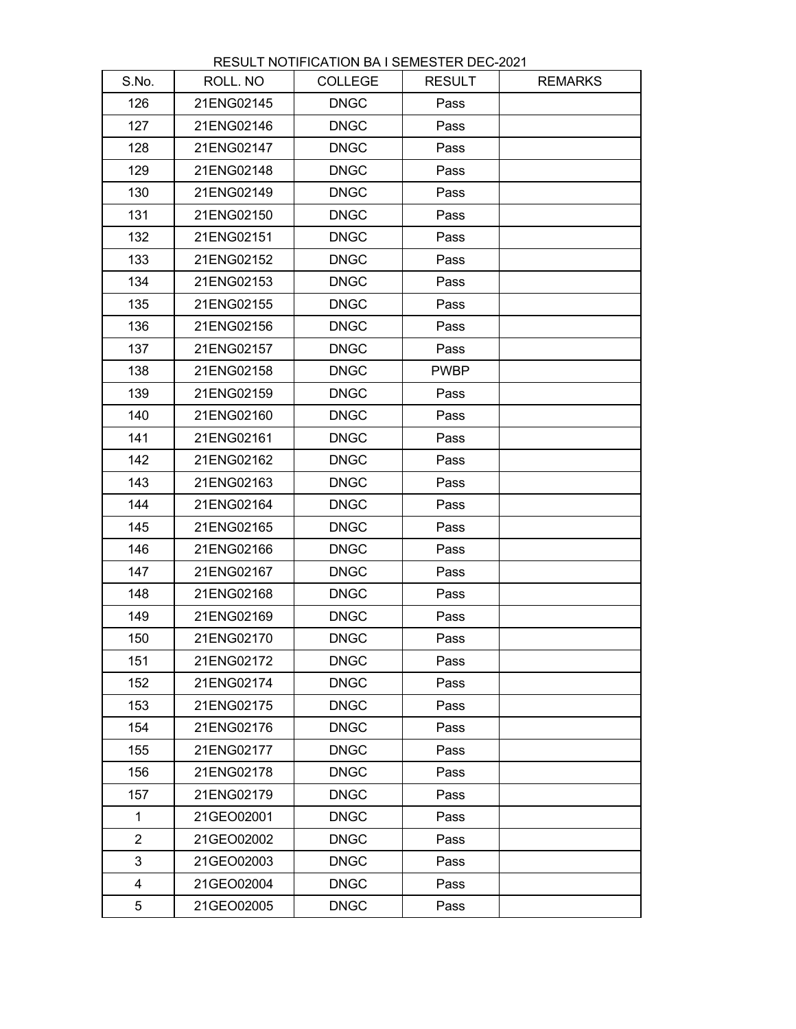RESULT NOTIFICATION BA I SEMESTER DEC-2021

| S.No. | ROLL. NO | COLLEGE | RESULT | REMARKS |
|---|---|---|---|---|
| 126 | 21ENG02145 | DNGC | Pass | |
| 127 | 21ENG02146 | DNGC | Pass | |
| 128 | 21ENG02147 | DNGC | Pass | |
| 129 | 21ENG02148 | DNGC | Pass | |
| 130 | 21ENG02149 | DNGC | Pass | |
| 131 | 21ENG02150 | DNGC | Pass | |
| 132 | 21ENG02151 | DNGC | Pass | |
| 133 | 21ENG02152 | DNGC | Pass | |
| 134 | 21ENG02153 | DNGC | Pass | |
| 135 | 21ENG02155 | DNGC | Pass | |
| 136 | 21ENG02156 | DNGC | Pass | |
| 137 | 21ENG02157 | DNGC | Pass | |
| 138 | 21ENG02158 | DNGC | PWBP | |
| 139 | 21ENG02159 | DNGC | Pass | |
| 140 | 21ENG02160 | DNGC | Pass | |
| 141 | 21ENG02161 | DNGC | Pass | |
| 142 | 21ENG02162 | DNGC | Pass | |
| 143 | 21ENG02163 | DNGC | Pass | |
| 144 | 21ENG02164 | DNGC | Pass | |
| 145 | 21ENG02165 | DNGC | Pass | |
| 146 | 21ENG02166 | DNGC | Pass | |
| 147 | 21ENG02167 | DNGC | Pass | |
| 148 | 21ENG02168 | DNGC | Pass | |
| 149 | 21ENG02169 | DNGC | Pass | |
| 150 | 21ENG02170 | DNGC | Pass | |
| 151 | 21ENG02172 | DNGC | Pass | |
| 152 | 21ENG02174 | DNGC | Pass | |
| 153 | 21ENG02175 | DNGC | Pass | |
| 154 | 21ENG02176 | DNGC | Pass | |
| 155 | 21ENG02177 | DNGC | Pass | |
| 156 | 21ENG02178 | DNGC | Pass | |
| 157 | 21ENG02179 | DNGC | Pass | |
| 1 | 21GEO02001 | DNGC | Pass | |
| 2 | 21GEO02002 | DNGC | Pass | |
| 3 | 21GEO02003 | DNGC | Pass | |
| 4 | 21GEO02004 | DNGC | Pass | |
| 5 | 21GEO02005 | DNGC | Pass | |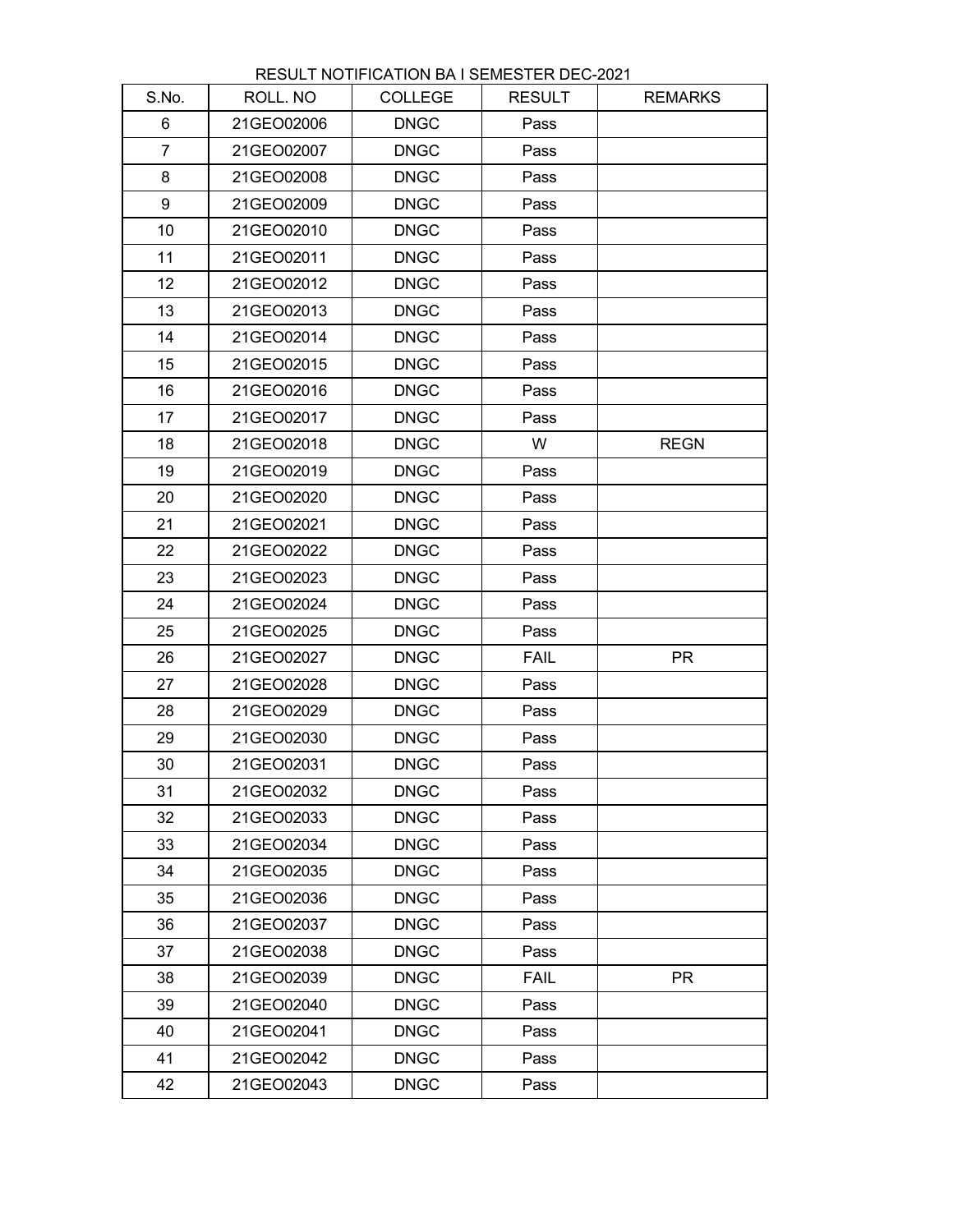RESULT NOTIFICATION BA I SEMESTER DEC-2021

| S.No. | ROLL. NO | COLLEGE | RESULT | REMARKS |
|---|---|---|---|---|
| 6 | 21GEO02006 | DNGC | Pass | |
| 7 | 21GEO02007 | DNGC | Pass | |
| 8 | 21GEO02008 | DNGC | Pass | |
| 9 | 21GEO02009 | DNGC | Pass | |
| 10 | 21GEO02010 | DNGC | Pass | |
| 11 | 21GEO02011 | DNGC | Pass | |
| 12 | 21GEO02012 | DNGC | Pass | |
| 13 | 21GEO02013 | DNGC | Pass | |
| 14 | 21GEO02014 | DNGC | Pass | |
| 15 | 21GEO02015 | DNGC | Pass | |
| 16 | 21GEO02016 | DNGC | Pass | |
| 17 | 21GEO02017 | DNGC | Pass | |
| 18 | 21GEO02018 | DNGC | W | REGN |
| 19 | 21GEO02019 | DNGC | Pass | |
| 20 | 21GEO02020 | DNGC | Pass | |
| 21 | 21GEO02021 | DNGC | Pass | |
| 22 | 21GEO02022 | DNGC | Pass | |
| 23 | 21GEO02023 | DNGC | Pass | |
| 24 | 21GEO02024 | DNGC | Pass | |
| 25 | 21GEO02025 | DNGC | Pass | |
| 26 | 21GEO02027 | DNGC | FAIL | PR |
| 27 | 21GEO02028 | DNGC | Pass | |
| 28 | 21GEO02029 | DNGC | Pass | |
| 29 | 21GEO02030 | DNGC | Pass | |
| 30 | 21GEO02031 | DNGC | Pass | |
| 31 | 21GEO02032 | DNGC | Pass | |
| 32 | 21GEO02033 | DNGC | Pass | |
| 33 | 21GEO02034 | DNGC | Pass | |
| 34 | 21GEO02035 | DNGC | Pass | |
| 35 | 21GEO02036 | DNGC | Pass | |
| 36 | 21GEO02037 | DNGC | Pass | |
| 37 | 21GEO02038 | DNGC | Pass | |
| 38 | 21GEO02039 | DNGC | FAIL | PR |
| 39 | 21GEO02040 | DNGC | Pass | |
| 40 | 21GEO02041 | DNGC | Pass | |
| 41 | 21GEO02042 | DNGC | Pass | |
| 42 | 21GEO02043 | DNGC | Pass | |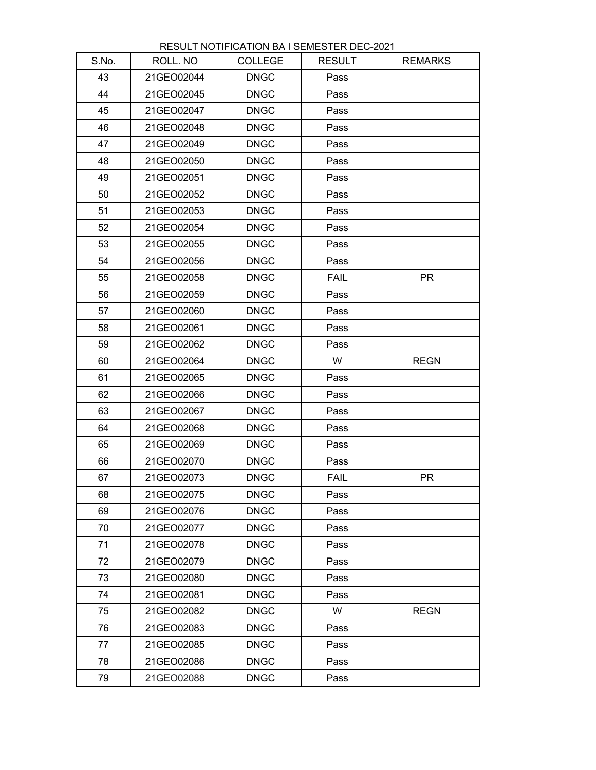RESULT NOTIFICATION BA I SEMESTER DEC-2021

| S.No. | ROLL. NO | COLLEGE | RESULT | REMARKS |
|---|---|---|---|---|
| 43 | 21GEO02044 | DNGC | Pass | |
| 44 | 21GEO02045 | DNGC | Pass | |
| 45 | 21GEO02047 | DNGC | Pass | |
| 46 | 21GEO02048 | DNGC | Pass | |
| 47 | 21GEO02049 | DNGC | Pass | |
| 48 | 21GEO02050 | DNGC | Pass | |
| 49 | 21GEO02051 | DNGC | Pass | |
| 50 | 21GEO02052 | DNGC | Pass | |
| 51 | 21GEO02053 | DNGC | Pass | |
| 52 | 21GEO02054 | DNGC | Pass | |
| 53 | 21GEO02055 | DNGC | Pass | |
| 54 | 21GEO02056 | DNGC | Pass | |
| 55 | 21GEO02058 | DNGC | FAIL | PR |
| 56 | 21GEO02059 | DNGC | Pass | |
| 57 | 21GEO02060 | DNGC | Pass | |
| 58 | 21GEO02061 | DNGC | Pass | |
| 59 | 21GEO02062 | DNGC | Pass | |
| 60 | 21GEO02064 | DNGC | W | REGN |
| 61 | 21GEO02065 | DNGC | Pass | |
| 62 | 21GEO02066 | DNGC | Pass | |
| 63 | 21GEO02067 | DNGC | Pass | |
| 64 | 21GEO02068 | DNGC | Pass | |
| 65 | 21GEO02069 | DNGC | Pass | |
| 66 | 21GEO02070 | DNGC | Pass | |
| 67 | 21GEO02073 | DNGC | FAIL | PR |
| 68 | 21GEO02075 | DNGC | Pass | |
| 69 | 21GEO02076 | DNGC | Pass | |
| 70 | 21GEO02077 | DNGC | Pass | |
| 71 | 21GEO02078 | DNGC | Pass | |
| 72 | 21GEO02079 | DNGC | Pass | |
| 73 | 21GEO02080 | DNGC | Pass | |
| 74 | 21GEO02081 | DNGC | Pass | |
| 75 | 21GEO02082 | DNGC | W | REGN |
| 76 | 21GEO02083 | DNGC | Pass | |
| 77 | 21GEO02085 | DNGC | Pass | |
| 78 | 21GEO02086 | DNGC | Pass | |
| 79 | 21GEO02088 | DNGC | Pass | |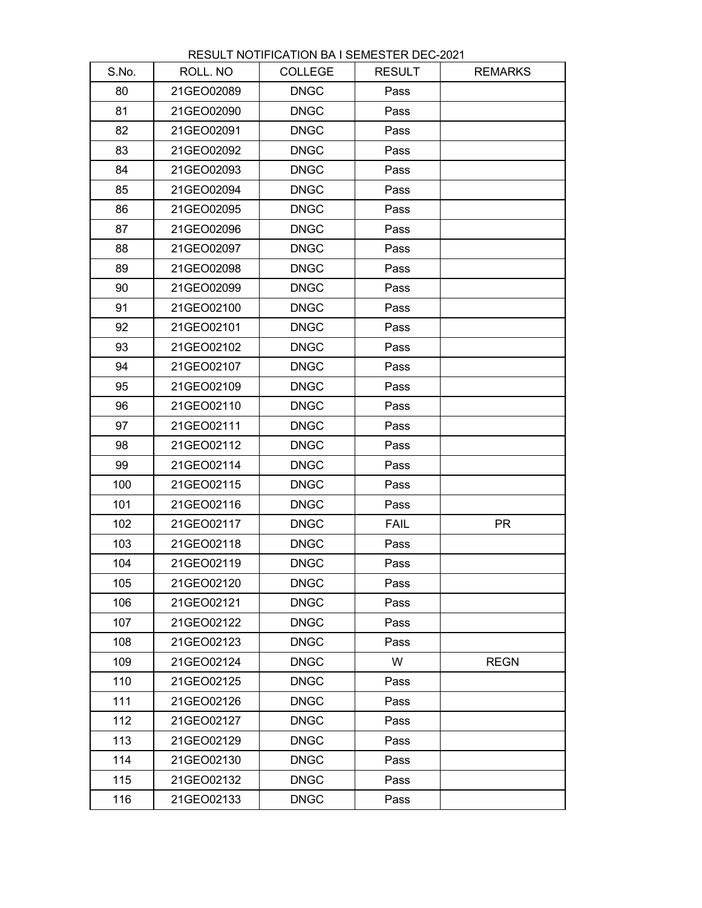RESULT NOTIFICATION BA I SEMESTER DEC-2021

| S.No. | ROLL. NO | COLLEGE | RESULT | REMARKS |
| --- | --- | --- | --- | --- |
| 80 | 21GEO02089 | DNGC | Pass | |
| 81 | 21GEO02090 | DNGC | Pass | |
| 82 | 21GEO02091 | DNGC | Pass | |
| 83 | 21GEO02092 | DNGC | Pass | |
| 84 | 21GEO02093 | DNGC | Pass | |
| 85 | 21GEO02094 | DNGC | Pass | |
| 86 | 21GEO02095 | DNGC | Pass | |
| 87 | 21GEO02096 | DNGC | Pass | |
| 88 | 21GEO02097 | DNGC | Pass | |
| 89 | 21GEO02098 | DNGC | Pass | |
| 90 | 21GEO02099 | DNGC | Pass | |
| 91 | 21GEO02100 | DNGC | Pass | |
| 92 | 21GEO02101 | DNGC | Pass | |
| 93 | 21GEO02102 | DNGC | Pass | |
| 94 | 21GEO02107 | DNGC | Pass | |
| 95 | 21GEO02109 | DNGC | Pass | |
| 96 | 21GEO02110 | DNGC | Pass | |
| 97 | 21GEO02111 | DNGC | Pass | |
| 98 | 21GEO02112 | DNGC | Pass | |
| 99 | 21GEO02114 | DNGC | Pass | |
| 100 | 21GEO02115 | DNGC | Pass | |
| 101 | 21GEO02116 | DNGC | Pass | |
| 102 | 21GEO02117 | DNGC | FAIL | PR |
| 103 | 21GEO02118 | DNGC | Pass | |
| 104 | 21GEO02119 | DNGC | Pass | |
| 105 | 21GEO02120 | DNGC | Pass | |
| 106 | 21GEO02121 | DNGC | Pass | |
| 107 | 21GEO02122 | DNGC | Pass | |
| 108 | 21GEO02123 | DNGC | Pass | |
| 109 | 21GEO02124 | DNGC | W | REGN |
| 110 | 21GEO02125 | DNGC | Pass | |
| 111 | 21GEO02126 | DNGC | Pass | |
| 112 | 21GEO02127 | DNGC | Pass | |
| 113 | 21GEO02129 | DNGC | Pass | |
| 114 | 21GEO02130 | DNGC | Pass | |
| 115 | 21GEO02132 | DNGC | Pass | |
| 116 | 21GEO02133 | DNGC | Pass | |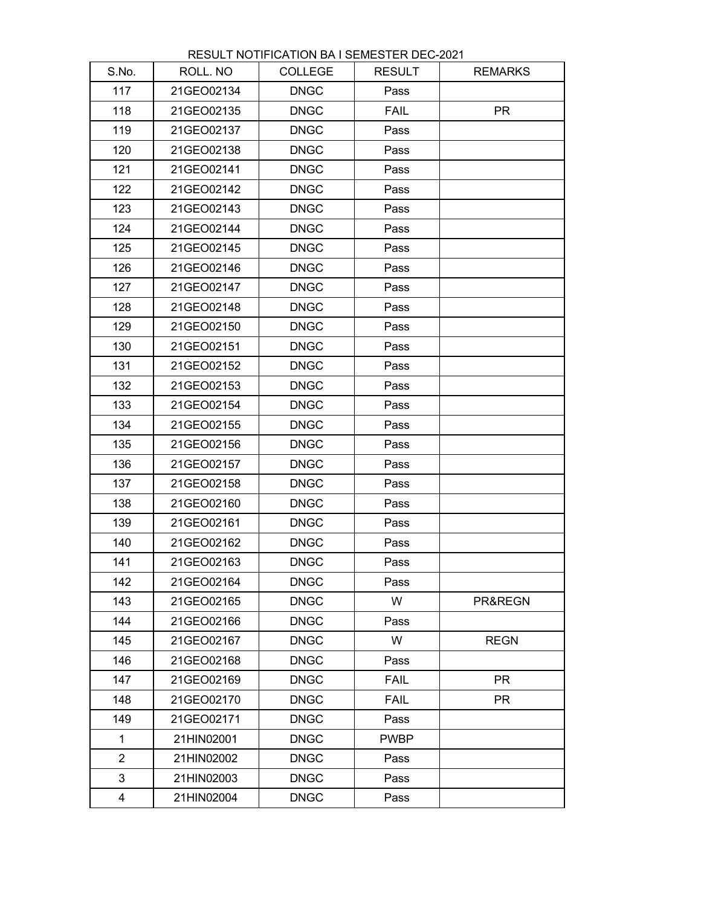RESULT NOTIFICATION BA I SEMESTER DEC-2021

| S.No. | ROLL. NO | COLLEGE | RESULT | REMARKS |
|---|---|---|---|---|
| 117 | 21GEO02134 | DNGC | Pass | |
| 118 | 21GEO02135 | DNGC | FAIL | PR |
| 119 | 21GEO02137 | DNGC | Pass | |
| 120 | 21GEO02138 | DNGC | Pass | |
| 121 | 21GEO02141 | DNGC | Pass | |
| 122 | 21GEO02142 | DNGC | Pass | |
| 123 | 21GEO02143 | DNGC | Pass | |
| 124 | 21GEO02144 | DNGC | Pass | |
| 125 | 21GEO02145 | DNGC | Pass | |
| 126 | 21GEO02146 | DNGC | Pass | |
| 127 | 21GEO02147 | DNGC | Pass | |
| 128 | 21GEO02148 | DNGC | Pass | |
| 129 | 21GEO02150 | DNGC | Pass | |
| 130 | 21GEO02151 | DNGC | Pass | |
| 131 | 21GEO02152 | DNGC | Pass | |
| 132 | 21GEO02153 | DNGC | Pass | |
| 133 | 21GEO02154 | DNGC | Pass | |
| 134 | 21GEO02155 | DNGC | Pass | |
| 135 | 21GEO02156 | DNGC | Pass | |
| 136 | 21GEO02157 | DNGC | Pass | |
| 137 | 21GEO02158 | DNGC | Pass | |
| 138 | 21GEO02160 | DNGC | Pass | |
| 139 | 21GEO02161 | DNGC | Pass | |
| 140 | 21GEO02162 | DNGC | Pass | |
| 141 | 21GEO02163 | DNGC | Pass | |
| 142 | 21GEO02164 | DNGC | Pass | |
| 143 | 21GEO02165 | DNGC | W | PR&REGN |
| 144 | 21GEO02166 | DNGC | Pass | |
| 145 | 21GEO02167 | DNGC | W | REGN |
| 146 | 21GEO02168 | DNGC | Pass | |
| 147 | 21GEO02169 | DNGC | FAIL | PR |
| 148 | 21GEO02170 | DNGC | FAIL | PR |
| 149 | 21GEO02171 | DNGC | Pass | |
| 1 | 21HIN02001 | DNGC | PWBP | |
| 2 | 21HIN02002 | DNGC | Pass | |
| 3 | 21HIN02003 | DNGC | Pass | |
| 4 | 21HIN02004 | DNGC | Pass | |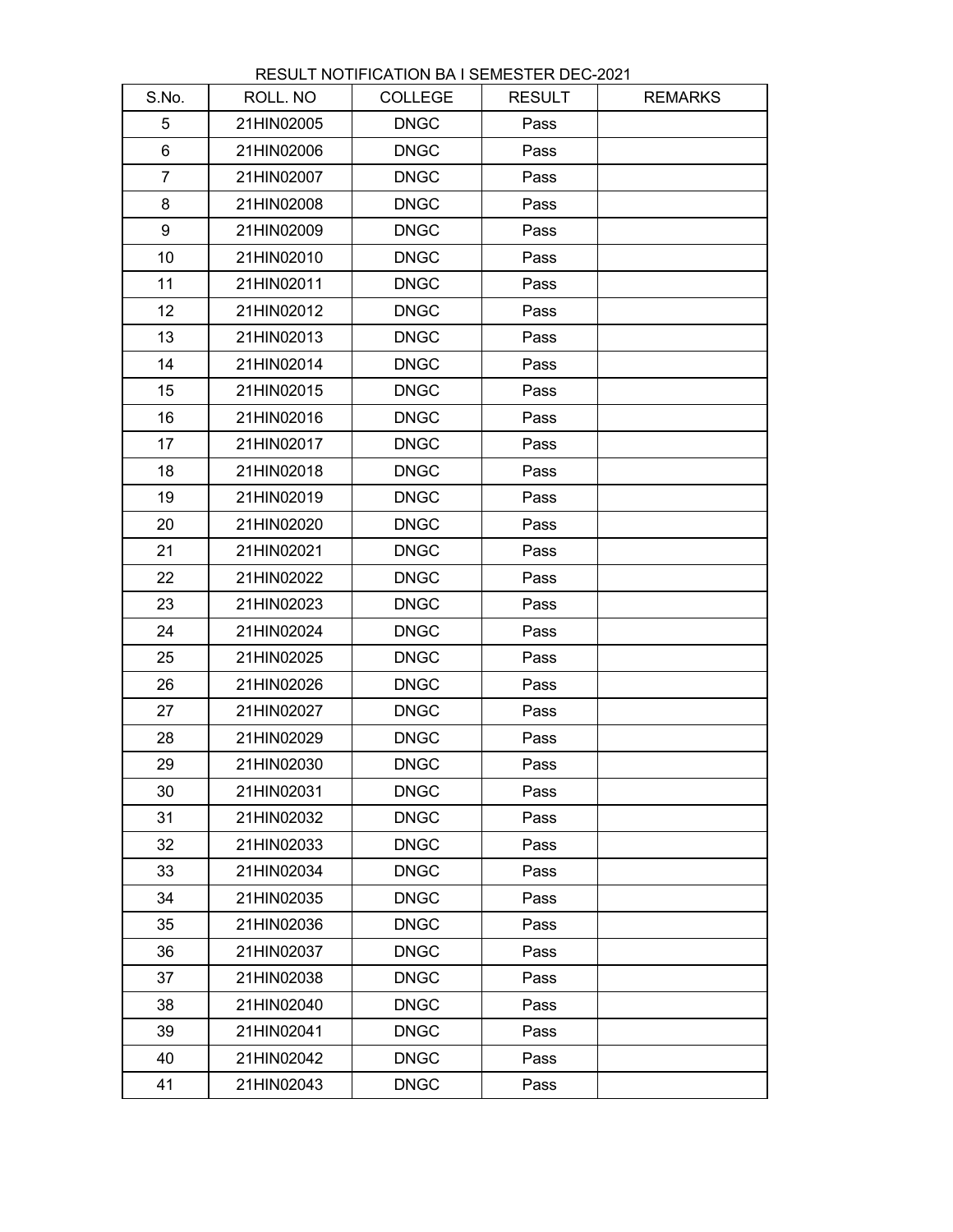RESULT NOTIFICATION BA I SEMESTER DEC-2021

| S.No. | ROLL. NO | COLLEGE | RESULT | REMARKS |
|---|---|---|---|---|
| 5 | 21HIN02005 | DNGC | Pass | |
| 6 | 21HIN02006 | DNGC | Pass | |
| 7 | 21HIN02007 | DNGC | Pass | |
| 8 | 21HIN02008 | DNGC | Pass | |
| 9 | 21HIN02009 | DNGC | Pass | |
| 10 | 21HIN02010 | DNGC | Pass | |
| 11 | 21HIN02011 | DNGC | Pass | |
| 12 | 21HIN02012 | DNGC | Pass | |
| 13 | 21HIN02013 | DNGC | Pass | |
| 14 | 21HIN02014 | DNGC | Pass | |
| 15 | 21HIN02015 | DNGC | Pass | |
| 16 | 21HIN02016 | DNGC | Pass | |
| 17 | 21HIN02017 | DNGC | Pass | |
| 18 | 21HIN02018 | DNGC | Pass | |
| 19 | 21HIN02019 | DNGC | Pass | |
| 20 | 21HIN02020 | DNGC | Pass | |
| 21 | 21HIN02021 | DNGC | Pass | |
| 22 | 21HIN02022 | DNGC | Pass | |
| 23 | 21HIN02023 | DNGC | Pass | |
| 24 | 21HIN02024 | DNGC | Pass | |
| 25 | 21HIN02025 | DNGC | Pass | |
| 26 | 21HIN02026 | DNGC | Pass | |
| 27 | 21HIN02027 | DNGC | Pass | |
| 28 | 21HIN02029 | DNGC | Pass | |
| 29 | 21HIN02030 | DNGC | Pass | |
| 30 | 21HIN02031 | DNGC | Pass | |
| 31 | 21HIN02032 | DNGC | Pass | |
| 32 | 21HIN02033 | DNGC | Pass | |
| 33 | 21HIN02034 | DNGC | Pass | |
| 34 | 21HIN02035 | DNGC | Pass | |
| 35 | 21HIN02036 | DNGC | Pass | |
| 36 | 21HIN02037 | DNGC | Pass | |
| 37 | 21HIN02038 | DNGC | Pass | |
| 38 | 21HIN02040 | DNGC | Pass | |
| 39 | 21HIN02041 | DNGC | Pass | |
| 40 | 21HIN02042 | DNGC | Pass | |
| 41 | 21HIN02043 | DNGC | Pass | |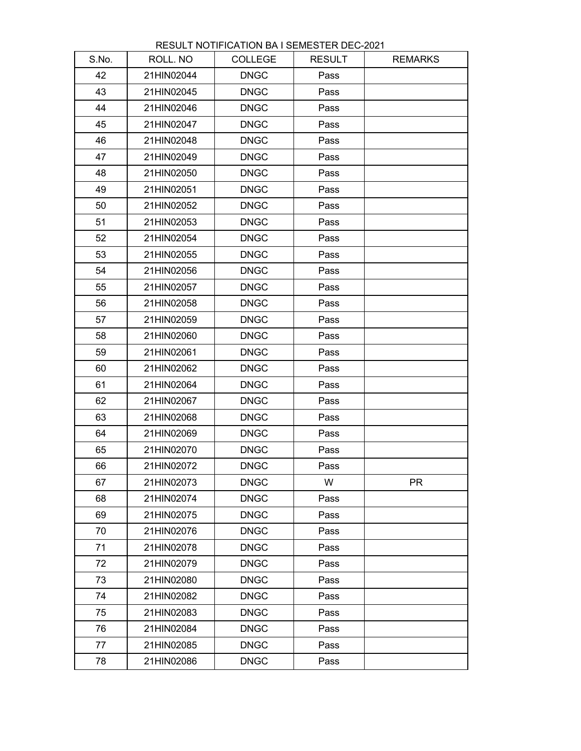RESULT NOTIFICATION BA I SEMESTER DEC-2021

| S.No. | ROLL. NO | COLLEGE | RESULT | REMARKS |
|---|---|---|---|---|
| 42 | 21HIN02044 | DNGC | Pass | |
| 43 | 21HIN02045 | DNGC | Pass | |
| 44 | 21HIN02046 | DNGC | Pass | |
| 45 | 21HIN02047 | DNGC | Pass | |
| 46 | 21HIN02048 | DNGC | Pass | |
| 47 | 21HIN02049 | DNGC | Pass | |
| 48 | 21HIN02050 | DNGC | Pass | |
| 49 | 21HIN02051 | DNGC | Pass | |
| 50 | 21HIN02052 | DNGC | Pass | |
| 51 | 21HIN02053 | DNGC | Pass | |
| 52 | 21HIN02054 | DNGC | Pass | |
| 53 | 21HIN02055 | DNGC | Pass | |
| 54 | 21HIN02056 | DNGC | Pass | |
| 55 | 21HIN02057 | DNGC | Pass | |
| 56 | 21HIN02058 | DNGC | Pass | |
| 57 | 21HIN02059 | DNGC | Pass | |
| 58 | 21HIN02060 | DNGC | Pass | |
| 59 | 21HIN02061 | DNGC | Pass | |
| 60 | 21HIN02062 | DNGC | Pass | |
| 61 | 21HIN02064 | DNGC | Pass | |
| 62 | 21HIN02067 | DNGC | Pass | |
| 63 | 21HIN02068 | DNGC | Pass | |
| 64 | 21HIN02069 | DNGC | Pass | |
| 65 | 21HIN02070 | DNGC | Pass | |
| 66 | 21HIN02072 | DNGC | Pass | |
| 67 | 21HIN02073 | DNGC | W | PR |
| 68 | 21HIN02074 | DNGC | Pass | |
| 69 | 21HIN02075 | DNGC | Pass | |
| 70 | 21HIN02076 | DNGC | Pass | |
| 71 | 21HIN02078 | DNGC | Pass | |
| 72 | 21HIN02079 | DNGC | Pass | |
| 73 | 21HIN02080 | DNGC | Pass | |
| 74 | 21HIN02082 | DNGC | Pass | |
| 75 | 21HIN02083 | DNGC | Pass | |
| 76 | 21HIN02084 | DNGC | Pass | |
| 77 | 21HIN02085 | DNGC | Pass | |
| 78 | 21HIN02086 | DNGC | Pass | |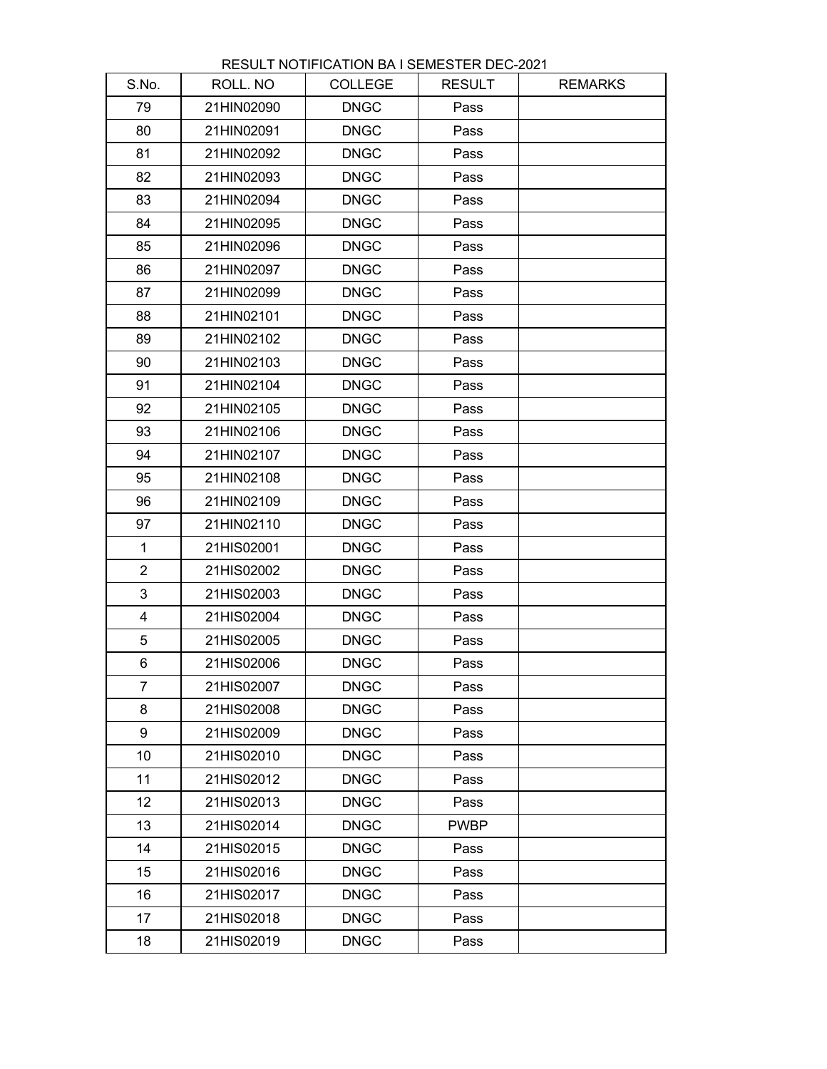RESULT NOTIFICATION BA I SEMESTER DEC-2021

| S.No. | ROLL. NO | COLLEGE | RESULT | REMARKS |
|---|---|---|---|---|
| 79 | 21HIN02090 | DNGC | Pass | |
| 80 | 21HIN02091 | DNGC | Pass | |
| 81 | 21HIN02092 | DNGC | Pass | |
| 82 | 21HIN02093 | DNGC | Pass | |
| 83 | 21HIN02094 | DNGC | Pass | |
| 84 | 21HIN02095 | DNGC | Pass | |
| 85 | 21HIN02096 | DNGC | Pass | |
| 86 | 21HIN02097 | DNGC | Pass | |
| 87 | 21HIN02099 | DNGC | Pass | |
| 88 | 21HIN02101 | DNGC | Pass | |
| 89 | 21HIN02102 | DNGC | Pass | |
| 90 | 21HIN02103 | DNGC | Pass | |
| 91 | 21HIN02104 | DNGC | Pass | |
| 92 | 21HIN02105 | DNGC | Pass | |
| 93 | 21HIN02106 | DNGC | Pass | |
| 94 | 21HIN02107 | DNGC | Pass | |
| 95 | 21HIN02108 | DNGC | Pass | |
| 96 | 21HIN02109 | DNGC | Pass | |
| 97 | 21HIN02110 | DNGC | Pass | |
| 1 | 21HIS02001 | DNGC | Pass | |
| 2 | 21HIS02002 | DNGC | Pass | |
| 3 | 21HIS02003 | DNGC | Pass | |
| 4 | 21HIS02004 | DNGC | Pass | |
| 5 | 21HIS02005 | DNGC | Pass | |
| 6 | 21HIS02006 | DNGC | Pass | |
| 7 | 21HIS02007 | DNGC | Pass | |
| 8 | 21HIS02008 | DNGC | Pass | |
| 9 | 21HIS02009 | DNGC | Pass | |
| 10 | 21HIS02010 | DNGC | Pass | |
| 11 | 21HIS02012 | DNGC | Pass | |
| 12 | 21HIS02013 | DNGC | Pass | |
| 13 | 21HIS02014 | DNGC | PWBP | |
| 14 | 21HIS02015 | DNGC | Pass | |
| 15 | 21HIS02016 | DNGC | Pass | |
| 16 | 21HIS02017 | DNGC | Pass | |
| 17 | 21HIS02018 | DNGC | Pass | |
| 18 | 21HIS02019 | DNGC | Pass | |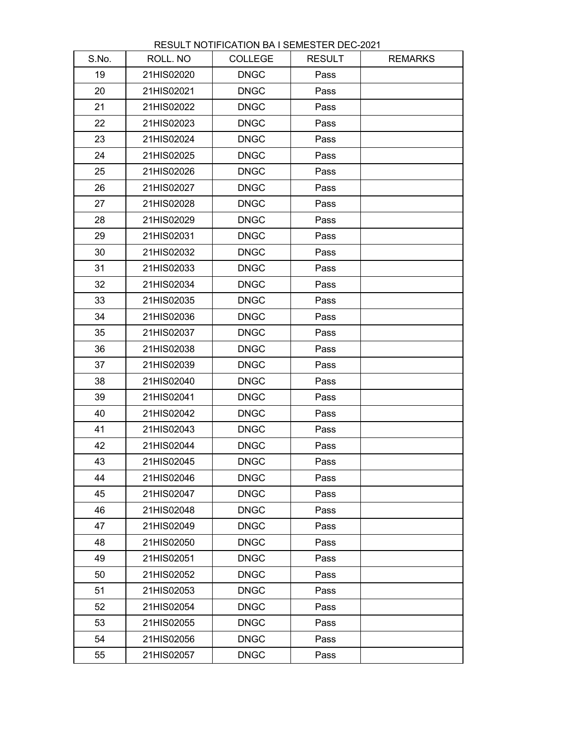RESULT NOTIFICATION BA I SEMESTER DEC-2021

| S.No. | ROLL. NO | COLLEGE | RESULT | REMARKS |
|---|---|---|---|---|
| 19 | 21HIS02020 | DNGC | Pass | |
| 20 | 21HIS02021 | DNGC | Pass | |
| 21 | 21HIS02022 | DNGC | Pass | |
| 22 | 21HIS02023 | DNGC | Pass | |
| 23 | 21HIS02024 | DNGC | Pass | |
| 24 | 21HIS02025 | DNGC | Pass | |
| 25 | 21HIS02026 | DNGC | Pass | |
| 26 | 21HIS02027 | DNGC | Pass | |
| 27 | 21HIS02028 | DNGC | Pass | |
| 28 | 21HIS02029 | DNGC | Pass | |
| 29 | 21HIS02031 | DNGC | Pass | |
| 30 | 21HIS02032 | DNGC | Pass | |
| 31 | 21HIS02033 | DNGC | Pass | |
| 32 | 21HIS02034 | DNGC | Pass | |
| 33 | 21HIS02035 | DNGC | Pass | |
| 34 | 21HIS02036 | DNGC | Pass | |
| 35 | 21HIS02037 | DNGC | Pass | |
| 36 | 21HIS02038 | DNGC | Pass | |
| 37 | 21HIS02039 | DNGC | Pass | |
| 38 | 21HIS02040 | DNGC | Pass | |
| 39 | 21HIS02041 | DNGC | Pass | |
| 40 | 21HIS02042 | DNGC | Pass | |
| 41 | 21HIS02043 | DNGC | Pass | |
| 42 | 21HIS02044 | DNGC | Pass | |
| 43 | 21HIS02045 | DNGC | Pass | |
| 44 | 21HIS02046 | DNGC | Pass | |
| 45 | 21HIS02047 | DNGC | Pass | |
| 46 | 21HIS02048 | DNGC | Pass | |
| 47 | 21HIS02049 | DNGC | Pass | |
| 48 | 21HIS02050 | DNGC | Pass | |
| 49 | 21HIS02051 | DNGC | Pass | |
| 50 | 21HIS02052 | DNGC | Pass | |
| 51 | 21HIS02053 | DNGC | Pass | |
| 52 | 21HIS02054 | DNGC | Pass | |
| 53 | 21HIS02055 | DNGC | Pass | |
| 54 | 21HIS02056 | DNGC | Pass | |
| 55 | 21HIS02057 | DNGC | Pass | |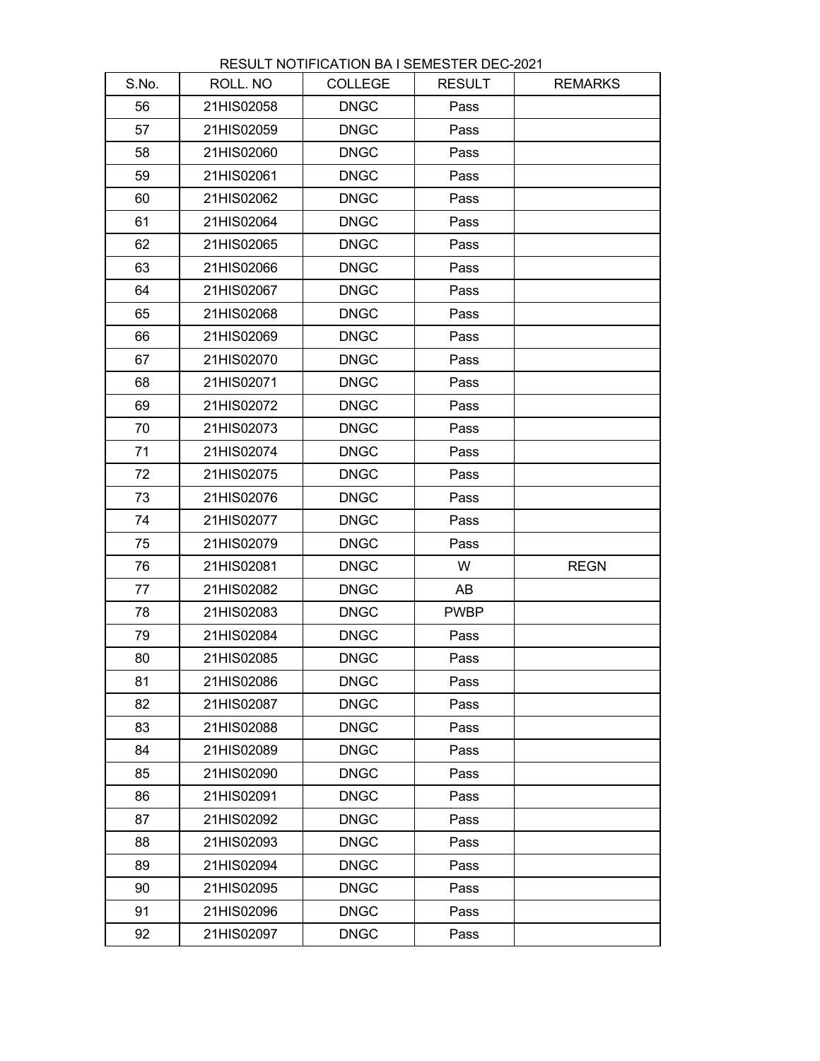RESULT NOTIFICATION BA I SEMESTER DEC-2021

| S.No. | ROLL. NO | COLLEGE | RESULT | REMARKS |
|---|---|---|---|---|
| 56 | 21HIS02058 | DNGC | Pass | |
| 57 | 21HIS02059 | DNGC | Pass | |
| 58 | 21HIS02060 | DNGC | Pass | |
| 59 | 21HIS02061 | DNGC | Pass | |
| 60 | 21HIS02062 | DNGC | Pass | |
| 61 | 21HIS02064 | DNGC | Pass | |
| 62 | 21HIS02065 | DNGC | Pass | |
| 63 | 21HIS02066 | DNGC | Pass | |
| 64 | 21HIS02067 | DNGC | Pass | |
| 65 | 21HIS02068 | DNGC | Pass | |
| 66 | 21HIS02069 | DNGC | Pass | |
| 67 | 21HIS02070 | DNGC | Pass | |
| 68 | 21HIS02071 | DNGC | Pass | |
| 69 | 21HIS02072 | DNGC | Pass | |
| 70 | 21HIS02073 | DNGC | Pass | |
| 71 | 21HIS02074 | DNGC | Pass | |
| 72 | 21HIS02075 | DNGC | Pass | |
| 73 | 21HIS02076 | DNGC | Pass | |
| 74 | 21HIS02077 | DNGC | Pass | |
| 75 | 21HIS02079 | DNGC | Pass | |
| 76 | 21HIS02081 | DNGC | W | REGN |
| 77 | 21HIS02082 | DNGC | AB | |
| 78 | 21HIS02083 | DNGC | PWBP | |
| 79 | 21HIS02084 | DNGC | Pass | |
| 80 | 21HIS02085 | DNGC | Pass | |
| 81 | 21HIS02086 | DNGC | Pass | |
| 82 | 21HIS02087 | DNGC | Pass | |
| 83 | 21HIS02088 | DNGC | Pass | |
| 84 | 21HIS02089 | DNGC | Pass | |
| 85 | 21HIS02090 | DNGC | Pass | |
| 86 | 21HIS02091 | DNGC | Pass | |
| 87 | 21HIS02092 | DNGC | Pass | |
| 88 | 21HIS02093 | DNGC | Pass | |
| 89 | 21HIS02094 | DNGC | Pass | |
| 90 | 21HIS02095 | DNGC | Pass | |
| 91 | 21HIS02096 | DNGC | Pass | |
| 92 | 21HIS02097 | DNGC | Pass | |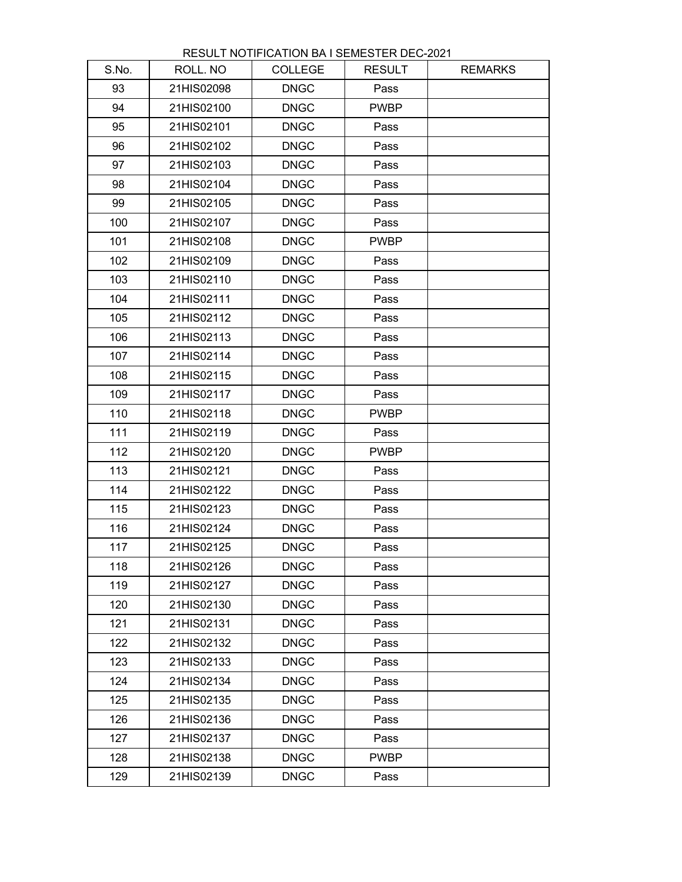RESULT NOTIFICATION BA I SEMESTER DEC-2021

| S.No. | ROLL. NO | COLLEGE | RESULT | REMARKS |
|---|---|---|---|---|
| 93 | 21HIS02098 | DNGC | Pass | |
| 94 | 21HIS02100 | DNGC | PWBP | |
| 95 | 21HIS02101 | DNGC | Pass | |
| 96 | 21HIS02102 | DNGC | Pass | |
| 97 | 21HIS02103 | DNGC | Pass | |
| 98 | 21HIS02104 | DNGC | Pass | |
| 99 | 21HIS02105 | DNGC | Pass | |
| 100 | 21HIS02107 | DNGC | Pass | |
| 101 | 21HIS02108 | DNGC | PWBP | |
| 102 | 21HIS02109 | DNGC | Pass | |
| 103 | 21HIS02110 | DNGC | Pass | |
| 104 | 21HIS02111 | DNGC | Pass | |
| 105 | 21HIS02112 | DNGC | Pass | |
| 106 | 21HIS02113 | DNGC | Pass | |
| 107 | 21HIS02114 | DNGC | Pass | |
| 108 | 21HIS02115 | DNGC | Pass | |
| 109 | 21HIS02117 | DNGC | Pass | |
| 110 | 21HIS02118 | DNGC | PWBP | |
| 111 | 21HIS02119 | DNGC | Pass | |
| 112 | 21HIS02120 | DNGC | PWBP | |
| 113 | 21HIS02121 | DNGC | Pass | |
| 114 | 21HIS02122 | DNGC | Pass | |
| 115 | 21HIS02123 | DNGC | Pass | |
| 116 | 21HIS02124 | DNGC | Pass | |
| 117 | 21HIS02125 | DNGC | Pass | |
| 118 | 21HIS02126 | DNGC | Pass | |
| 119 | 21HIS02127 | DNGC | Pass | |
| 120 | 21HIS02130 | DNGC | Pass | |
| 121 | 21HIS02131 | DNGC | Pass | |
| 122 | 21HIS02132 | DNGC | Pass | |
| 123 | 21HIS02133 | DNGC | Pass | |
| 124 | 21HIS02134 | DNGC | Pass | |
| 125 | 21HIS02135 | DNGC | Pass | |
| 126 | 21HIS02136 | DNGC | Pass | |
| 127 | 21HIS02137 | DNGC | Pass | |
| 128 | 21HIS02138 | DNGC | PWBP | |
| 129 | 21HIS02139 | DNGC | Pass | |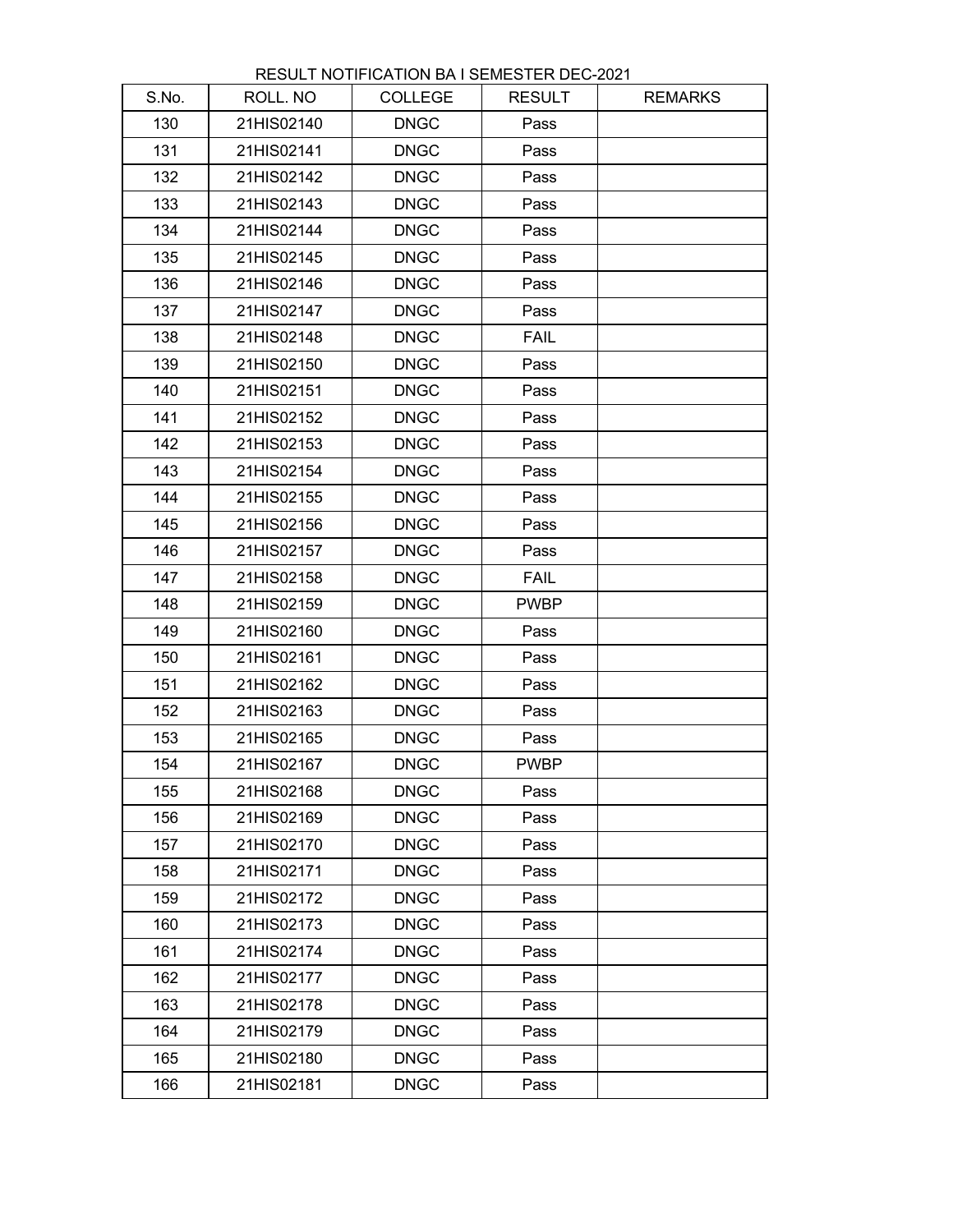RESULT NOTIFICATION BA I SEMESTER DEC-2021

| S.No. | ROLL. NO | COLLEGE | RESULT | REMARKS |
|---|---|---|---|---|
| 130 | 21HIS02140 | DNGC | Pass | |
| 131 | 21HIS02141 | DNGC | Pass | |
| 132 | 21HIS02142 | DNGC | Pass | |
| 133 | 21HIS02143 | DNGC | Pass | |
| 134 | 21HIS02144 | DNGC | Pass | |
| 135 | 21HIS02145 | DNGC | Pass | |
| 136 | 21HIS02146 | DNGC | Pass | |
| 137 | 21HIS02147 | DNGC | Pass | |
| 138 | 21HIS02148 | DNGC | FAIL | |
| 139 | 21HIS02150 | DNGC | Pass | |
| 140 | 21HIS02151 | DNGC | Pass | |
| 141 | 21HIS02152 | DNGC | Pass | |
| 142 | 21HIS02153 | DNGC | Pass | |
| 143 | 21HIS02154 | DNGC | Pass | |
| 144 | 21HIS02155 | DNGC | Pass | |
| 145 | 21HIS02156 | DNGC | Pass | |
| 146 | 21HIS02157 | DNGC | Pass | |
| 147 | 21HIS02158 | DNGC | FAIL | |
| 148 | 21HIS02159 | DNGC | PWBP | |
| 149 | 21HIS02160 | DNGC | Pass | |
| 150 | 21HIS02161 | DNGC | Pass | |
| 151 | 21HIS02162 | DNGC | Pass | |
| 152 | 21HIS02163 | DNGC | Pass | |
| 153 | 21HIS02165 | DNGC | Pass | |
| 154 | 21HIS02167 | DNGC | PWBP | |
| 155 | 21HIS02168 | DNGC | Pass | |
| 156 | 21HIS02169 | DNGC | Pass | |
| 157 | 21HIS02170 | DNGC | Pass | |
| 158 | 21HIS02171 | DNGC | Pass | |
| 159 | 21HIS02172 | DNGC | Pass | |
| 160 | 21HIS02173 | DNGC | Pass | |
| 161 | 21HIS02174 | DNGC | Pass | |
| 162 | 21HIS02177 | DNGC | Pass | |
| 163 | 21HIS02178 | DNGC | Pass | |
| 164 | 21HIS02179 | DNGC | Pass | |
| 165 | 21HIS02180 | DNGC | Pass | |
| 166 | 21HIS02181 | DNGC | Pass | |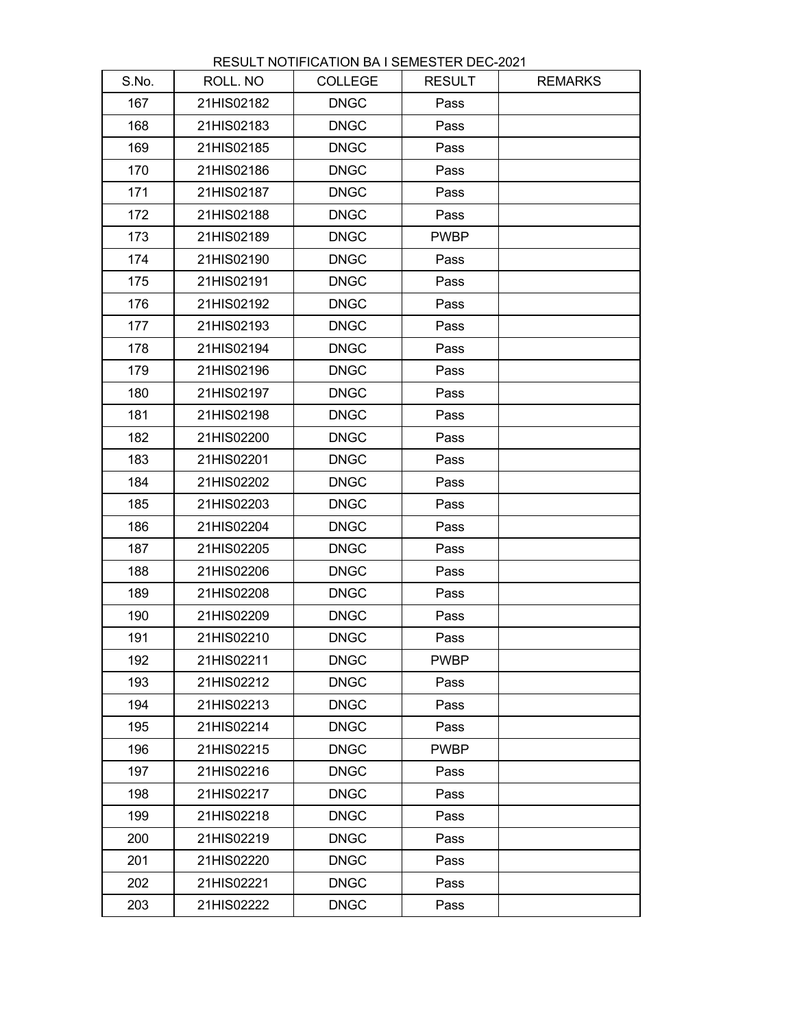RESULT NOTIFICATION BA I SEMESTER DEC-2021

| S.No. | ROLL. NO | COLLEGE | RESULT | REMARKS |
|---|---|---|---|---|
| 167 | 21HIS02182 | DNGC | Pass | |
| 168 | 21HIS02183 | DNGC | Pass | |
| 169 | 21HIS02185 | DNGC | Pass | |
| 170 | 21HIS02186 | DNGC | Pass | |
| 171 | 21HIS02187 | DNGC | Pass | |
| 172 | 21HIS02188 | DNGC | Pass | |
| 173 | 21HIS02189 | DNGC | PWBP | |
| 174 | 21HIS02190 | DNGC | Pass | |
| 175 | 21HIS02191 | DNGC | Pass | |
| 176 | 21HIS02192 | DNGC | Pass | |
| 177 | 21HIS02193 | DNGC | Pass | |
| 178 | 21HIS02194 | DNGC | Pass | |
| 179 | 21HIS02196 | DNGC | Pass | |
| 180 | 21HIS02197 | DNGC | Pass | |
| 181 | 21HIS02198 | DNGC | Pass | |
| 182 | 21HIS02200 | DNGC | Pass | |
| 183 | 21HIS02201 | DNGC | Pass | |
| 184 | 21HIS02202 | DNGC | Pass | |
| 185 | 21HIS02203 | DNGC | Pass | |
| 186 | 21HIS02204 | DNGC | Pass | |
| 187 | 21HIS02205 | DNGC | Pass | |
| 188 | 21HIS02206 | DNGC | Pass | |
| 189 | 21HIS02208 | DNGC | Pass | |
| 190 | 21HIS02209 | DNGC | Pass | |
| 191 | 21HIS02210 | DNGC | Pass | |
| 192 | 21HIS02211 | DNGC | PWBP | |
| 193 | 21HIS02212 | DNGC | Pass | |
| 194 | 21HIS02213 | DNGC | Pass | |
| 195 | 21HIS02214 | DNGC | Pass | |
| 196 | 21HIS02215 | DNGC | PWBP | |
| 197 | 21HIS02216 | DNGC | Pass | |
| 198 | 21HIS02217 | DNGC | Pass | |
| 199 | 21HIS02218 | DNGC | Pass | |
| 200 | 21HIS02219 | DNGC | Pass | |
| 201 | 21HIS02220 | DNGC | Pass | |
| 202 | 21HIS02221 | DNGC | Pass | |
| 203 | 21HIS02222 | DNGC | Pass | |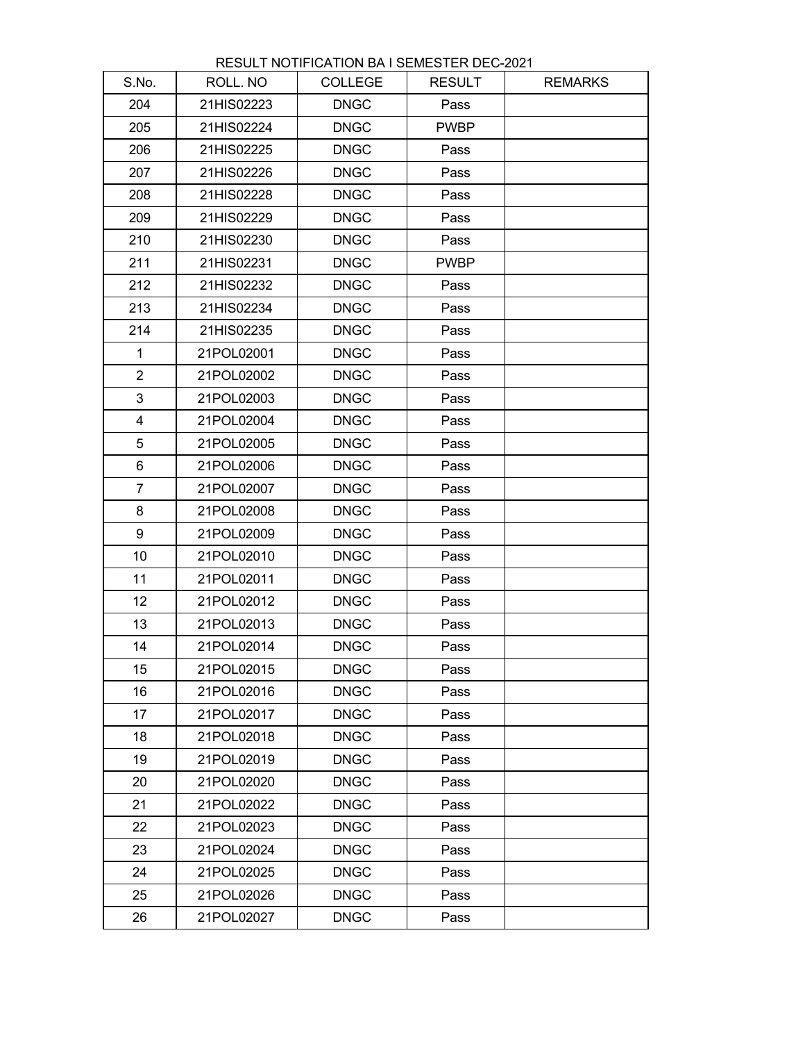RESULT NOTIFICATION BA I SEMESTER DEC-2021

| S.No. | ROLL. NO | COLLEGE | RESULT | REMARKS |
|---|---|---|---|---|
| 204 | 21HIS02223 | DNGC | Pass | |
| 205 | 21HIS02224 | DNGC | PWBP | |
| 206 | 21HIS02225 | DNGC | Pass | |
| 207 | 21HIS02226 | DNGC | Pass | |
| 208 | 21HIS02228 | DNGC | Pass | |
| 209 | 21HIS02229 | DNGC | Pass | |
| 210 | 21HIS02230 | DNGC | Pass | |
| 211 | 21HIS02231 | DNGC | PWBP | |
| 212 | 21HIS02232 | DNGC | Pass | |
| 213 | 21HIS02234 | DNGC | Pass | |
| 214 | 21HIS02235 | DNGC | Pass | |
| 1 | 21POL02001 | DNGC | Pass | |
| 2 | 21POL02002 | DNGC | Pass | |
| 3 | 21POL02003 | DNGC | Pass | |
| 4 | 21POL02004 | DNGC | Pass | |
| 5 | 21POL02005 | DNGC | Pass | |
| 6 | 21POL02006 | DNGC | Pass | |
| 7 | 21POL02007 | DNGC | Pass | |
| 8 | 21POL02008 | DNGC | Pass | |
| 9 | 21POL02009 | DNGC | Pass | |
| 10 | 21POL02010 | DNGC | Pass | |
| 11 | 21POL02011 | DNGC | Pass | |
| 12 | 21POL02012 | DNGC | Pass | |
| 13 | 21POL02013 | DNGC | Pass | |
| 14 | 21POL02014 | DNGC | Pass | |
| 15 | 21POL02015 | DNGC | Pass | |
| 16 | 21POL02016 | DNGC | Pass | |
| 17 | 21POL02017 | DNGC | Pass | |
| 18 | 21POL02018 | DNGC | Pass | |
| 19 | 21POL02019 | DNGC | Pass | |
| 20 | 21POL02020 | DNGC | Pass | |
| 21 | 21POL02022 | DNGC | Pass | |
| 22 | 21POL02023 | DNGC | Pass | |
| 23 | 21POL02024 | DNGC | Pass | |
| 24 | 21POL02025 | DNGC | Pass | |
| 25 | 21POL02026 | DNGC | Pass | |
| 26 | 21POL02027 | DNGC | Pass | |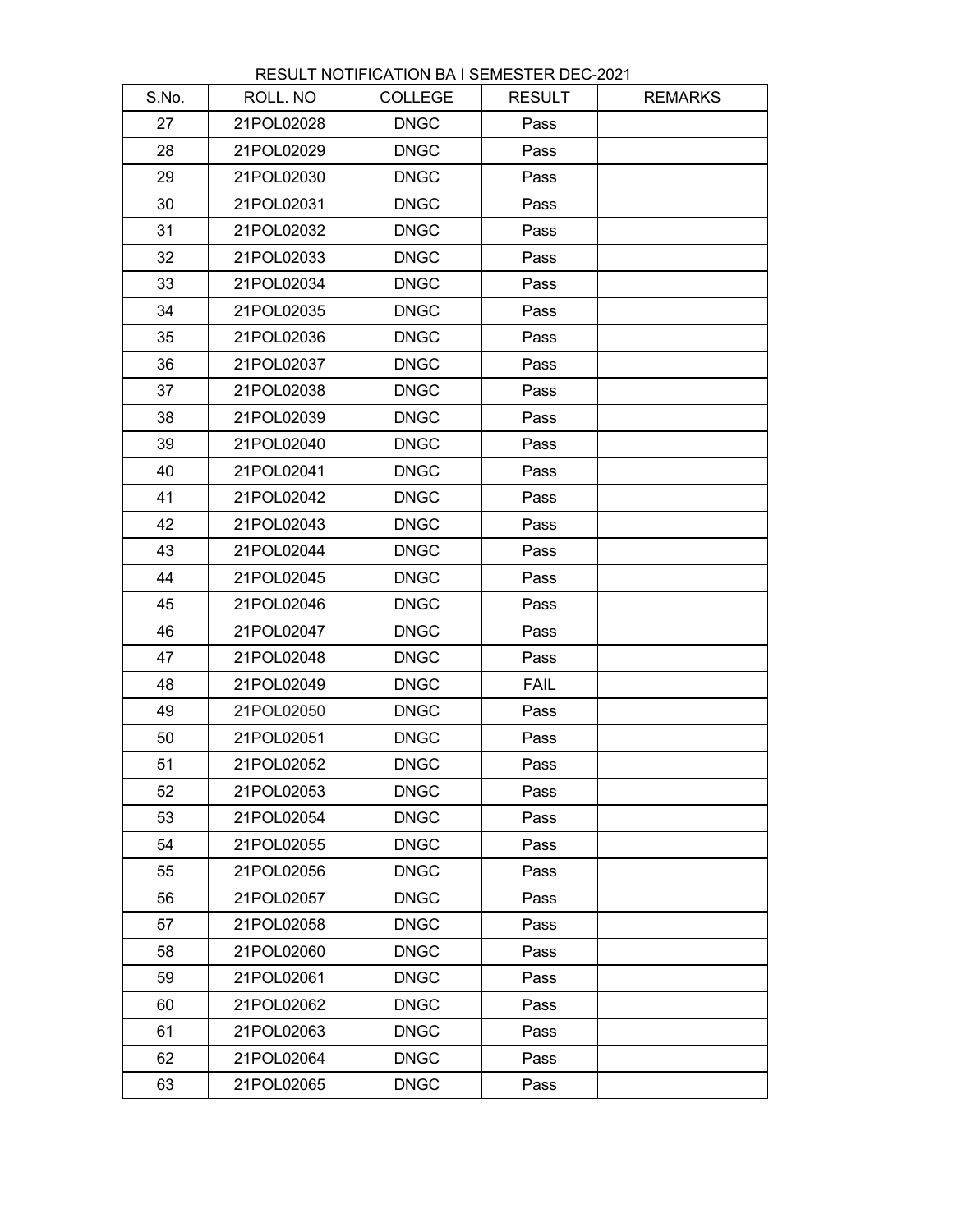RESULT NOTIFICATION BA I SEMESTER DEC-2021

| S.No. | ROLL. NO | COLLEGE | RESULT | REMARKS |
|---|---|---|---|---|
| 27 | 21POL02028 | DNGC | Pass | |
| 28 | 21POL02029 | DNGC | Pass | |
| 29 | 21POL02030 | DNGC | Pass | |
| 30 | 21POL02031 | DNGC | Pass | |
| 31 | 21POL02032 | DNGC | Pass | |
| 32 | 21POL02033 | DNGC | Pass | |
| 33 | 21POL02034 | DNGC | Pass | |
| 34 | 21POL02035 | DNGC | Pass | |
| 35 | 21POL02036 | DNGC | Pass | |
| 36 | 21POL02037 | DNGC | Pass | |
| 37 | 21POL02038 | DNGC | Pass | |
| 38 | 21POL02039 | DNGC | Pass | |
| 39 | 21POL02040 | DNGC | Pass | |
| 40 | 21POL02041 | DNGC | Pass | |
| 41 | 21POL02042 | DNGC | Pass | |
| 42 | 21POL02043 | DNGC | Pass | |
| 43 | 21POL02044 | DNGC | Pass | |
| 44 | 21POL02045 | DNGC | Pass | |
| 45 | 21POL02046 | DNGC | Pass | |
| 46 | 21POL02047 | DNGC | Pass | |
| 47 | 21POL02048 | DNGC | Pass | |
| 48 | 21POL02049 | DNGC | FAIL | |
| 49 | 21POL02050 | DNGC | Pass | |
| 50 | 21POL02051 | DNGC | Pass | |
| 51 | 21POL02052 | DNGC | Pass | |
| 52 | 21POL02053 | DNGC | Pass | |
| 53 | 21POL02054 | DNGC | Pass | |
| 54 | 21POL02055 | DNGC | Pass | |
| 55 | 21POL02056 | DNGC | Pass | |
| 56 | 21POL02057 | DNGC | Pass | |
| 57 | 21POL02058 | DNGC | Pass | |
| 58 | 21POL02060 | DNGC | Pass | |
| 59 | 21POL02061 | DNGC | Pass | |
| 60 | 21POL02062 | DNGC | Pass | |
| 61 | 21POL02063 | DNGC | Pass | |
| 62 | 21POL02064 | DNGC | Pass | |
| 63 | 21POL02065 | DNGC | Pass | |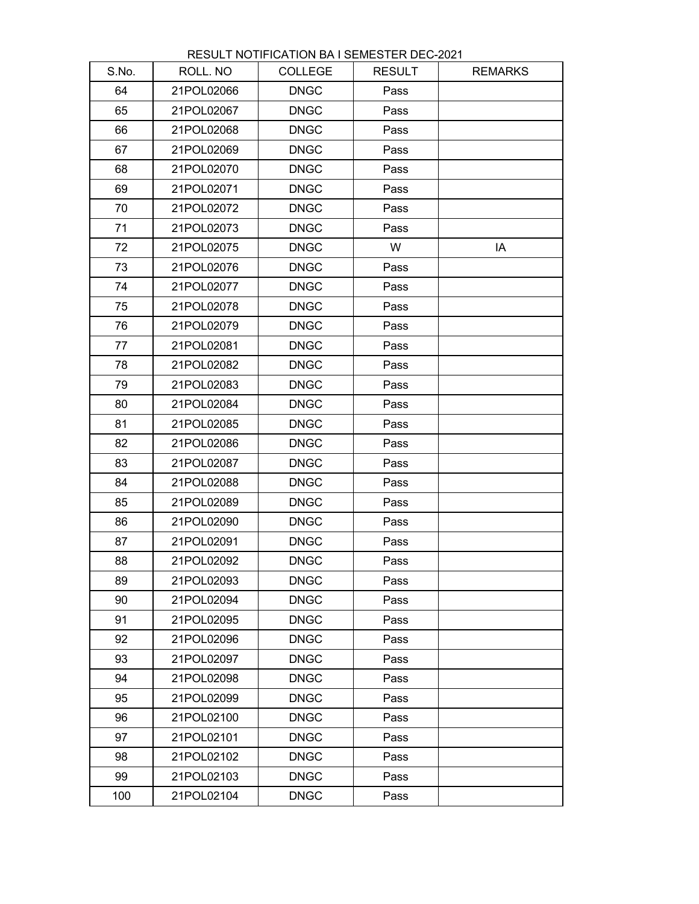RESULT NOTIFICATION BA I SEMESTER DEC-2021

| S.No. | ROLL. NO | COLLEGE | RESULT | REMARKS |
|---|---|---|---|---|
| 64 | 21POL02066 | DNGC | Pass | |
| 65 | 21POL02067 | DNGC | Pass | |
| 66 | 21POL02068 | DNGC | Pass | |
| 67 | 21POL02069 | DNGC | Pass | |
| 68 | 21POL02070 | DNGC | Pass | |
| 69 | 21POL02071 | DNGC | Pass | |
| 70 | 21POL02072 | DNGC | Pass | |
| 71 | 21POL02073 | DNGC | Pass | |
| 72 | 21POL02075 | DNGC | W | IA |
| 73 | 21POL02076 | DNGC | Pass | |
| 74 | 21POL02077 | DNGC | Pass | |
| 75 | 21POL02078 | DNGC | Pass | |
| 76 | 21POL02079 | DNGC | Pass | |
| 77 | 21POL02081 | DNGC | Pass | |
| 78 | 21POL02082 | DNGC | Pass | |
| 79 | 21POL02083 | DNGC | Pass | |
| 80 | 21POL02084 | DNGC | Pass | |
| 81 | 21POL02085 | DNGC | Pass | |
| 82 | 21POL02086 | DNGC | Pass | |
| 83 | 21POL02087 | DNGC | Pass | |
| 84 | 21POL02088 | DNGC | Pass | |
| 85 | 21POL02089 | DNGC | Pass | |
| 86 | 21POL02090 | DNGC | Pass | |
| 87 | 21POL02091 | DNGC | Pass | |
| 88 | 21POL02092 | DNGC | Pass | |
| 89 | 21POL02093 | DNGC | Pass | |
| 90 | 21POL02094 | DNGC | Pass | |
| 91 | 21POL02095 | DNGC | Pass | |
| 92 | 21POL02096 | DNGC | Pass | |
| 93 | 21POL02097 | DNGC | Pass | |
| 94 | 21POL02098 | DNGC | Pass | |
| 95 | 21POL02099 | DNGC | Pass | |
| 96 | 21POL02100 | DNGC | Pass | |
| 97 | 21POL02101 | DNGC | Pass | |
| 98 | 21POL02102 | DNGC | Pass | |
| 99 | 21POL02103 | DNGC | Pass | |
| 100 | 21POL02104 | DNGC | Pass | |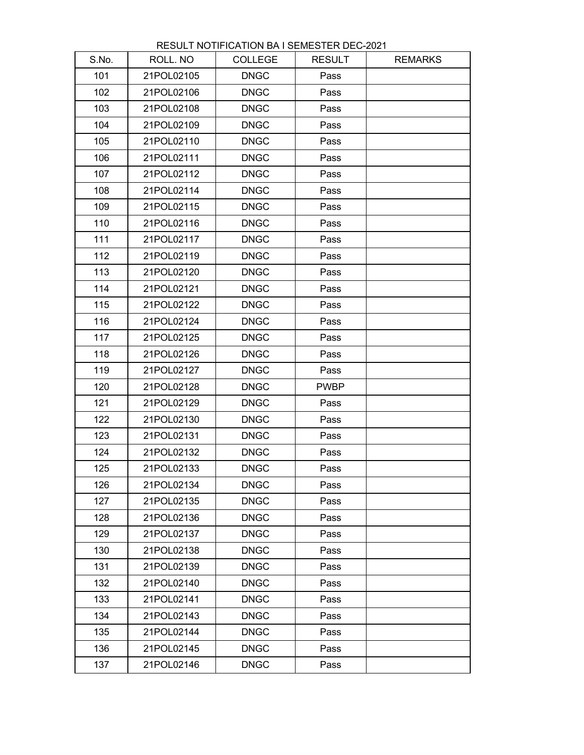RESULT NOTIFICATION BA I SEMESTER DEC-2021

| S.No. | ROLL. NO | COLLEGE | RESULT | REMARKS |
|---|---|---|---|---|
| 101 | 21POL02105 | DNGC | Pass | |
| 102 | 21POL02106 | DNGC | Pass | |
| 103 | 21POL02108 | DNGC | Pass | |
| 104 | 21POL02109 | DNGC | Pass | |
| 105 | 21POL02110 | DNGC | Pass | |
| 106 | 21POL02111 | DNGC | Pass | |
| 107 | 21POL02112 | DNGC | Pass | |
| 108 | 21POL02114 | DNGC | Pass | |
| 109 | 21POL02115 | DNGC | Pass | |
| 110 | 21POL02116 | DNGC | Pass | |
| 111 | 21POL02117 | DNGC | Pass | |
| 112 | 21POL02119 | DNGC | Pass | |
| 113 | 21POL02120 | DNGC | Pass | |
| 114 | 21POL02121 | DNGC | Pass | |
| 115 | 21POL02122 | DNGC | Pass | |
| 116 | 21POL02124 | DNGC | Pass | |
| 117 | 21POL02125 | DNGC | Pass | |
| 118 | 21POL02126 | DNGC | Pass | |
| 119 | 21POL02127 | DNGC | Pass | |
| 120 | 21POL02128 | DNGC | PWBP | |
| 121 | 21POL02129 | DNGC | Pass | |
| 122 | 21POL02130 | DNGC | Pass | |
| 123 | 21POL02131 | DNGC | Pass | |
| 124 | 21POL02132 | DNGC | Pass | |
| 125 | 21POL02133 | DNGC | Pass | |
| 126 | 21POL02134 | DNGC | Pass | |
| 127 | 21POL02135 | DNGC | Pass | |
| 128 | 21POL02136 | DNGC | Pass | |
| 129 | 21POL02137 | DNGC | Pass | |
| 130 | 21POL02138 | DNGC | Pass | |
| 131 | 21POL02139 | DNGC | Pass | |
| 132 | 21POL02140 | DNGC | Pass | |
| 133 | 21POL02141 | DNGC | Pass | |
| 134 | 21POL02143 | DNGC | Pass | |
| 135 | 21POL02144 | DNGC | Pass | |
| 136 | 21POL02145 | DNGC | Pass | |
| 137 | 21POL02146 | DNGC | Pass | |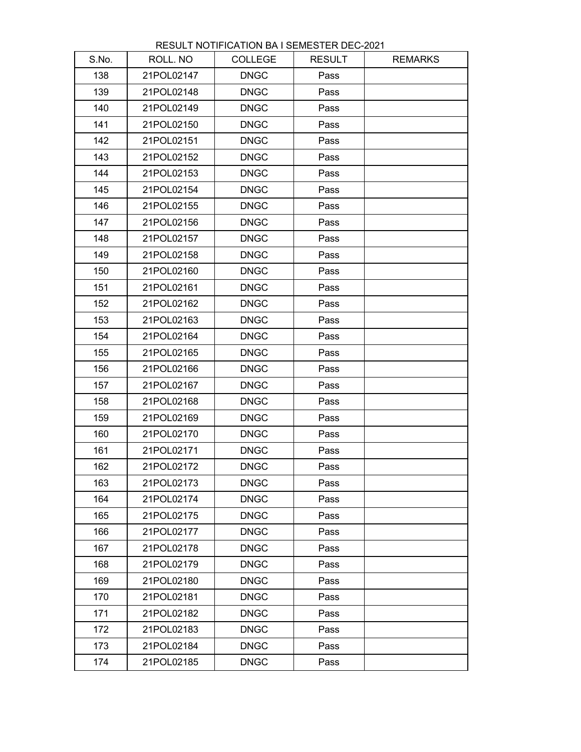RESULT NOTIFICATION BA I SEMESTER DEC-2021

| S.No. | ROLL. NO | COLLEGE | RESULT | REMARKS |
|---|---|---|---|---|
| 138 | 21POL02147 | DNGC | Pass | |
| 139 | 21POL02148 | DNGC | Pass | |
| 140 | 21POL02149 | DNGC | Pass | |
| 141 | 21POL02150 | DNGC | Pass | |
| 142 | 21POL02151 | DNGC | Pass | |
| 143 | 21POL02152 | DNGC | Pass | |
| 144 | 21POL02153 | DNGC | Pass | |
| 145 | 21POL02154 | DNGC | Pass | |
| 146 | 21POL02155 | DNGC | Pass | |
| 147 | 21POL02156 | DNGC | Pass | |
| 148 | 21POL02157 | DNGC | Pass | |
| 149 | 21POL02158 | DNGC | Pass | |
| 150 | 21POL02160 | DNGC | Pass | |
| 151 | 21POL02161 | DNGC | Pass | |
| 152 | 21POL02162 | DNGC | Pass | |
| 153 | 21POL02163 | DNGC | Pass | |
| 154 | 21POL02164 | DNGC | Pass | |
| 155 | 21POL02165 | DNGC | Pass | |
| 156 | 21POL02166 | DNGC | Pass | |
| 157 | 21POL02167 | DNGC | Pass | |
| 158 | 21POL02168 | DNGC | Pass | |
| 159 | 21POL02169 | DNGC | Pass | |
| 160 | 21POL02170 | DNGC | Pass | |
| 161 | 21POL02171 | DNGC | Pass | |
| 162 | 21POL02172 | DNGC | Pass | |
| 163 | 21POL02173 | DNGC | Pass | |
| 164 | 21POL02174 | DNGC | Pass | |
| 165 | 21POL02175 | DNGC | Pass | |
| 166 | 21POL02177 | DNGC | Pass | |
| 167 | 21POL02178 | DNGC | Pass | |
| 168 | 21POL02179 | DNGC | Pass | |
| 169 | 21POL02180 | DNGC | Pass | |
| 170 | 21POL02181 | DNGC | Pass | |
| 171 | 21POL02182 | DNGC | Pass | |
| 172 | 21POL02183 | DNGC | Pass | |
| 173 | 21POL02184 | DNGC | Pass | |
| 174 | 21POL02185 | DNGC | Pass | |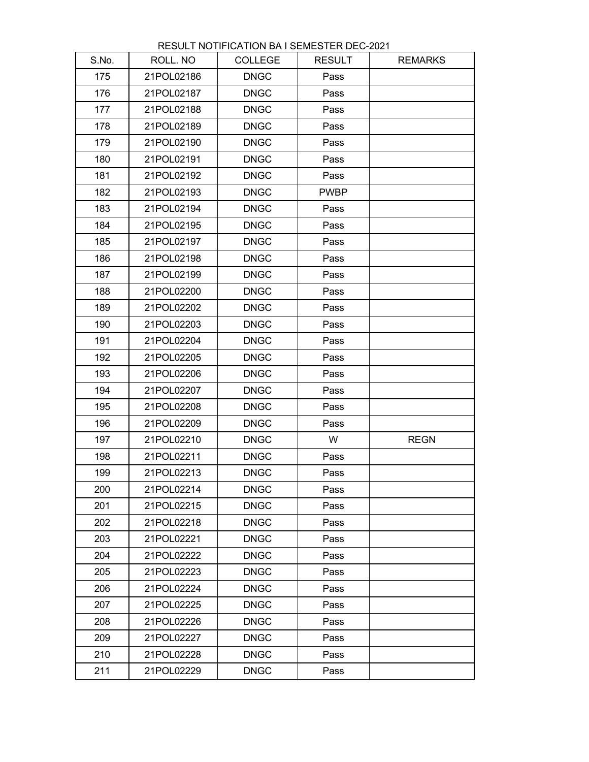RESULT NOTIFICATION BA I SEMESTER DEC-2021

| S.No. | ROLL. NO | COLLEGE | RESULT | REMARKS |
|---|---|---|---|---|
| 175 | 21POL02186 | DNGC | Pass | |
| 176 | 21POL02187 | DNGC | Pass | |
| 177 | 21POL02188 | DNGC | Pass | |
| 178 | 21POL02189 | DNGC | Pass | |
| 179 | 21POL02190 | DNGC | Pass | |
| 180 | 21POL02191 | DNGC | Pass | |
| 181 | 21POL02192 | DNGC | Pass | |
| 182 | 21POL02193 | DNGC | PWBP | |
| 183 | 21POL02194 | DNGC | Pass | |
| 184 | 21POL02195 | DNGC | Pass | |
| 185 | 21POL02197 | DNGC | Pass | |
| 186 | 21POL02198 | DNGC | Pass | |
| 187 | 21POL02199 | DNGC | Pass | |
| 188 | 21POL02200 | DNGC | Pass | |
| 189 | 21POL02202 | DNGC | Pass | |
| 190 | 21POL02203 | DNGC | Pass | |
| 191 | 21POL02204 | DNGC | Pass | |
| 192 | 21POL02205 | DNGC | Pass | |
| 193 | 21POL02206 | DNGC | Pass | |
| 194 | 21POL02207 | DNGC | Pass | |
| 195 | 21POL02208 | DNGC | Pass | |
| 196 | 21POL02209 | DNGC | Pass | |
| 197 | 21POL02210 | DNGC | W | REGN |
| 198 | 21POL02211 | DNGC | Pass | |
| 199 | 21POL02213 | DNGC | Pass | |
| 200 | 21POL02214 | DNGC | Pass | |
| 201 | 21POL02215 | DNGC | Pass | |
| 202 | 21POL02218 | DNGC | Pass | |
| 203 | 21POL02221 | DNGC | Pass | |
| 204 | 21POL02222 | DNGC | Pass | |
| 205 | 21POL02223 | DNGC | Pass | |
| 206 | 21POL02224 | DNGC | Pass | |
| 207 | 21POL02225 | DNGC | Pass | |
| 208 | 21POL02226 | DNGC | Pass | |
| 209 | 21POL02227 | DNGC | Pass | |
| 210 | 21POL02228 | DNGC | Pass | |
| 211 | 21POL02229 | DNGC | Pass | |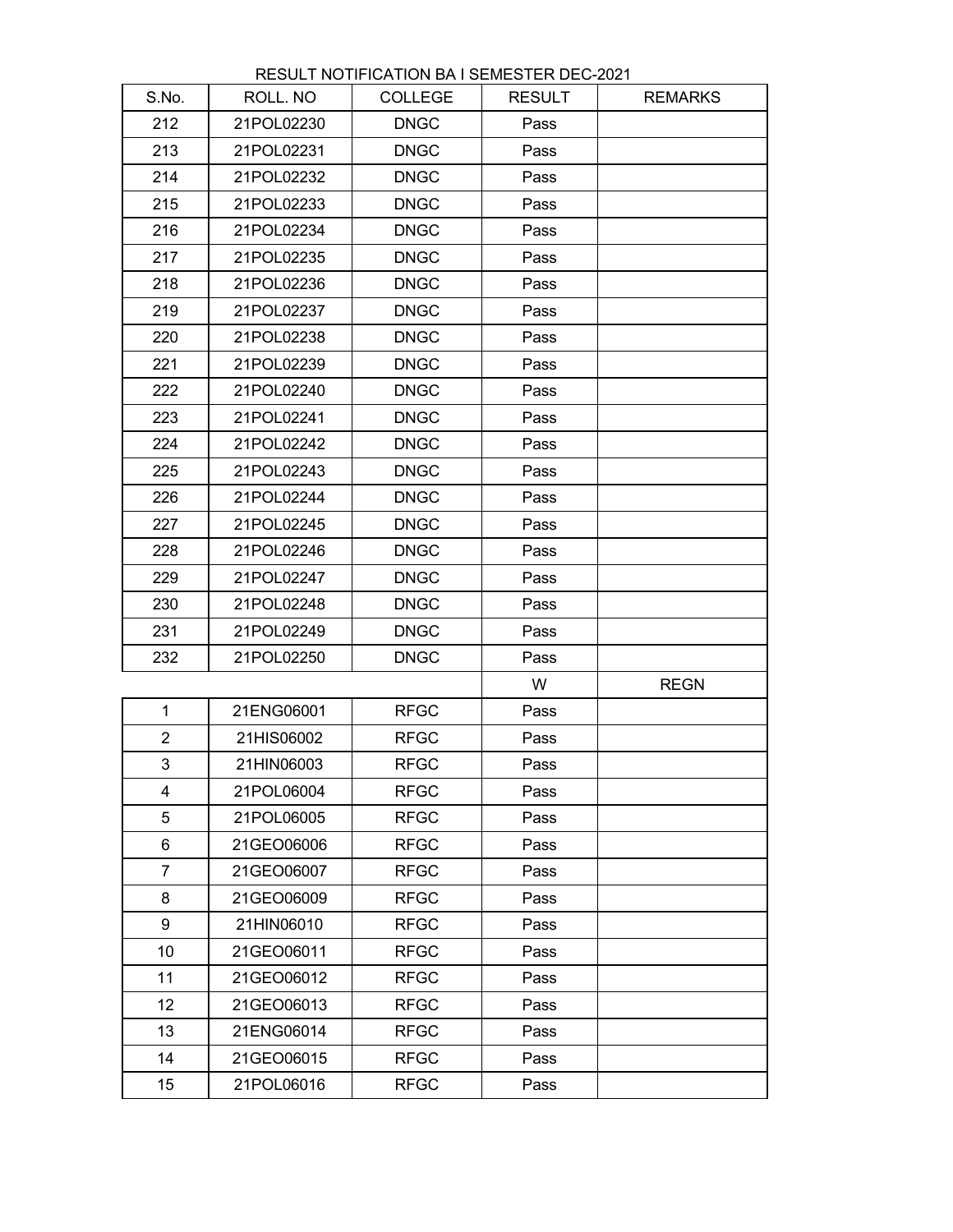RESULT NOTIFICATION BA I SEMESTER DEC-2021

| S.No. | ROLL. NO | COLLEGE | RESULT | REMARKS |
|---|---|---|---|---|
| 212 | 21POL02230 | DNGC | Pass | |
| 213 | 21POL02231 | DNGC | Pass | |
| 214 | 21POL02232 | DNGC | Pass | |
| 215 | 21POL02233 | DNGC | Pass | |
| 216 | 21POL02234 | DNGC | Pass | |
| 217 | 21POL02235 | DNGC | Pass | |
| 218 | 21POL02236 | DNGC | Pass | |
| 219 | 21POL02237 | DNGC | Pass | |
| 220 | 21POL02238 | DNGC | Pass | |
| 221 | 21POL02239 | DNGC | Pass | |
| 222 | 21POL02240 | DNGC | Pass | |
| 223 | 21POL02241 | DNGC | Pass | |
| 224 | 21POL02242 | DNGC | Pass | |
| 225 | 21POL02243 | DNGC | Pass | |
| 226 | 21POL02244 | DNGC | Pass | |
| 227 | 21POL02245 | DNGC | Pass | |
| 228 | 21POL02246 | DNGC | Pass | |
| 229 | 21POL02247 | DNGC | Pass | |
| 230 | 21POL02248 | DNGC | Pass | |
| 231 | 21POL02249 | DNGC | Pass | |
| 232 | 21POL02250 | DNGC | Pass | |
| | | | W | REGN |
| 1 | 21ENG06001 | RFGC | Pass | |
| 2 | 21HIS06002 | RFGC | Pass | |
| 3 | 21HIN06003 | RFGC | Pass | |
| 4 | 21POL06004 | RFGC | Pass | |
| 5 | 21POL06005 | RFGC | Pass | |
| 6 | 21GEO06006 | RFGC | Pass | |
| 7 | 21GEO06007 | RFGC | Pass | |
| 8 | 21GEO06009 | RFGC | Pass | |
| 9 | 21HIN06010 | RFGC | Pass | |
| 10 | 21GEO06011 | RFGC | Pass | |
| 11 | 21GEO06012 | RFGC | Pass | |
| 12 | 21GEO06013 | RFGC | Pass | |
| 13 | 21ENG06014 | RFGC | Pass | |
| 14 | 21GEO06015 | RFGC | Pass | |
| 15 | 21POL06016 | RFGC | Pass | |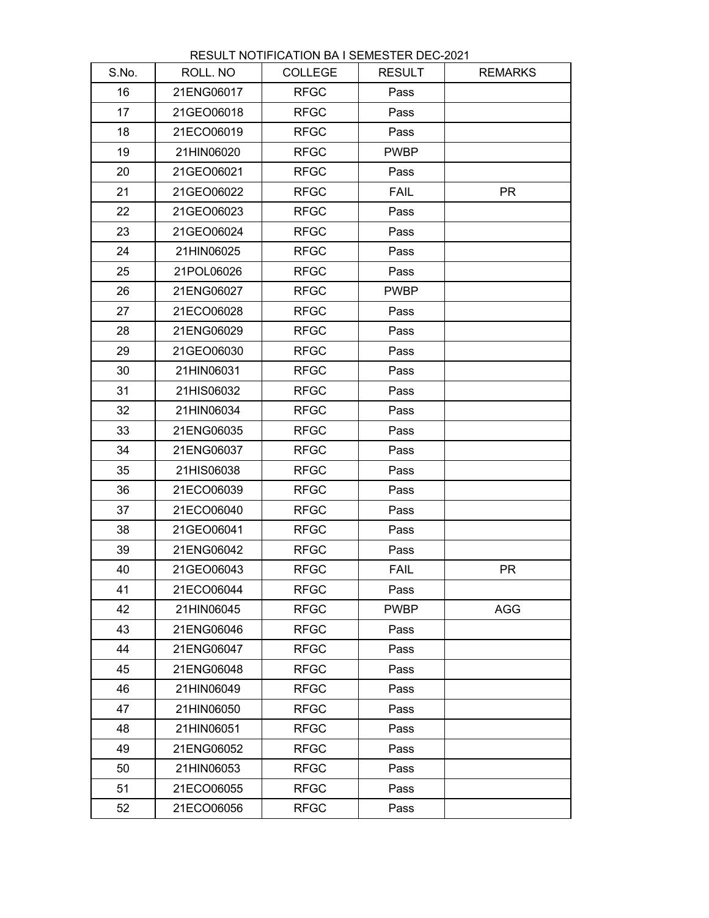RESULT NOTIFICATION BA I SEMESTER DEC-2021

| S.No. | ROLL. NO | COLLEGE | RESULT | REMARKS |
|---|---|---|---|---|
| 16 | 21ENG06017 | RFGC | Pass | |
| 17 | 21GEO06018 | RFGC | Pass | |
| 18 | 21ECO06019 | RFGC | Pass | |
| 19 | 21HIN06020 | RFGC | PWBP | |
| 20 | 21GEO06021 | RFGC | Pass | |
| 21 | 21GEO06022 | RFGC | FAIL | PR |
| 22 | 21GEO06023 | RFGC | Pass | |
| 23 | 21GEO06024 | RFGC | Pass | |
| 24 | 21HIN06025 | RFGC | Pass | |
| 25 | 21POL06026 | RFGC | Pass | |
| 26 | 21ENG06027 | RFGC | PWBP | |
| 27 | 21ECO06028 | RFGC | Pass | |
| 28 | 21ENG06029 | RFGC | Pass | |
| 29 | 21GEO06030 | RFGC | Pass | |
| 30 | 21HIN06031 | RFGC | Pass | |
| 31 | 21HIS06032 | RFGC | Pass | |
| 32 | 21HIN06034 | RFGC | Pass | |
| 33 | 21ENG06035 | RFGC | Pass | |
| 34 | 21ENG06037 | RFGC | Pass | |
| 35 | 21HIS06038 | RFGC | Pass | |
| 36 | 21ECO06039 | RFGC | Pass | |
| 37 | 21ECO06040 | RFGC | Pass | |
| 38 | 21GEO06041 | RFGC | Pass | |
| 39 | 21ENG06042 | RFGC | Pass | |
| 40 | 21GEO06043 | RFGC | FAIL | PR |
| 41 | 21ECO06044 | RFGC | Pass | |
| 42 | 21HIN06045 | RFGC | PWBP | AGG |
| 43 | 21ENG06046 | RFGC | Pass | |
| 44 | 21ENG06047 | RFGC | Pass | |
| 45 | 21ENG06048 | RFGC | Pass | |
| 46 | 21HIN06049 | RFGC | Pass | |
| 47 | 21HIN06050 | RFGC | Pass | |
| 48 | 21HIN06051 | RFGC | Pass | |
| 49 | 21ENG06052 | RFGC | Pass | |
| 50 | 21HIN06053 | RFGC | Pass | |
| 51 | 21ECO06055 | RFGC | Pass | |
| 52 | 21ECO06056 | RFGC | Pass | |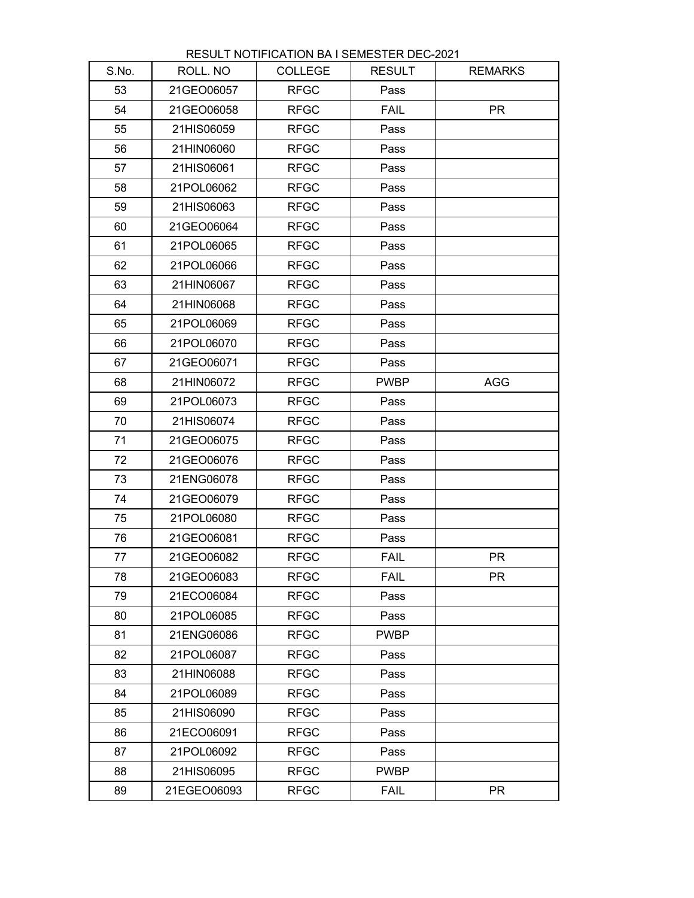RESULT NOTIFICATION BA I SEMESTER DEC-2021

| S.No. | ROLL. NO | COLLEGE | RESULT | REMARKS |
|---|---|---|---|---|
| 53 | 21GEO06057 | RFGC | Pass | |
| 54 | 21GEO06058 | RFGC | FAIL | PR |
| 55 | 21HIS06059 | RFGC | Pass | |
| 56 | 21HIN06060 | RFGC | Pass | |
| 57 | 21HIS06061 | RFGC | Pass | |
| 58 | 21POL06062 | RFGC | Pass | |
| 59 | 21HIS06063 | RFGC | Pass | |
| 60 | 21GEO06064 | RFGC | Pass | |
| 61 | 21POL06065 | RFGC | Pass | |
| 62 | 21POL06066 | RFGC | Pass | |
| 63 | 21HIN06067 | RFGC | Pass | |
| 64 | 21HIN06068 | RFGC | Pass | |
| 65 | 21POL06069 | RFGC | Pass | |
| 66 | 21POL06070 | RFGC | Pass | |
| 67 | 21GEO06071 | RFGC | Pass | |
| 68 | 21HIN06072 | RFGC | PWBP | AGG |
| 69 | 21POL06073 | RFGC | Pass | |
| 70 | 21HIS06074 | RFGC | Pass | |
| 71 | 21GEO06075 | RFGC | Pass | |
| 72 | 21GEO06076 | RFGC | Pass | |
| 73 | 21ENG06078 | RFGC | Pass | |
| 74 | 21GEO06079 | RFGC | Pass | |
| 75 | 21POL06080 | RFGC | Pass | |
| 76 | 21GEO06081 | RFGC | Pass | |
| 77 | 21GEO06082 | RFGC | FAIL | PR |
| 78 | 21GEO06083 | RFGC | FAIL | PR |
| 79 | 21ECO06084 | RFGC | Pass | |
| 80 | 21POL06085 | RFGC | Pass | |
| 81 | 21ENG06086 | RFGC | PWBP | |
| 82 | 21POL06087 | RFGC | Pass | |
| 83 | 21HIN06088 | RFGC | Pass | |
| 84 | 21POL06089 | RFGC | Pass | |
| 85 | 21HIS06090 | RFGC | Pass | |
| 86 | 21ECO06091 | RFGC | Pass | |
| 87 | 21POL06092 | RFGC | Pass | |
| 88 | 21HIS06095 | RFGC | PWBP | |
| 89 | 21EGEO06093 | RFGC | FAIL | PR |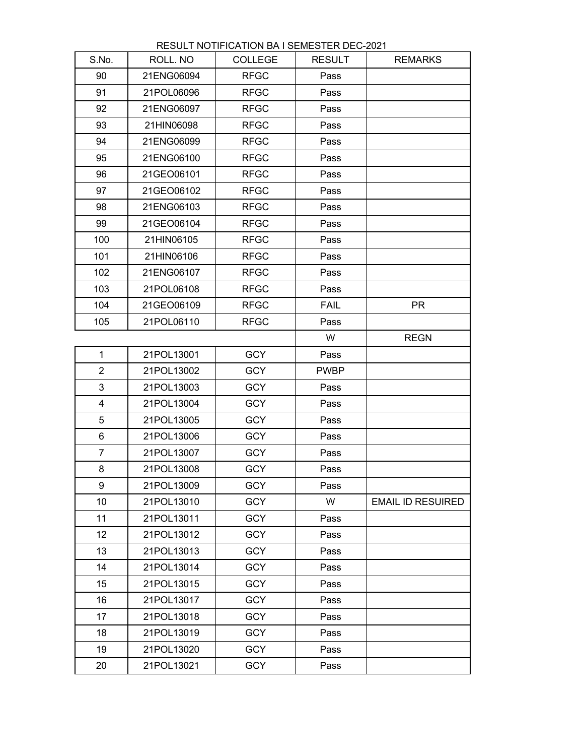RESULT NOTIFICATION BA I SEMESTER DEC-2021

| S.No. | ROLL. NO | COLLEGE | RESULT | REMARKS |
|---|---|---|---|---|
| 90 | 21ENG06094 | RFGC | Pass | |
| 91 | 21POL06096 | RFGC | Pass | |
| 92 | 21ENG06097 | RFGC | Pass | |
| 93 | 21HIN06098 | RFGC | Pass | |
| 94 | 21ENG06099 | RFGC | Pass | |
| 95 | 21ENG06100 | RFGC | Pass | |
| 96 | 21GEO06101 | RFGC | Pass | |
| 97 | 21GEO06102 | RFGC | Pass | |
| 98 | 21ENG06103 | RFGC | Pass | |
| 99 | 21GEO06104 | RFGC | Pass | |
| 100 | 21HIN06105 | RFGC | Pass | |
| 101 | 21HIN06106 | RFGC | Pass | |
| 102 | 21ENG06107 | RFGC | Pass | |
| 103 | 21POL06108 | RFGC | Pass | |
| 104 | 21GEO06109 | RFGC | FAIL | PR |
| 105 | 21POL06110 | RFGC | Pass | |
| | | | W | REGN |
| 1 | 21POL13001 | GCY | Pass | |
| 2 | 21POL13002 | GCY | PWBP | |
| 3 | 21POL13003 | GCY | Pass | |
| 4 | 21POL13004 | GCY | Pass | |
| 5 | 21POL13005 | GCY | Pass | |
| 6 | 21POL13006 | GCY | Pass | |
| 7 | 21POL13007 | GCY | Pass | |
| 8 | 21POL13008 | GCY | Pass | |
| 9 | 21POL13009 | GCY | Pass | |
| 10 | 21POL13010 | GCY | W | EMAIL ID RESUIRED |
| 11 | 21POL13011 | GCY | Pass | |
| 12 | 21POL13012 | GCY | Pass | |
| 13 | 21POL13013 | GCY | Pass | |
| 14 | 21POL13014 | GCY | Pass | |
| 15 | 21POL13015 | GCY | Pass | |
| 16 | 21POL13017 | GCY | Pass | |
| 17 | 21POL13018 | GCY | Pass | |
| 18 | 21POL13019 | GCY | Pass | |
| 19 | 21POL13020 | GCY | Pass | |
| 20 | 21POL13021 | GCY | Pass | |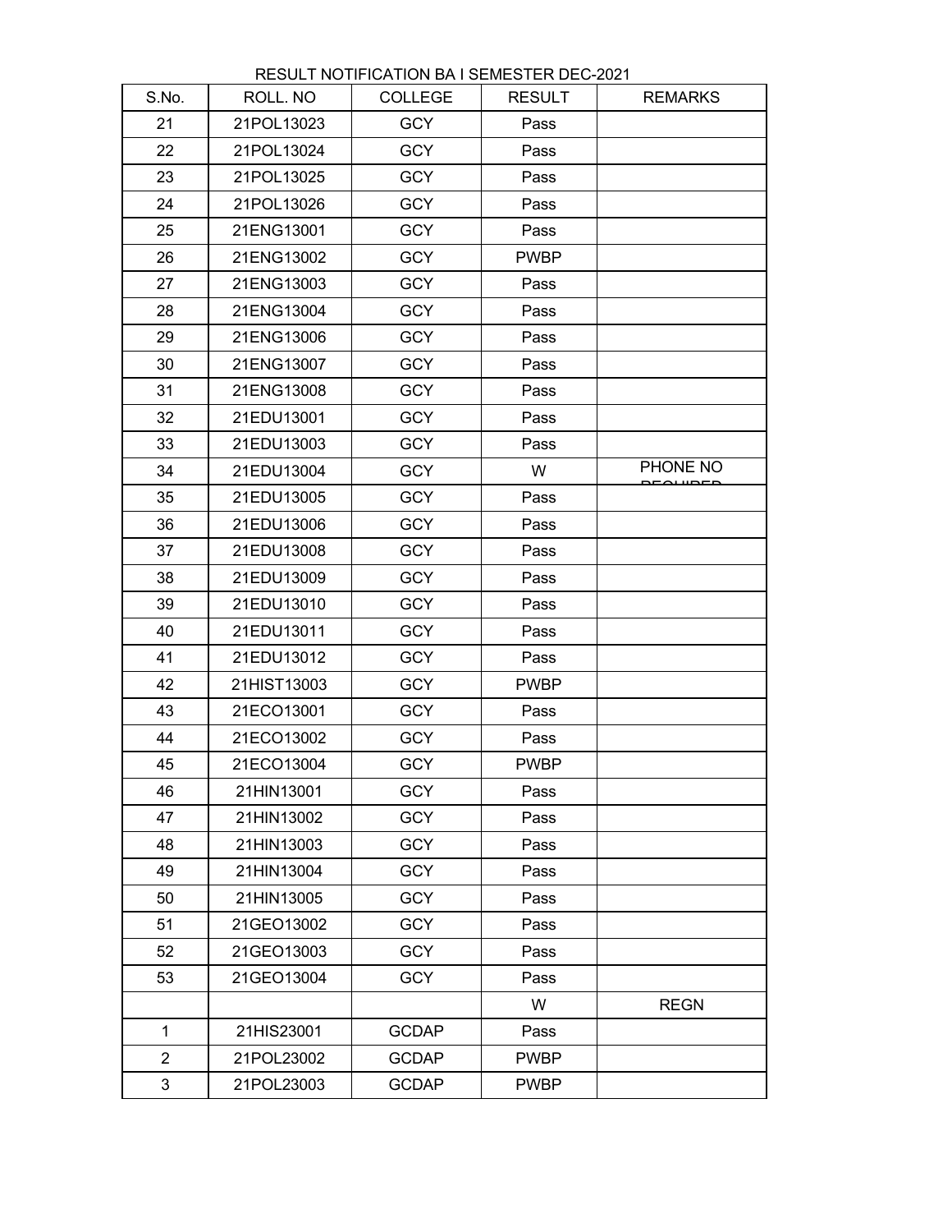RESULT NOTIFICATION BA I SEMESTER DEC-2021

| S.No. | ROLL. NO | COLLEGE | RESULT | REMARKS |
|---|---|---|---|---|
| 21 | 21POL13023 | GCY | Pass | |
| 22 | 21POL13024 | GCY | Pass | |
| 23 | 21POL13025 | GCY | Pass | |
| 24 | 21POL13026 | GCY | Pass | |
| 25 | 21ENG13001 | GCY | Pass | |
| 26 | 21ENG13002 | GCY | PWBP | |
| 27 | 21ENG13003 | GCY | Pass | |
| 28 | 21ENG13004 | GCY | Pass | |
| 29 | 21ENG13006 | GCY | Pass | |
| 30 | 21ENG13007 | GCY | Pass | |
| 31 | 21ENG13008 | GCY | Pass | |
| 32 | 21EDU13001 | GCY | Pass | |
| 33 | 21EDU13003 | GCY | Pass | |
| 34 | 21EDU13004 | GCY | W | PHONE NO REQUIRED |
| 35 | 21EDU13005 | GCY | Pass | |
| 36 | 21EDU13006 | GCY | Pass | |
| 37 | 21EDU13008 | GCY | Pass | |
| 38 | 21EDU13009 | GCY | Pass | |
| 39 | 21EDU13010 | GCY | Pass | |
| 40 | 21EDU13011 | GCY | Pass | |
| 41 | 21EDU13012 | GCY | Pass | |
| 42 | 21HIST13003 | GCY | PWBP | |
| 43 | 21ECO13001 | GCY | Pass | |
| 44 | 21ECO13002 | GCY | Pass | |
| 45 | 21ECO13004 | GCY | PWBP | |
| 46 | 21HIN13001 | GCY | Pass | |
| 47 | 21HIN13002 | GCY | Pass | |
| 48 | 21HIN13003 | GCY | Pass | |
| 49 | 21HIN13004 | GCY | Pass | |
| 50 | 21HIN13005 | GCY | Pass | |
| 51 | 21GEO13002 | GCY | Pass | |
| 52 | 21GEO13003 | GCY | Pass | |
| 53 | 21GEO13004 | GCY | Pass | |
| | | | W | REGN |
| 1 | 21HIS23001 | GCDAP | Pass | |
| 2 | 21POL23002 | GCDAP | PWBP | |
| 3 | 21POL23003 | GCDAP | PWBP | |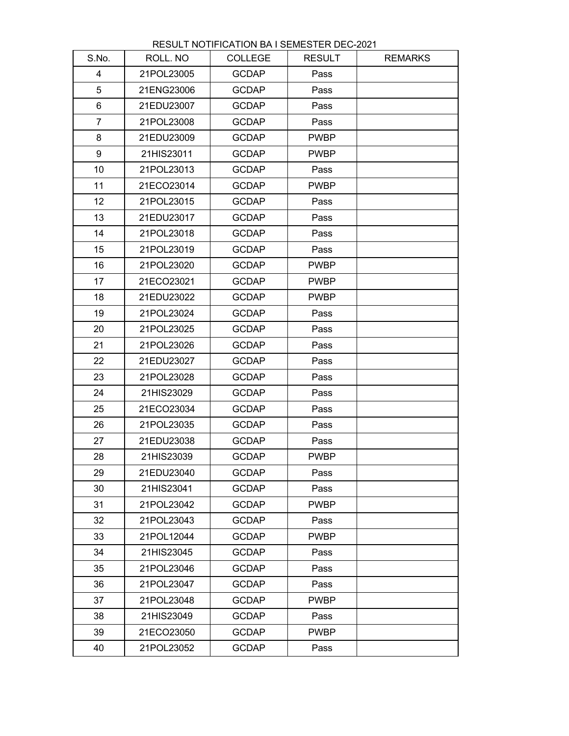RESULT NOTIFICATION BA I SEMESTER DEC-2021

| S.No. | ROLL. NO | COLLEGE | RESULT | REMARKS |
|---|---|---|---|---|
| 4 | 21POL23005 | GCDAP | Pass | |
| 5 | 21ENG23006 | GCDAP | Pass | |
| 6 | 21EDU23007 | GCDAP | Pass | |
| 7 | 21POL23008 | GCDAP | Pass | |
| 8 | 21EDU23009 | GCDAP | PWBP | |
| 9 | 21HIS23011 | GCDAP | PWBP | |
| 10 | 21POL23013 | GCDAP | Pass | |
| 11 | 21ECO23014 | GCDAP | PWBP | |
| 12 | 21POL23015 | GCDAP | Pass | |
| 13 | 21EDU23017 | GCDAP | Pass | |
| 14 | 21POL23018 | GCDAP | Pass | |
| 15 | 21POL23019 | GCDAP | Pass | |
| 16 | 21POL23020 | GCDAP | PWBP | |
| 17 | 21ECO23021 | GCDAP | PWBP | |
| 18 | 21EDU23022 | GCDAP | PWBP | |
| 19 | 21POL23024 | GCDAP | Pass | |
| 20 | 21POL23025 | GCDAP | Pass | |
| 21 | 21POL23026 | GCDAP | Pass | |
| 22 | 21EDU23027 | GCDAP | Pass | |
| 23 | 21POL23028 | GCDAP | Pass | |
| 24 | 21HIS23029 | GCDAP | Pass | |
| 25 | 21ECO23034 | GCDAP | Pass | |
| 26 | 21POL23035 | GCDAP | Pass | |
| 27 | 21EDU23038 | GCDAP | Pass | |
| 28 | 21HIS23039 | GCDAP | PWBP | |
| 29 | 21EDU23040 | GCDAP | Pass | |
| 30 | 21HIS23041 | GCDAP | Pass | |
| 31 | 21POL23042 | GCDAP | PWBP | |
| 32 | 21POL23043 | GCDAP | Pass | |
| 33 | 21POL12044 | GCDAP | PWBP | |
| 34 | 21HIS23045 | GCDAP | Pass | |
| 35 | 21POL23046 | GCDAP | Pass | |
| 36 | 21POL23047 | GCDAP | Pass | |
| 37 | 21POL23048 | GCDAP | PWBP | |
| 38 | 21HIS23049 | GCDAP | Pass | |
| 39 | 21ECO23050 | GCDAP | PWBP | |
| 40 | 21POL23052 | GCDAP | Pass | |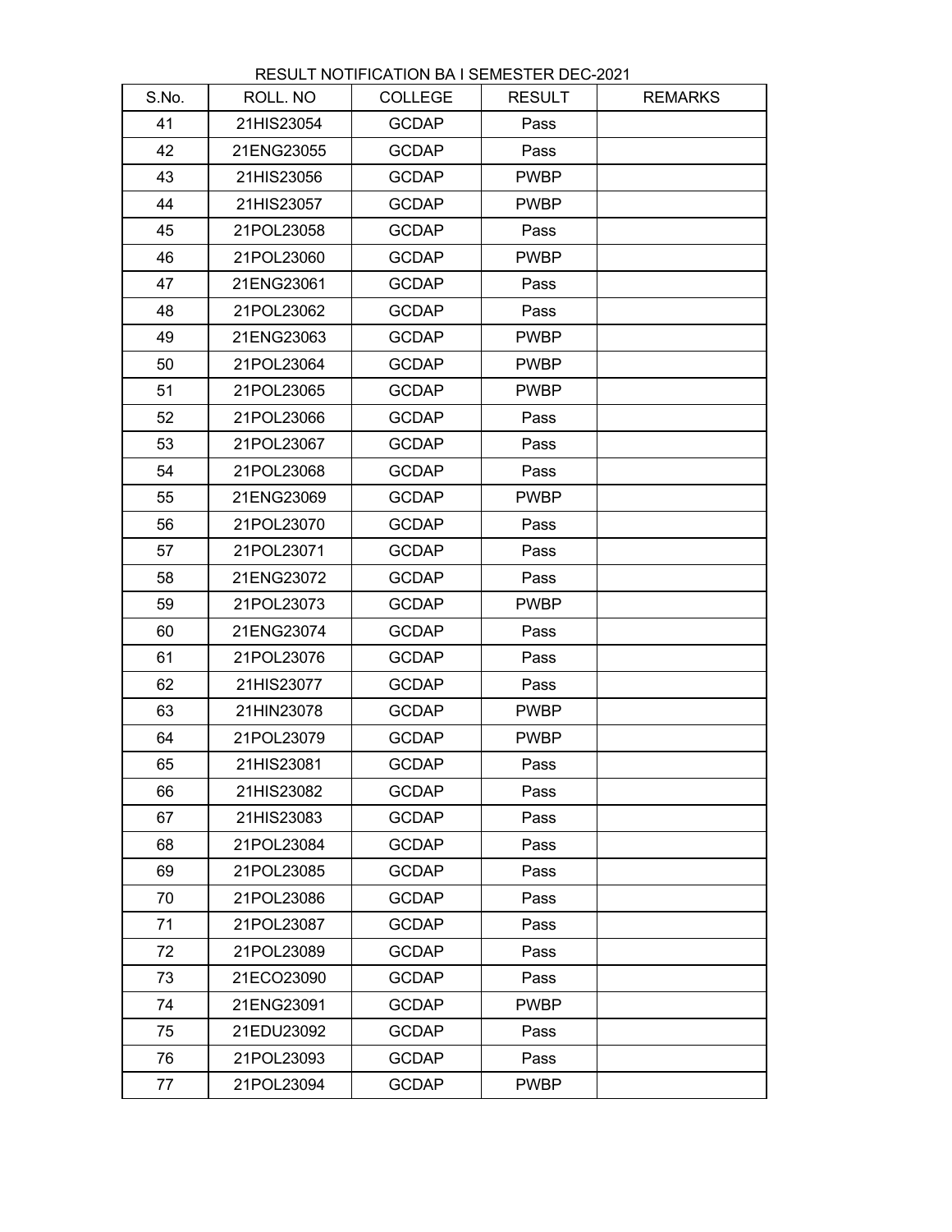RESULT NOTIFICATION BA I SEMESTER DEC-2021

| S.No. | ROLL. NO | COLLEGE | RESULT | REMARKS |
|---|---|---|---|---|
| 41 | 21HIS23054 | GCDAP | Pass | |
| 42 | 21ENG23055 | GCDAP | Pass | |
| 43 | 21HIS23056 | GCDAP | PWBP | |
| 44 | 21HIS23057 | GCDAP | PWBP | |
| 45 | 21POL23058 | GCDAP | Pass | |
| 46 | 21POL23060 | GCDAP | PWBP | |
| 47 | 21ENG23061 | GCDAP | Pass | |
| 48 | 21POL23062 | GCDAP | Pass | |
| 49 | 21ENG23063 | GCDAP | PWBP | |
| 50 | 21POL23064 | GCDAP | PWBP | |
| 51 | 21POL23065 | GCDAP | PWBP | |
| 52 | 21POL23066 | GCDAP | Pass | |
| 53 | 21POL23067 | GCDAP | Pass | |
| 54 | 21POL23068 | GCDAP | Pass | |
| 55 | 21ENG23069 | GCDAP | PWBP | |
| 56 | 21POL23070 | GCDAP | Pass | |
| 57 | 21POL23071 | GCDAP | Pass | |
| 58 | 21ENG23072 | GCDAP | Pass | |
| 59 | 21POL23073 | GCDAP | PWBP | |
| 60 | 21ENG23074 | GCDAP | Pass | |
| 61 | 21POL23076 | GCDAP | Pass | |
| 62 | 21HIS23077 | GCDAP | Pass | |
| 63 | 21HIN23078 | GCDAP | PWBP | |
| 64 | 21POL23079 | GCDAP | PWBP | |
| 65 | 21HIS23081 | GCDAP | Pass | |
| 66 | 21HIS23082 | GCDAP | Pass | |
| 67 | 21HIS23083 | GCDAP | Pass | |
| 68 | 21POL23084 | GCDAP | Pass | |
| 69 | 21POL23085 | GCDAP | Pass | |
| 70 | 21POL23086 | GCDAP | Pass | |
| 71 | 21POL23087 | GCDAP | Pass | |
| 72 | 21POL23089 | GCDAP | Pass | |
| 73 | 21ECO23090 | GCDAP | Pass | |
| 74 | 21ENG23091 | GCDAP | PWBP | |
| 75 | 21EDU23092 | GCDAP | Pass | |
| 76 | 21POL23093 | GCDAP | Pass | |
| 77 | 21POL23094 | GCDAP | PWBP | |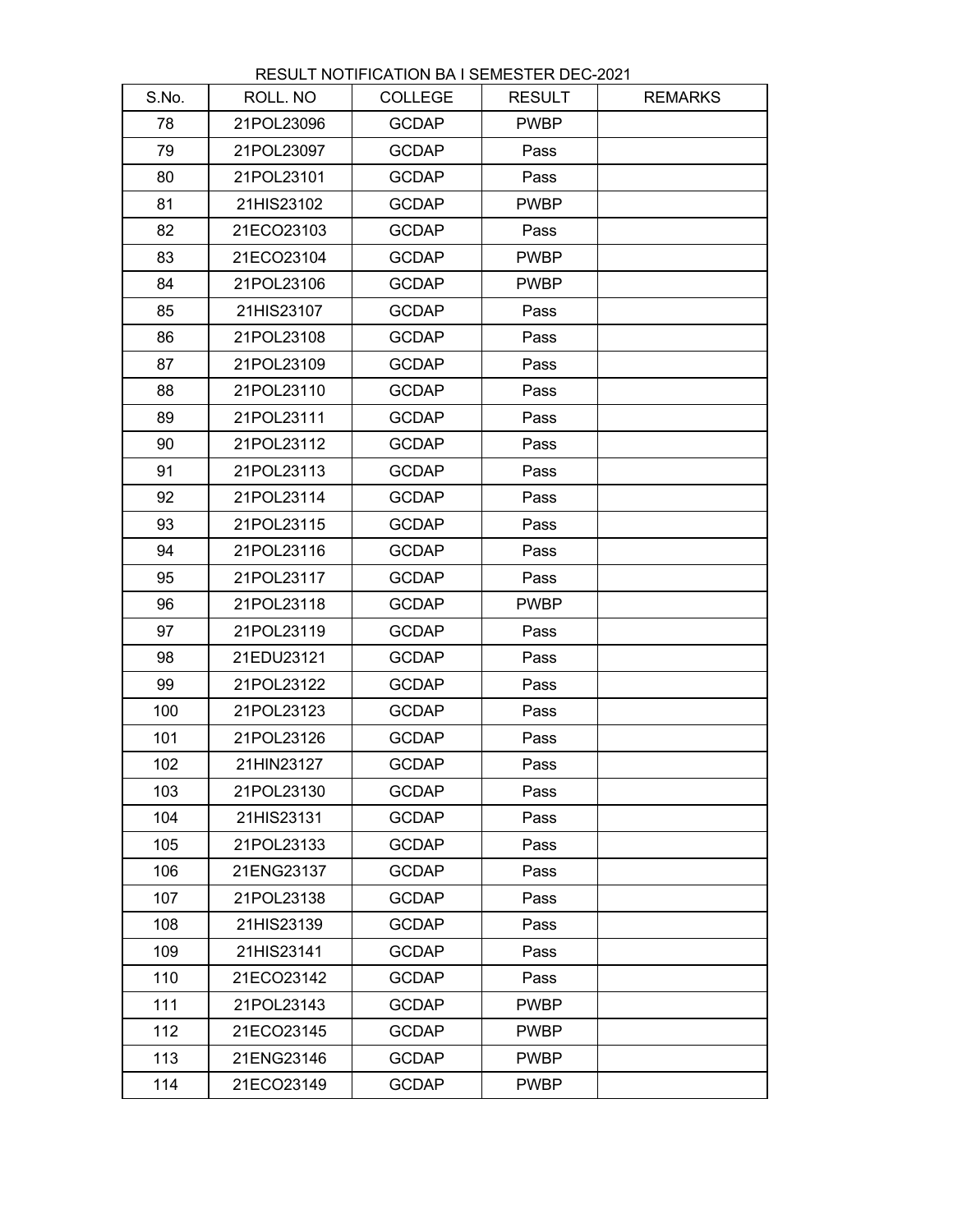RESULT NOTIFICATION BA I SEMESTER DEC-2021

| S.No. | ROLL. NO | COLLEGE | RESULT | REMARKS |
|---|---|---|---|---|
| 78 | 21POL23096 | GCDAP | PWBP | |
| 79 | 21POL23097 | GCDAP | Pass | |
| 80 | 21POL23101 | GCDAP | Pass | |
| 81 | 21HIS23102 | GCDAP | PWBP | |
| 82 | 21ECO23103 | GCDAP | Pass | |
| 83 | 21ECO23104 | GCDAP | PWBP | |
| 84 | 21POL23106 | GCDAP | PWBP | |
| 85 | 21HIS23107 | GCDAP | Pass | |
| 86 | 21POL23108 | GCDAP | Pass | |
| 87 | 21POL23109 | GCDAP | Pass | |
| 88 | 21POL23110 | GCDAP | Pass | |
| 89 | 21POL23111 | GCDAP | Pass | |
| 90 | 21POL23112 | GCDAP | Pass | |
| 91 | 21POL23113 | GCDAP | Pass | |
| 92 | 21POL23114 | GCDAP | Pass | |
| 93 | 21POL23115 | GCDAP | Pass | |
| 94 | 21POL23116 | GCDAP | Pass | |
| 95 | 21POL23117 | GCDAP | Pass | |
| 96 | 21POL23118 | GCDAP | PWBP | |
| 97 | 21POL23119 | GCDAP | Pass | |
| 98 | 21EDU23121 | GCDAP | Pass | |
| 99 | 21POL23122 | GCDAP | Pass | |
| 100 | 21POL23123 | GCDAP | Pass | |
| 101 | 21POL23126 | GCDAP | Pass | |
| 102 | 21HIN23127 | GCDAP | Pass | |
| 103 | 21POL23130 | GCDAP | Pass | |
| 104 | 21HIS23131 | GCDAP | Pass | |
| 105 | 21POL23133 | GCDAP | Pass | |
| 106 | 21ENG23137 | GCDAP | Pass | |
| 107 | 21POL23138 | GCDAP | Pass | |
| 108 | 21HIS23139 | GCDAP | Pass | |
| 109 | 21HIS23141 | GCDAP | Pass | |
| 110 | 21ECO23142 | GCDAP | Pass | |
| 111 | 21POL23143 | GCDAP | PWBP | |
| 112 | 21ECO23145 | GCDAP | PWBP | |
| 113 | 21ENG23146 | GCDAP | PWBP | |
| 114 | 21ECO23149 | GCDAP | PWBP | |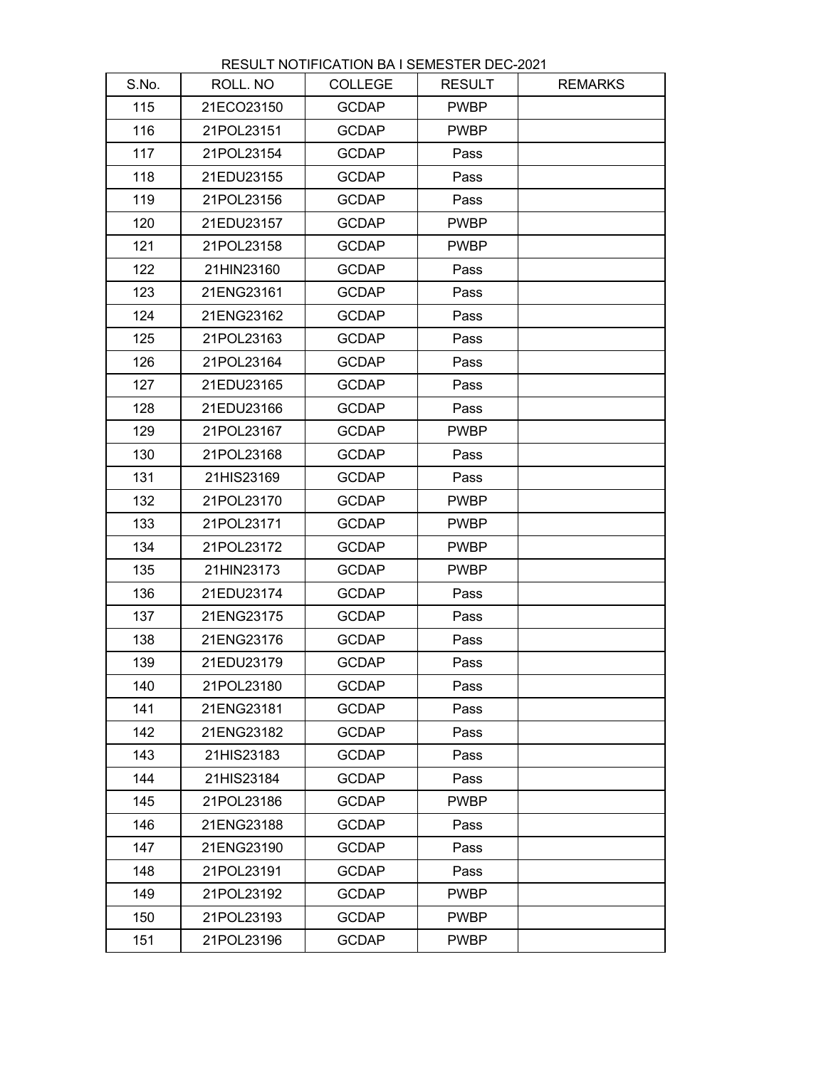RESULT NOTIFICATION BA I SEMESTER DEC-2021

| S.No. | ROLL. NO | COLLEGE | RESULT | REMARKS |
|---|---|---|---|---|
| 115 | 21ECO23150 | GCDAP | PWBP | |
| 116 | 21POL23151 | GCDAP | PWBP | |
| 117 | 21POL23154 | GCDAP | Pass | |
| 118 | 21EDU23155 | GCDAP | Pass | |
| 119 | 21POL23156 | GCDAP | Pass | |
| 120 | 21EDU23157 | GCDAP | PWBP | |
| 121 | 21POL23158 | GCDAP | PWBP | |
| 122 | 21HIN23160 | GCDAP | Pass | |
| 123 | 21ENG23161 | GCDAP | Pass | |
| 124 | 21ENG23162 | GCDAP | Pass | |
| 125 | 21POL23163 | GCDAP | Pass | |
| 126 | 21POL23164 | GCDAP | Pass | |
| 127 | 21EDU23165 | GCDAP | Pass | |
| 128 | 21EDU23166 | GCDAP | Pass | |
| 129 | 21POL23167 | GCDAP | PWBP | |
| 130 | 21POL23168 | GCDAP | Pass | |
| 131 | 21HIS23169 | GCDAP | Pass | |
| 132 | 21POL23170 | GCDAP | PWBP | |
| 133 | 21POL23171 | GCDAP | PWBP | |
| 134 | 21POL23172 | GCDAP | PWBP | |
| 135 | 21HIN23173 | GCDAP | PWBP | |
| 136 | 21EDU23174 | GCDAP | Pass | |
| 137 | 21ENG23175 | GCDAP | Pass | |
| 138 | 21ENG23176 | GCDAP | Pass | |
| 139 | 21EDU23179 | GCDAP | Pass | |
| 140 | 21POL23180 | GCDAP | Pass | |
| 141 | 21ENG23181 | GCDAP | Pass | |
| 142 | 21ENG23182 | GCDAP | Pass | |
| 143 | 21HIS23183 | GCDAP | Pass | |
| 144 | 21HIS23184 | GCDAP | Pass | |
| 145 | 21POL23186 | GCDAP | PWBP | |
| 146 | 21ENG23188 | GCDAP | Pass | |
| 147 | 21ENG23190 | GCDAP | Pass | |
| 148 | 21POL23191 | GCDAP | Pass | |
| 149 | 21POL23192 | GCDAP | PWBP | |
| 150 | 21POL23193 | GCDAP | PWBP | |
| 151 | 21POL23196 | GCDAP | PWBP | |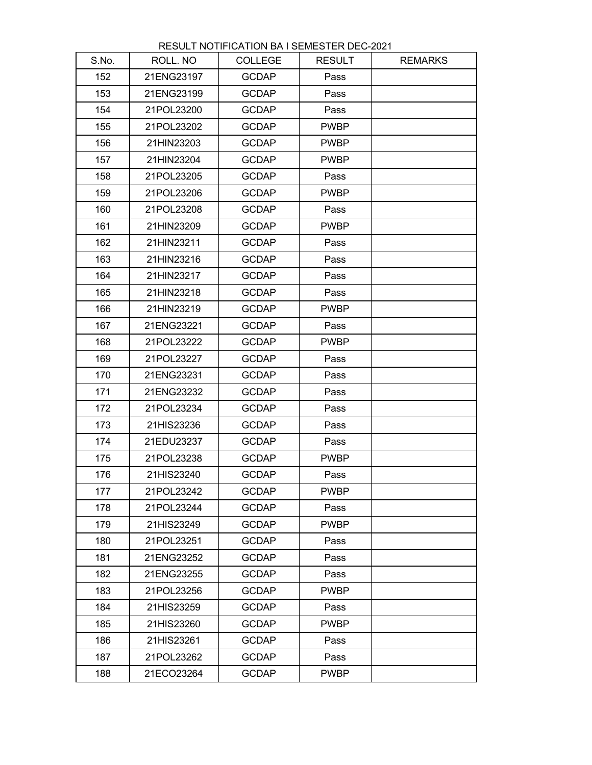RESULT NOTIFICATION BA I SEMESTER DEC-2021

| S.No. | ROLL. NO | COLLEGE | RESULT | REMARKS |
|---|---|---|---|---|
| 152 | 21ENG23197 | GCDAP | Pass | |
| 153 | 21ENG23199 | GCDAP | Pass | |
| 154 | 21POL23200 | GCDAP | Pass | |
| 155 | 21POL23202 | GCDAP | PWBP | |
| 156 | 21HIN23203 | GCDAP | PWBP | |
| 157 | 21HIN23204 | GCDAP | PWBP | |
| 158 | 21POL23205 | GCDAP | Pass | |
| 159 | 21POL23206 | GCDAP | PWBP | |
| 160 | 21POL23208 | GCDAP | Pass | |
| 161 | 21HIN23209 | GCDAP | PWBP | |
| 162 | 21HIN23211 | GCDAP | Pass | |
| 163 | 21HIN23216 | GCDAP | Pass | |
| 164 | 21HIN23217 | GCDAP | Pass | |
| 165 | 21HIN23218 | GCDAP | Pass | |
| 166 | 21HIN23219 | GCDAP | PWBP | |
| 167 | 21ENG23221 | GCDAP | Pass | |
| 168 | 21POL23222 | GCDAP | PWBP | |
| 169 | 21POL23227 | GCDAP | Pass | |
| 170 | 21ENG23231 | GCDAP | Pass | |
| 171 | 21ENG23232 | GCDAP | Pass | |
| 172 | 21POL23234 | GCDAP | Pass | |
| 173 | 21HIS23236 | GCDAP | Pass | |
| 174 | 21EDU23237 | GCDAP | Pass | |
| 175 | 21POL23238 | GCDAP | PWBP | |
| 176 | 21HIS23240 | GCDAP | Pass | |
| 177 | 21POL23242 | GCDAP | PWBP | |
| 178 | 21POL23244 | GCDAP | Pass | |
| 179 | 21HIS23249 | GCDAP | PWBP | |
| 180 | 21POL23251 | GCDAP | Pass | |
| 181 | 21ENG23252 | GCDAP | Pass | |
| 182 | 21ENG23255 | GCDAP | Pass | |
| 183 | 21POL23256 | GCDAP | PWBP | |
| 184 | 21HIS23259 | GCDAP | Pass | |
| 185 | 21HIS23260 | GCDAP | PWBP | |
| 186 | 21HIS23261 | GCDAP | Pass | |
| 187 | 21POL23262 | GCDAP | Pass | |
| 188 | 21ECO23264 | GCDAP | PWBP | |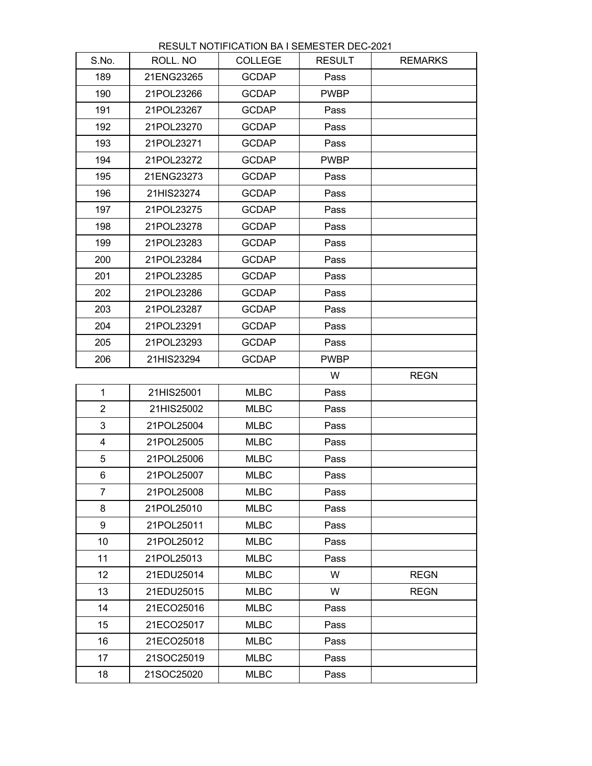RESULT NOTIFICATION BA I SEMESTER DEC-2021

| S.No. | ROLL. NO | COLLEGE | RESULT | REMARKS |
|---|---|---|---|---|
| 189 | 21ENG23265 | GCDAP | Pass | |
| 190 | 21POL23266 | GCDAP | PWBP | |
| 191 | 21POL23267 | GCDAP | Pass | |
| 192 | 21POL23270 | GCDAP | Pass | |
| 193 | 21POL23271 | GCDAP | Pass | |
| 194 | 21POL23272 | GCDAP | PWBP | |
| 195 | 21ENG23273 | GCDAP | Pass | |
| 196 | 21HIS23274 | GCDAP | Pass | |
| 197 | 21POL23275 | GCDAP | Pass | |
| 198 | 21POL23278 | GCDAP | Pass | |
| 199 | 21POL23283 | GCDAP | Pass | |
| 200 | 21POL23284 | GCDAP | Pass | |
| 201 | 21POL23285 | GCDAP | Pass | |
| 202 | 21POL23286 | GCDAP | Pass | |
| 203 | 21POL23287 | GCDAP | Pass | |
| 204 | 21POL23291 | GCDAP | Pass | |
| 205 | 21POL23293 | GCDAP | Pass | |
| 206 | 21HIS23294 | GCDAP | PWBP | |
| | | | W | REGN |
| 1 | 21HIS25001 | MLBC | Pass | |
| 2 | 21HIS25002 | MLBC | Pass | |
| 3 | 21POL25004 | MLBC | Pass | |
| 4 | 21POL25005 | MLBC | Pass | |
| 5 | 21POL25006 | MLBC | Pass | |
| 6 | 21POL25007 | MLBC | Pass | |
| 7 | 21POL25008 | MLBC | Pass | |
| 8 | 21POL25010 | MLBC | Pass | |
| 9 | 21POL25011 | MLBC | Pass | |
| 10 | 21POL25012 | MLBC | Pass | |
| 11 | 21POL25013 | MLBC | Pass | |
| 12 | 21EDU25014 | MLBC | W | REGN |
| 13 | 21EDU25015 | MLBC | W | REGN |
| 14 | 21ECO25016 | MLBC | Pass | |
| 15 | 21ECO25017 | MLBC | Pass | |
| 16 | 21ECO25018 | MLBC | Pass | |
| 17 | 21SOC25019 | MLBC | Pass | |
| 18 | 21SOC25020 | MLBC | Pass | |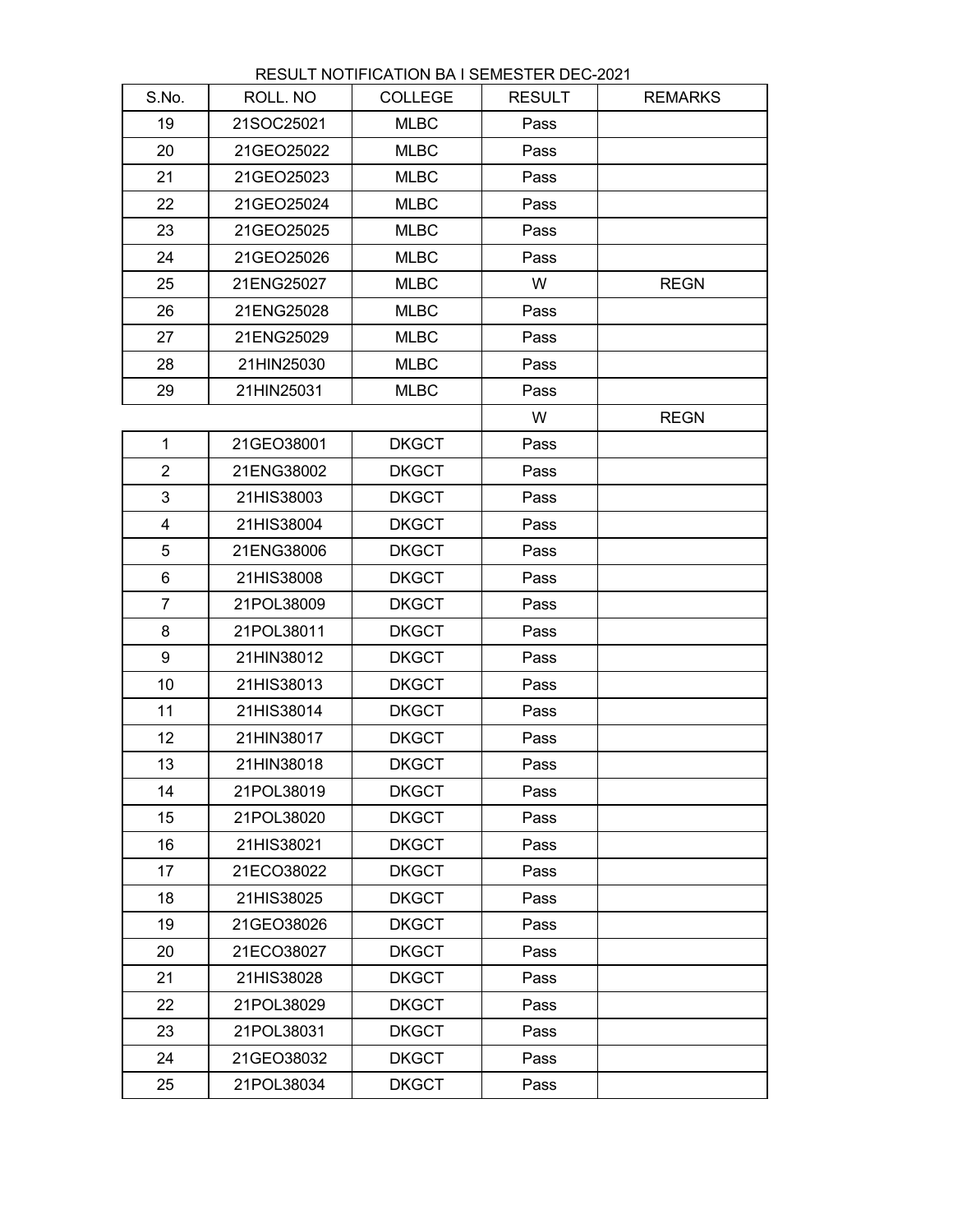RESULT NOTIFICATION BA I SEMESTER DEC-2021

| S.No. | ROLL. NO | COLLEGE | RESULT | REMARKS |
|---|---|---|---|---|
| 19 | 21SOC25021 | MLBC | Pass | |
| 20 | 21GEO25022 | MLBC | Pass | |
| 21 | 21GEO25023 | MLBC | Pass | |
| 22 | 21GEO25024 | MLBC | Pass | |
| 23 | 21GEO25025 | MLBC | Pass | |
| 24 | 21GEO25026 | MLBC | Pass | |
| 25 | 21ENG25027 | MLBC | W | REGN |
| 26 | 21ENG25028 | MLBC | Pass | |
| 27 | 21ENG25029 | MLBC | Pass | |
| 28 | 21HIN25030 | MLBC | Pass | |
| 29 | 21HIN25031 | MLBC | Pass | |
| | | | W | REGN |
| 1 | 21GEO38001 | DKGCT | Pass | |
| 2 | 21ENG38002 | DKGCT | Pass | |
| 3 | 21HIS38003 | DKGCT | Pass | |
| 4 | 21HIS38004 | DKGCT | Pass | |
| 5 | 21ENG38006 | DKGCT | Pass | |
| 6 | 21HIS38008 | DKGCT | Pass | |
| 7 | 21POL38009 | DKGCT | Pass | |
| 8 | 21POL38011 | DKGCT | Pass | |
| 9 | 21HIN38012 | DKGCT | Pass | |
| 10 | 21HIS38013 | DKGCT | Pass | |
| 11 | 21HIS38014 | DKGCT | Pass | |
| 12 | 21HIN38017 | DKGCT | Pass | |
| 13 | 21HIN38018 | DKGCT | Pass | |
| 14 | 21POL38019 | DKGCT | Pass | |
| 15 | 21POL38020 | DKGCT | Pass | |
| 16 | 21HIS38021 | DKGCT | Pass | |
| 17 | 21ECO38022 | DKGCT | Pass | |
| 18 | 21HIS38025 | DKGCT | Pass | |
| 19 | 21GEO38026 | DKGCT | Pass | |
| 20 | 21ECO38027 | DKGCT | Pass | |
| 21 | 21HIS38028 | DKGCT | Pass | |
| 22 | 21POL38029 | DKGCT | Pass | |
| 23 | 21POL38031 | DKGCT | Pass | |
| 24 | 21GEO38032 | DKGCT | Pass | |
| 25 | 21POL38034 | DKGCT | Pass | |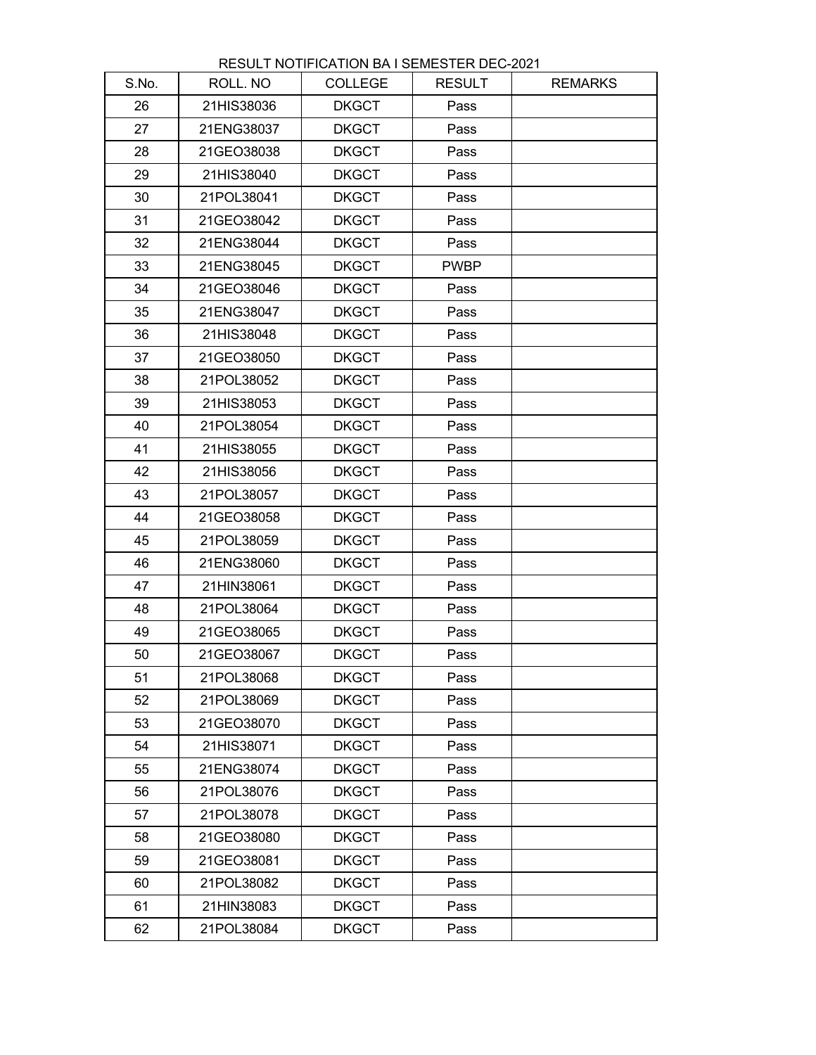RESULT NOTIFICATION BA I SEMESTER DEC-2021

| S.No. | ROLL. NO | COLLEGE | RESULT | REMARKS |
|---|---|---|---|---|
| 26 | 21HIS38036 | DKGCT | Pass | |
| 27 | 21ENG38037 | DKGCT | Pass | |
| 28 | 21GEO38038 | DKGCT | Pass | |
| 29 | 21HIS38040 | DKGCT | Pass | |
| 30 | 21POL38041 | DKGCT | Pass | |
| 31 | 21GEO38042 | DKGCT | Pass | |
| 32 | 21ENG38044 | DKGCT | Pass | |
| 33 | 21ENG38045 | DKGCT | PWBP | |
| 34 | 21GEO38046 | DKGCT | Pass | |
| 35 | 21ENG38047 | DKGCT | Pass | |
| 36 | 21HIS38048 | DKGCT | Pass | |
| 37 | 21GEO38050 | DKGCT | Pass | |
| 38 | 21POL38052 | DKGCT | Pass | |
| 39 | 21HIS38053 | DKGCT | Pass | |
| 40 | 21POL38054 | DKGCT | Pass | |
| 41 | 21HIS38055 | DKGCT | Pass | |
| 42 | 21HIS38056 | DKGCT | Pass | |
| 43 | 21POL38057 | DKGCT | Pass | |
| 44 | 21GEO38058 | DKGCT | Pass | |
| 45 | 21POL38059 | DKGCT | Pass | |
| 46 | 21ENG38060 | DKGCT | Pass | |
| 47 | 21HIN38061 | DKGCT | Pass | |
| 48 | 21POL38064 | DKGCT | Pass | |
| 49 | 21GEO38065 | DKGCT | Pass | |
| 50 | 21GEO38067 | DKGCT | Pass | |
| 51 | 21POL38068 | DKGCT | Pass | |
| 52 | 21POL38069 | DKGCT | Pass | |
| 53 | 21GEO38070 | DKGCT | Pass | |
| 54 | 21HIS38071 | DKGCT | Pass | |
| 55 | 21ENG38074 | DKGCT | Pass | |
| 56 | 21POL38076 | DKGCT | Pass | |
| 57 | 21POL38078 | DKGCT | Pass | |
| 58 | 21GEO38080 | DKGCT | Pass | |
| 59 | 21GEO38081 | DKGCT | Pass | |
| 60 | 21POL38082 | DKGCT | Pass | |
| 61 | 21HIN38083 | DKGCT | Pass | |
| 62 | 21POL38084 | DKGCT | Pass | |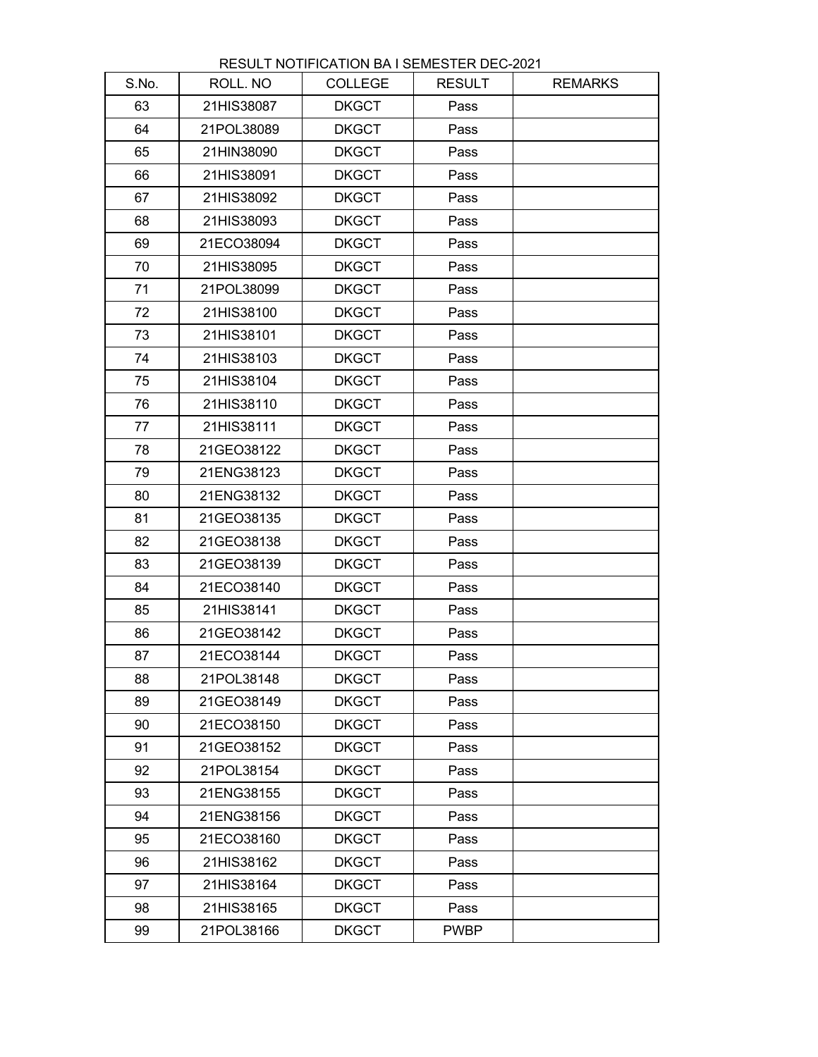RESULT NOTIFICATION BA I SEMESTER DEC-2021

| S.No. | ROLL. NO | COLLEGE | RESULT | REMARKS |
|---|---|---|---|---|
| 63 | 21HIS38087 | DKGCT | Pass | |
| 64 | 21POL38089 | DKGCT | Pass | |
| 65 | 21HIN38090 | DKGCT | Pass | |
| 66 | 21HIS38091 | DKGCT | Pass | |
| 67 | 21HIS38092 | DKGCT | Pass | |
| 68 | 21HIS38093 | DKGCT | Pass | |
| 69 | 21ECO38094 | DKGCT | Pass | |
| 70 | 21HIS38095 | DKGCT | Pass | |
| 71 | 21POL38099 | DKGCT | Pass | |
| 72 | 21HIS38100 | DKGCT | Pass | |
| 73 | 21HIS38101 | DKGCT | Pass | |
| 74 | 21HIS38103 | DKGCT | Pass | |
| 75 | 21HIS38104 | DKGCT | Pass | |
| 76 | 21HIS38110 | DKGCT | Pass | |
| 77 | 21HIS38111 | DKGCT | Pass | |
| 78 | 21GEO38122 | DKGCT | Pass | |
| 79 | 21ENG38123 | DKGCT | Pass | |
| 80 | 21ENG38132 | DKGCT | Pass | |
| 81 | 21GEO38135 | DKGCT | Pass | |
| 82 | 21GEO38138 | DKGCT | Pass | |
| 83 | 21GEO38139 | DKGCT | Pass | |
| 84 | 21ECO38140 | DKGCT | Pass | |
| 85 | 21HIS38141 | DKGCT | Pass | |
| 86 | 21GEO38142 | DKGCT | Pass | |
| 87 | 21ECO38144 | DKGCT | Pass | |
| 88 | 21POL38148 | DKGCT | Pass | |
| 89 | 21GEO38149 | DKGCT | Pass | |
| 90 | 21ECO38150 | DKGCT | Pass | |
| 91 | 21GEO38152 | DKGCT | Pass | |
| 92 | 21POL38154 | DKGCT | Pass | |
| 93 | 21ENG38155 | DKGCT | Pass | |
| 94 | 21ENG38156 | DKGCT | Pass | |
| 95 | 21ECO38160 | DKGCT | Pass | |
| 96 | 21HIS38162 | DKGCT | Pass | |
| 97 | 21HIS38164 | DKGCT | Pass | |
| 98 | 21HIS38165 | DKGCT | Pass | |
| 99 | 21POL38166 | DKGCT | PWBP | |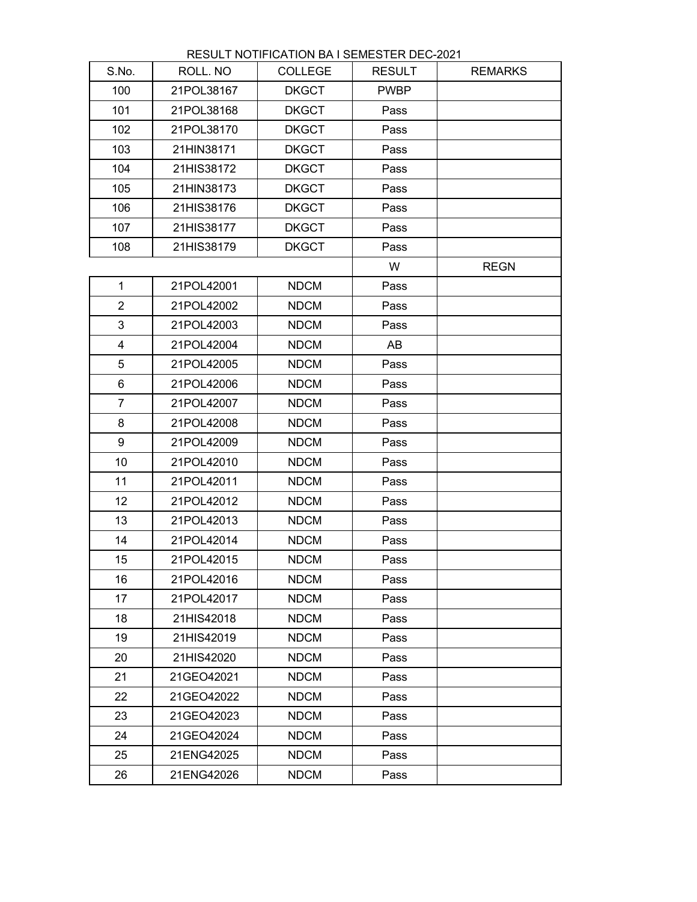RESULT NOTIFICATION BA I SEMESTER DEC-2021

| S.No. | ROLL. NO | COLLEGE | RESULT | REMARKS |
|---|---|---|---|---|
| 100 | 21POL38167 | DKGCT | PWBP | |
| 101 | 21POL38168 | DKGCT | Pass | |
| 102 | 21POL38170 | DKGCT | Pass | |
| 103 | 21HIN38171 | DKGCT | Pass | |
| 104 | 21HIS38172 | DKGCT | Pass | |
| 105 | 21HIN38173 | DKGCT | Pass | |
| 106 | 21HIS38176 | DKGCT | Pass | |
| 107 | 21HIS38177 | DKGCT | Pass | |
| 108 | 21HIS38179 | DKGCT | Pass | |
| | | | W | REGN |
| 1 | 21POL42001 | NDCM | Pass | |
| 2 | 21POL42002 | NDCM | Pass | |
| 3 | 21POL42003 | NDCM | Pass | |
| 4 | 21POL42004 | NDCM | AB | |
| 5 | 21POL42005 | NDCM | Pass | |
| 6 | 21POL42006 | NDCM | Pass | |
| 7 | 21POL42007 | NDCM | Pass | |
| 8 | 21POL42008 | NDCM | Pass | |
| 9 | 21POL42009 | NDCM | Pass | |
| 10 | 21POL42010 | NDCM | Pass | |
| 11 | 21POL42011 | NDCM | Pass | |
| 12 | 21POL42012 | NDCM | Pass | |
| 13 | 21POL42013 | NDCM | Pass | |
| 14 | 21POL42014 | NDCM | Pass | |
| 15 | 21POL42015 | NDCM | Pass | |
| 16 | 21POL42016 | NDCM | Pass | |
| 17 | 21POL42017 | NDCM | Pass | |
| 18 | 21HIS42018 | NDCM | Pass | |
| 19 | 21HIS42019 | NDCM | Pass | |
| 20 | 21HIS42020 | NDCM | Pass | |
| 21 | 21GEO42021 | NDCM | Pass | |
| 22 | 21GEO42022 | NDCM | Pass | |
| 23 | 21GEO42023 | NDCM | Pass | |
| 24 | 21GEO42024 | NDCM | Pass | |
| 25 | 21ENG42025 | NDCM | Pass | |
| 26 | 21ENG42026 | NDCM | Pass | |